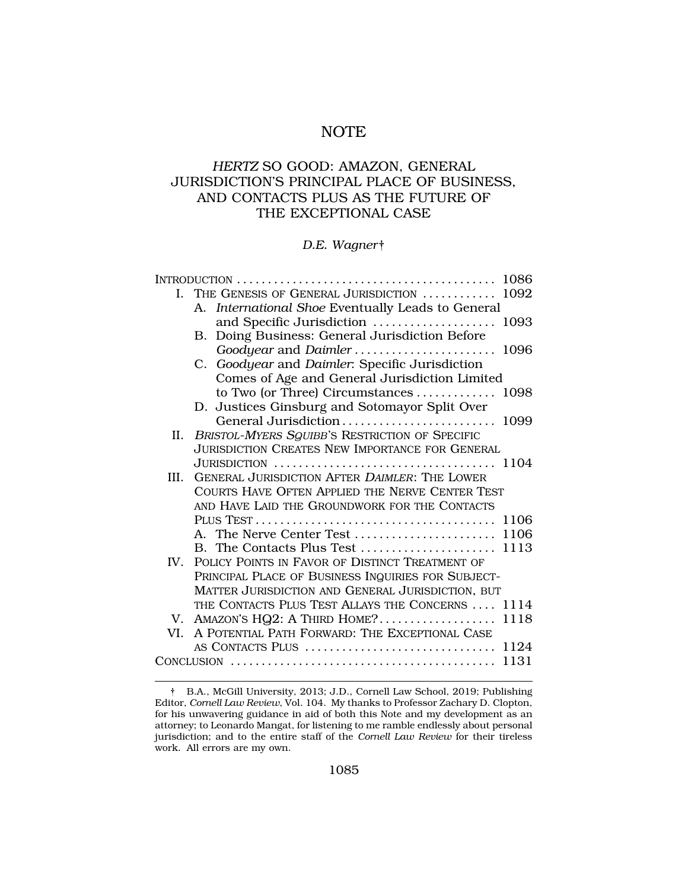# NOTE

## *HERTZ* SO GOOD: AMAZON, GENERAL JURISDICTION'S PRINCIPAL PLACE OF BUSINESS, AND CONTACTS PLUS AS THE FUTURE OF THE EXCEPTIONAL CASE

*D.E. Wagner*†

INTRODUCTION .......................................... 1086

- I. THE GENESIS OF GENERAL JURISDICTION ............ 1092
  - A. *International Shoe* Eventually Leads to General and Specific Jurisdiction .................... 1093
  - B. Doing Business: General Jurisdiction Before *Goodyear* and *Daimler* ...................... 1096
  - C. *Goodyear* and *Daimler*: Specific Jurisdiction Comes of Age and General Jurisdiction Limited to Two (or Three) Circumstances ............ 1098
  - D. Justices Ginsburg and Sotomayor Split Over General Jurisdiction ......................... 1099
- II. *BRISTOL-MYERS SQUIBB*'S RESTRICTION OF SPECIFIC JURISDICTION CREATES NEW IMPORTANCE FOR GENERAL JURISDICTION .................................... 1104
- III. GENERAL JURISDICTION AFTER *DAIMLER*: THE LOWER COURTS HAVE OFTEN APPLIED THE NERVE CENTER TEST AND HAVE LAID THE GROUNDWORK FOR THE CONTACTS PLUS TEST ...................................... 1106
  - A. The Nerve Center Test ....................... 1106
  - B. The Contacts Plus Test ...................... 1113
- IV. POLICY POINTS IN FAVOR OF DISTINCT TREATMENT OF PRINCIPAL PLACE OF BUSINESS INQUIRIES FOR SUBJECT-MATTER JURISDICTION AND GENERAL JURISDICTION, BUT THE CONTACTS PLUS TEST ALLAYS THE CONCERNS .... 1114
- V. AMAZON'S HQ2: A THIRD HOME?.................. 1118
- VI. A POTENTIAL PATH FORWARD: THE EXCEPTIONAL CASE AS CONTACTS PLUS ............................... 1124

CONCLUSION ........................................... 1131

---

† B.A., McGill University, 2013; J.D., Cornell Law School, 2019; Publishing Editor, *Cornell Law Review*, Vol. 104. My thanks to Professor Zachary D. Clopton, for his unwavering guidance in aid of both this Note and my development as an attorney; to Leonardo Mangat, for listening to me ramble endlessly about personal jurisdiction; and to the entire staff of the *Cornell Law Review* for their tireless work. All errors are my own.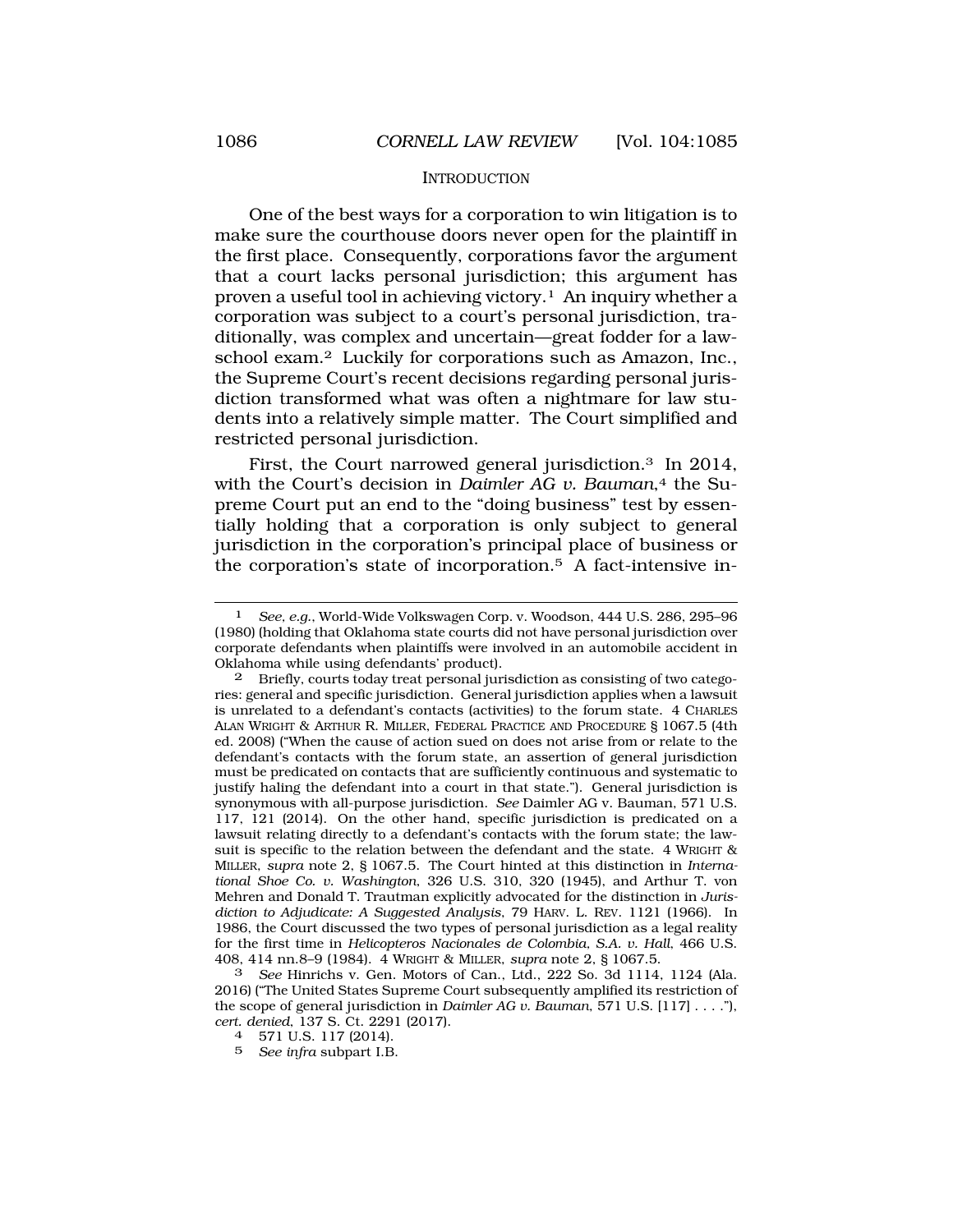## INTRODUCTION

One of the best ways for a corporation to win litigation is to make sure the courthouse doors never open for the plaintiff in the first place. Consequently, corporations favor the argument that a court lacks personal jurisdiction; this argument has proven a useful tool in achieving victory.[1] An inquiry whether a corporation was subject to a court's personal jurisdiction, traditionally, was complex and uncertain—great fodder for a law-school exam.[2] Luckily for corporations such as Amazon, Inc., the Supreme Court's recent decisions regarding personal jurisdiction transformed what was often a nightmare for law students into a relatively simple matter. The Court simplified and restricted personal jurisdiction.

First, the Court narrowed general jurisdiction.[3] In 2014, with the Court's decision in *Daimler AG v. Bauman*,[4] the Supreme Court put an end to the "doing business" test by essentially holding that a corporation is only subject to general jurisdiction in the corporation's principal place of business or the corporation's state of incorporation.[5] A fact-intensive in-

---

1 *See, e.g.*, World-Wide Volkswagen Corp. v. Woodson, 444 U.S. 286, 295–96 (1980) (holding that Oklahoma state courts did not have personal jurisdiction over corporate defendants when plaintiffs were involved in an automobile accident in Oklahoma while using defendants' product).

2 Briefly, courts today treat personal jurisdiction as consisting of two categories: general and specific jurisdiction. General jurisdiction applies when a lawsuit is unrelated to a defendant's contacts (activities) to the forum state. 4 CHARLES ALAN WRIGHT & ARTHUR R. MILLER, FEDERAL PRACTICE AND PROCEDURE § 1067.5 (4th ed. 2008) ("When the cause of action sued on does not arise from or relate to the defendant's contacts with the forum state, an assertion of general jurisdiction must be predicated on contacts that are sufficiently continuous and systematic to justify haling the defendant into a court in that state."). General jurisdiction is synonymous with all-purpose jurisdiction. *See* Daimler AG v. Bauman, 571 U.S. 117, 121 (2014). On the other hand, specific jurisdiction is predicated on a lawsuit relating directly to a defendant's contacts with the forum state; the lawsuit is specific to the relation between the defendant and the state. 4 WRIGHT & MILLER, *supra* note 2, § 1067.5. The Court hinted at this distinction in *International Shoe Co. v. Washington*, 326 U.S. 310, 320 (1945), and Arthur T. von Mehren and Donald T. Trautman explicitly advocated for the distinction in *Jurisdiction to Adjudicate: A Suggested Analysis*, 79 HARV. L. REV. 1121 (1966). In 1986, the Court discussed the two types of personal jurisdiction as a legal reality for the first time in *Helicopteros Nacionales de Colombia, S.A. v. Hall*, 466 U.S. 408, 414 nn.8–9 (1984). 4 WRIGHT & MILLER, *supra* note 2, § 1067.5.

3 *See* Hinrichs v. Gen. Motors of Can., Ltd., 222 So. 3d 1114, 1124 (Ala. 2016) ("The United States Supreme Court subsequently amplified its restriction of the scope of general jurisdiction in *Daimler AG v. Bauman*, 571 U.S. [117] . . . ."), *cert. denied*, 137 S. Ct. 2291 (2017).

4 571 U.S. 117 (2014).

5 *See infra* subpart I.B.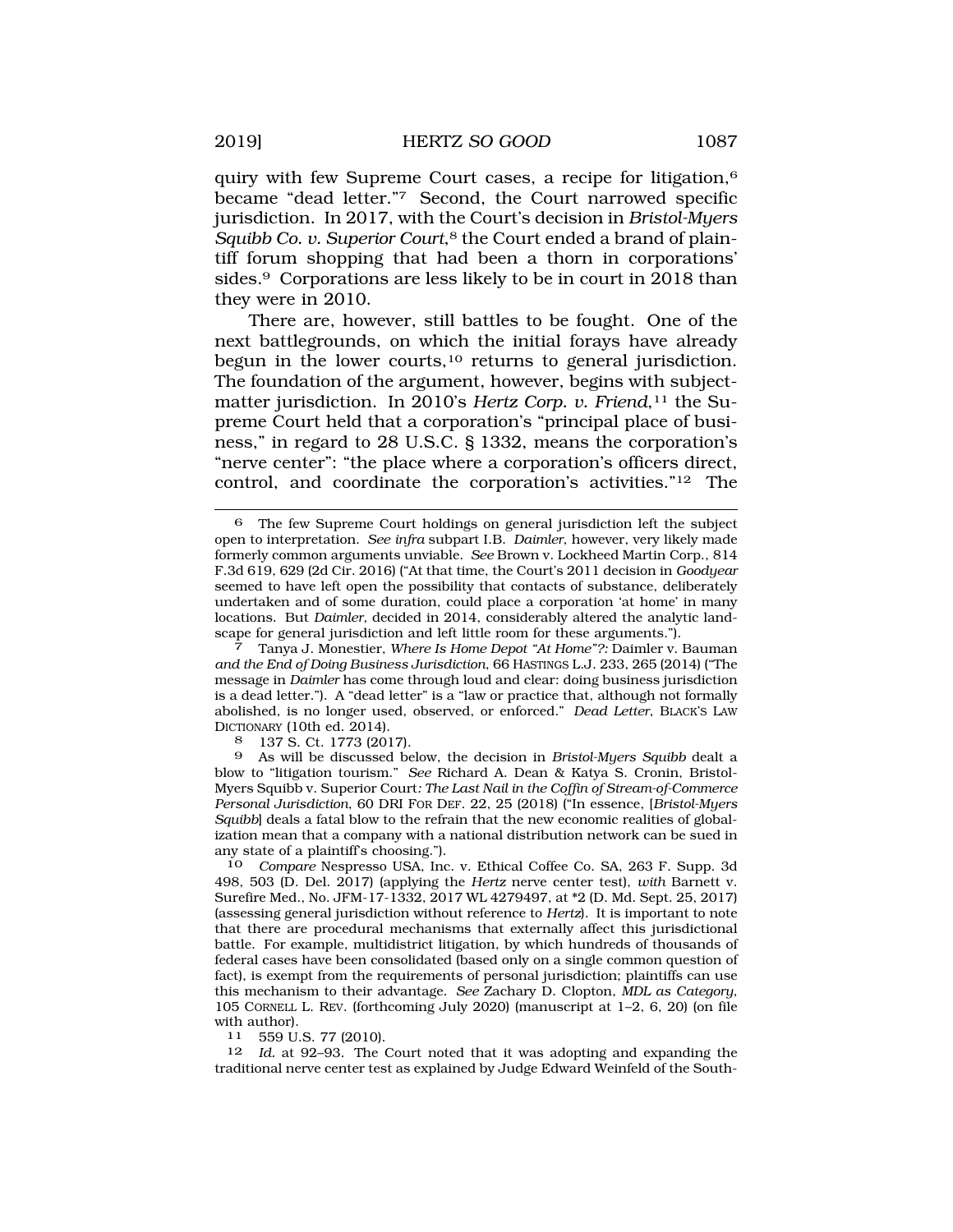quiry with few Supreme Court cases, a recipe for litigation,[6] became "dead letter."[7] Second, the Court narrowed specific jurisdiction. In 2017, with the Court's decision in *Bristol-Myers Squibb Co. v. Superior Court*,[8] the Court ended a brand of plaintiff forum shopping that had been a thorn in corporations' sides.[9] Corporations are less likely to be in court in 2018 than they were in 2010.

There are, however, still battles to be fought. One of the next battlegrounds, on which the initial forays have already begun in the lower courts,[10] returns to general jurisdiction. The foundation of the argument, however, begins with subject-matter jurisdiction. In 2010's *Hertz Corp. v. Friend*,[11] the Supreme Court held that a corporation's "principal place of business," in regard to 28 U.S.C. § 1332, means the corporation's "nerve center": "the place where a corporation's officers direct, control, and coordinate the corporation's activities."[12] The

---

[6] The few Supreme Court holdings on general jurisdiction left the subject open to interpretation. *See infra* subpart I.B. *Daimler*, however, very likely made formerly common arguments unviable. *See* Brown v. Lockheed Martin Corp., 814 F.3d 619, 629 (2d Cir. 2016) ("At that time, the Court's 2011 decision in *Goodyear* seemed to have left open the possibility that contacts of substance, deliberately undertaken and of some duration, could place a corporation 'at home' in many locations. But *Daimler*, decided in 2014, considerably altered the analytic landscape for general jurisdiction and left little room for these arguments.").

[7] Tanya J. Monestier, *Where Is Home Depot "At Home"?:* Daimler v. Bauman *and the End of Doing Business Jurisdiction*, 66 HASTINGS L.J. 233, 265 (2014) ("The message in *Daimler* has come through loud and clear: doing business jurisdiction is a dead letter."). A "dead letter" is a "law or practice that, although not formally abolished, is no longer used, observed, or enforced." *Dead Letter*, BLACK'S LAW DICTIONARY (10th ed. 2014).

[8] 137 S. Ct. 1773 (2017).

[9] As will be discussed below, the decision in *Bristol-Myers Squibb* dealt a blow to "litigation tourism." *See* Richard A. Dean & Katya S. Cronin, Bristol-Myers Squibb v. Superior Court*: The Last Nail in the Coffin of Stream-of-Commerce Personal Jurisdiction*, 60 DRI FOR DEF. 22, 25 (2018) ("In essence, [*Bristol-Myers Squibb*] deals a fatal blow to the refrain that the new economic realities of globalization mean that a company with a national distribution network can be sued in any state of a plaintiff's choosing.").

[10] *Compare* Nespresso USA, Inc. v. Ethical Coffee Co. SA, 263 F. Supp. 3d 498, 503 (D. Del. 2017) (applying the *Hertz* nerve center test), *with* Barnett v. Surefire Med., No. JFM-17-1332, 2017 WL 4279497, at *2 (D. Md. Sept. 25, 2017) (assessing general jurisdiction without reference to *Hertz*). It is important to note that there are procedural mechanisms that externally affect this jurisdictional battle. For example, multidistrict litigation, by which hundreds of thousands of federal cases have been consolidated (based only on a single common question of fact), is exempt from the requirements of personal jurisdiction; plaintiffs can use this mechanism to their advantage. *See* Zachary D. Clopton, *MDL as Category*, 105 CORNELL L. REV. (forthcoming July 2020) (manuscript at 1–2, 6, 20) (on file with author).

[11] 559 U.S. 77 (2010).

[12] *Id.* at 92–93. The Court noted that it was adopting and expanding the traditional nerve center test as explained by Judge Edward Weinfeld of the South-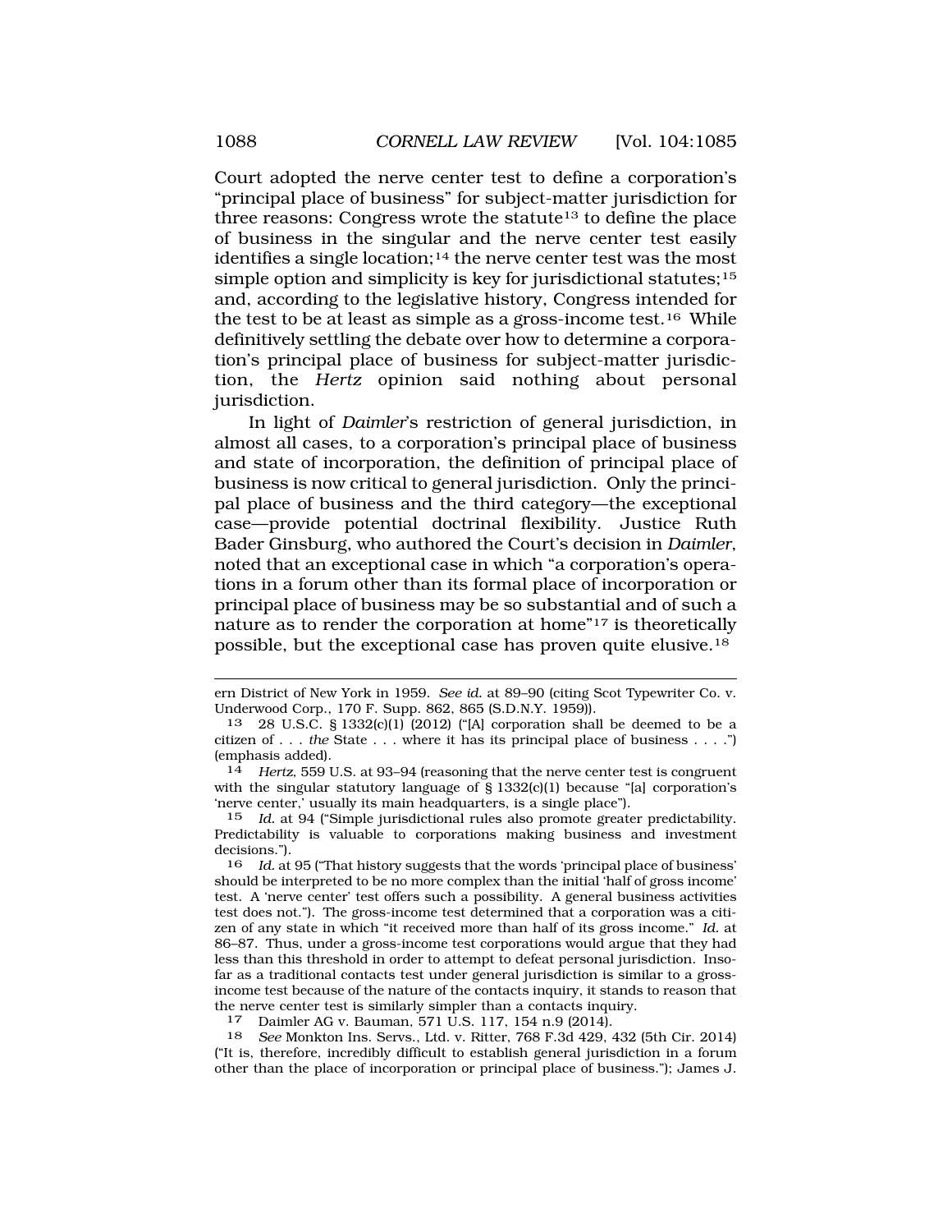Court adopted the nerve center test to define a corporation's "principal place of business" for subject-matter jurisdiction for three reasons: Congress wrote the statute[13] to define the place of business in the singular and the nerve center test easily identifies a single location;[14] the nerve center test was the most simple option and simplicity is key for jurisdictional statutes;[15] and, according to the legislative history, Congress intended for the test to be at least as simple as a gross-income test.[16] While definitively settling the debate over how to determine a corporation's principal place of business for subject-matter jurisdiction, the *Hertz* opinion said nothing about personal jurisdiction.

In light of *Daimler*'s restriction of general jurisdiction, in almost all cases, to a corporation's principal place of business and state of incorporation, the definition of principal place of business is now critical to general jurisdiction. Only the principal place of business and the third category—the exceptional case—provide potential doctrinal flexibility. Justice Ruth Bader Ginsburg, who authored the Court's decision in *Daimler*, noted that an exceptional case in which "a corporation's operations in a forum other than its formal place of incorporation or principal place of business may be so substantial and of such a nature as to render the corporation at home"[17] is theoretically possible, but the exceptional case has proven quite elusive.[18]

---

ern District of New York in 1959. *See id.* at 89–90 (citing Scot Typewriter Co. v. Underwood Corp., 170 F. Supp. 862, 865 (S.D.N.Y. 1959)).

13 28 U.S.C. § 1332(c)(1) (2012) ("[A] corporation shall be deemed to be a citizen of . . . *the* State . . . where it has its principal place of business . . . .") (emphasis added).

14 *Hertz*, 559 U.S. at 93–94 (reasoning that the nerve center test is congruent with the singular statutory language of § 1332(c)(1) because "[a] corporation's 'nerve center,' usually its main headquarters, is a single place").

15 *Id.* at 94 ("Simple jurisdictional rules also promote greater predictability. Predictability is valuable to corporations making business and investment decisions.").

16 *Id.* at 95 ("That history suggests that the words 'principal place of business' should be interpreted to be no more complex than the initial 'half of gross income' test. A 'nerve center' test offers such a possibility. A general business activities test does not."). The gross-income test determined that a corporation was a citizen of any state in which "it received more than half of its gross income." *Id.* at 86–87. Thus, under a gross-income test corporations would argue that they had less than this threshold in order to attempt to defeat personal jurisdiction. Insofar as a traditional contacts test under general jurisdiction is similar to a gross-income test because of the nature of the contacts inquiry, it stands to reason that the nerve center test is similarly simpler than a contacts inquiry.

17 Daimler AG v. Bauman, 571 U.S. 117, 154 n.9 (2014).

18 *See* Monkton Ins. Servs., Ltd. v. Ritter, 768 F.3d 429, 432 (5th Cir. 2014) ("It is, therefore, incredibly difficult to establish general jurisdiction in a forum other than the place of incorporation or principal place of business."); James J.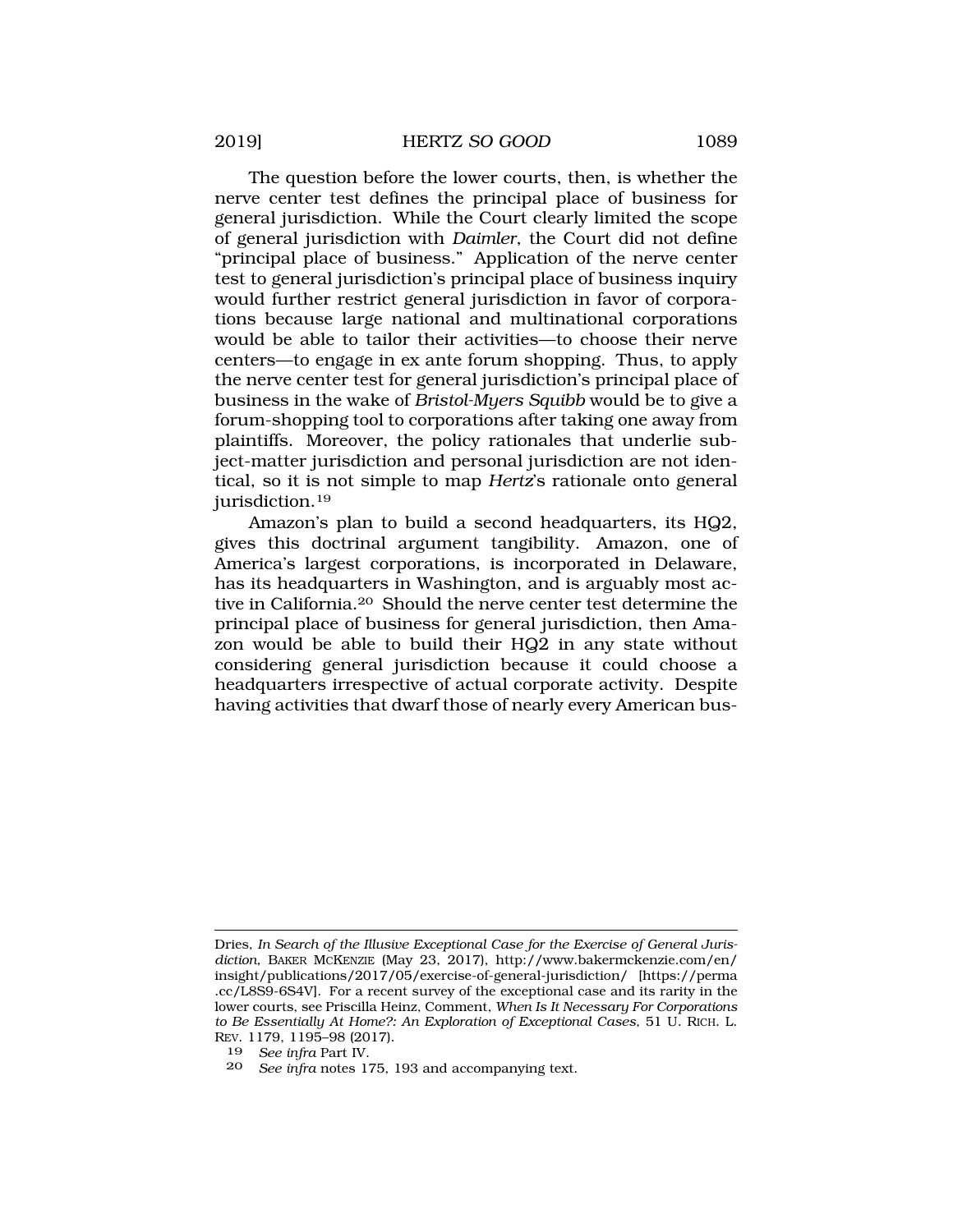The question before the lower courts, then, is whether the nerve center test defines the principal place of business for general jurisdiction. While the Court clearly limited the scope of general jurisdiction with *Daimler*, the Court did not define "principal place of business." Application of the nerve center test to general jurisdiction's principal place of business inquiry would further restrict general jurisdiction in favor of corporations because large national and multinational corporations would be able to tailor their activities—to choose their nerve centers—to engage in ex ante forum shopping. Thus, to apply the nerve center test for general jurisdiction's principal place of business in the wake of *Bristol-Myers Squibb* would be to give a forum-shopping tool to corporations after taking one away from plaintiffs. Moreover, the policy rationales that underlie subject-matter jurisdiction and personal jurisdiction are not identical, so it is not simple to map *Hertz*'s rationale onto general jurisdiction.[19]

Amazon's plan to build a second headquarters, its HQ2, gives this doctrinal argument tangibility. Amazon, one of America's largest corporations, is incorporated in Delaware, has its headquarters in Washington, and is arguably most active in California.[20] Should the nerve center test determine the principal place of business for general jurisdiction, then Amazon would be able to build their HQ2 in any state without considering general jurisdiction because it could choose a headquarters irrespective of actual corporate activity. Despite having activities that dwarf those of nearly every American bus-

---

Dries, *In Search of the Illusive Exceptional Case for the Exercise of General Jurisdiction*, BAKER MCKENZIE (May 23, 2017), http://www.bakermckenzie.com/en/insight/publications/2017/05/exercise-of-general-jurisdiction/ [https://perma.cc/L8S9-6S4V]. For a recent survey of the exceptional case and its rarity in the lower courts, see Priscilla Heinz, Comment, *When Is It Necessary For Corporations to Be Essentially At Home?: An Exploration of Exceptional Cases*, 51 U. RICH. L. REV. 1179, 1195–98 (2017).

19 *See infra* Part IV.

20 *See infra* notes 175, 193 and accompanying text.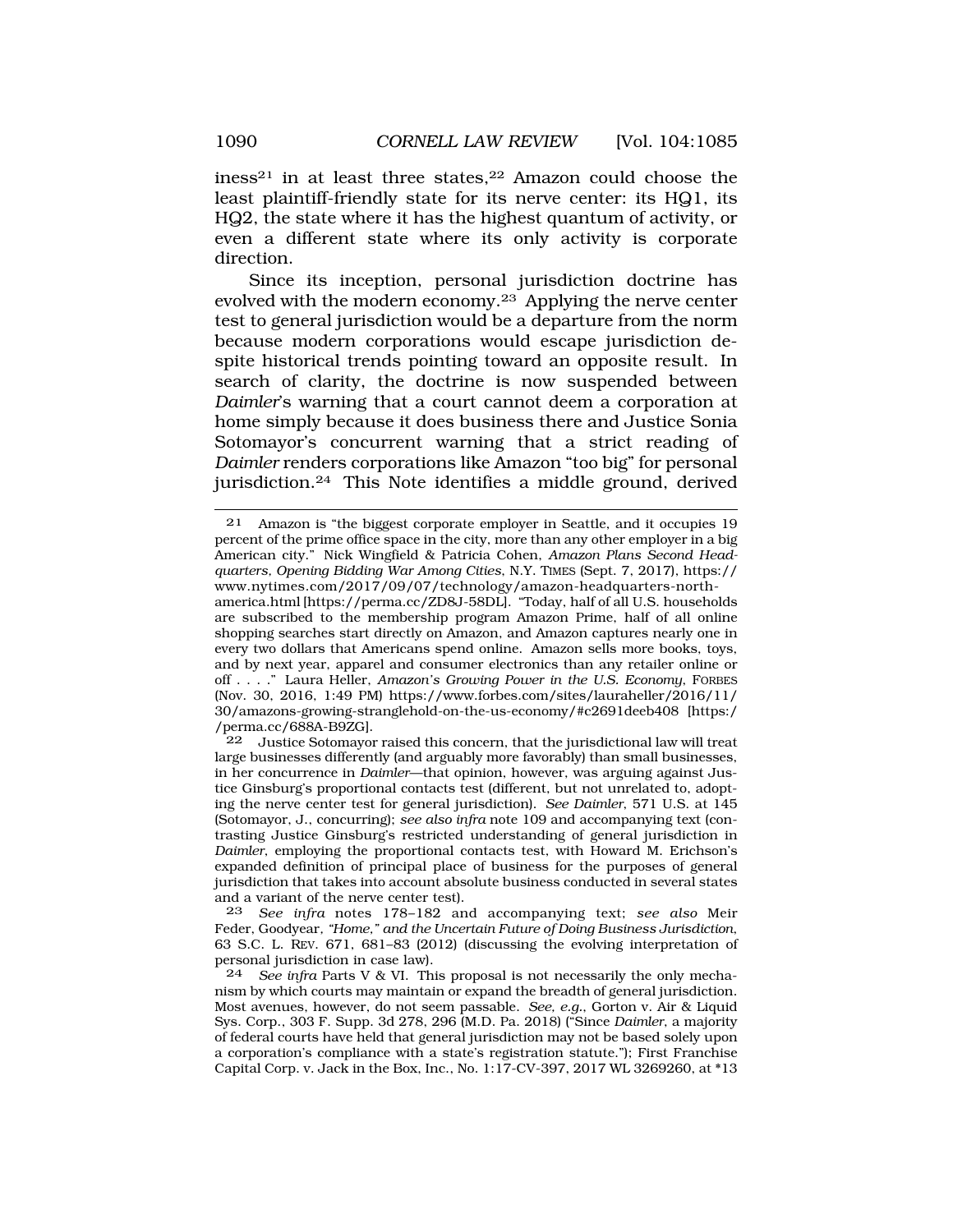iness[21] in at least three states,[22] Amazon could choose the least plaintiff-friendly state for its nerve center: its HQ1, its HQ2, the state where it has the highest quantum of activity, or even a different state where its only activity is corporate direction.

Since its inception, personal jurisdiction doctrine has evolved with the modern economy.[23] Applying the nerve center test to general jurisdiction would be a departure from the norm because modern corporations would escape jurisdiction despite historical trends pointing toward an opposite result. In search of clarity, the doctrine is now suspended between *Daimler*'s warning that a court cannot deem a corporation at home simply because it does business there and Justice Sonia Sotomayor's concurrent warning that a strict reading of *Daimler* renders corporations like Amazon "too big" for personal jurisdiction.[24] This Note identifies a middle ground, derived

---

21 Amazon is "the biggest corporate employer in Seattle, and it occupies 19 percent of the prime office space in the city, more than any other employer in a big American city." Nick Wingfield & Patricia Cohen, *Amazon Plans Second Headquarters, Opening Bidding War Among Cities*, N.Y. TIMES (Sept. 7, 2017), https://www.nytimes.com/2017/09/07/technology/amazon-headquarters-north-america.html [https://perma.cc/ZD8J-58DL]. "Today, half of all U.S. households are subscribed to the membership program Amazon Prime, half of all online shopping searches start directly on Amazon, and Amazon captures nearly one in every two dollars that Americans spend online. Amazon sells more books, toys, and by next year, apparel and consumer electronics than any retailer online or off . . . ." Laura Heller, *Amazon's Growing Power in the U.S. Economy*, FORBES (Nov. 30, 2016, 1:49 PM) https://www.forbes.com/sites/lauraheller/2016/11/30/amazons-growing-stranglehold-on-the-us-economy/#c2691deeb408 [https://perma.cc/688A-B9ZG].

22 Justice Sotomayor raised this concern, that the jurisdictional law will treat large businesses differently (and arguably more favorably) than small businesses, in her concurrence in *Daimler*—that opinion, however, was arguing against Justice Ginsburg's proportional contacts test (different, but not unrelated to, adopting the nerve center test for general jurisdiction). *See Daimler*, 571 U.S. at 145 (Sotomayor, J., concurring); *see also infra* note 109 and accompanying text (contrasting Justice Ginsburg's restricted understanding of general jurisdiction in *Daimler*, employing the proportional contacts test, with Howard M. Erichson's expanded definition of principal place of business for the purposes of general jurisdiction that takes into account absolute business conducted in several states and a variant of the nerve center test).

23 *See infra* notes 178–182 and accompanying text; *see also* Meir Feder, Goodyear, *"Home," and the Uncertain Future of Doing Business Jurisdiction*, 63 S.C. L. REV. 671, 681–83 (2012) (discussing the evolving interpretation of personal jurisdiction in case law).

24 *See infra* Parts V & VI. This proposal is not necessarily the only mechanism by which courts may maintain or expand the breadth of general jurisdiction. Most avenues, however, do not seem passable. *See, e.g.*, Gorton v. Air & Liquid Sys. Corp., 303 F. Supp. 3d 278, 296 (M.D. Pa. 2018) ("Since *Daimler*, a majority of federal courts have held that general jurisdiction may not be based solely upon a corporation's compliance with a state's registration statute."); First Franchise Capital Corp. v. Jack in the Box, Inc., No. 1:17-CV-397, 2017 WL 3269260, at *13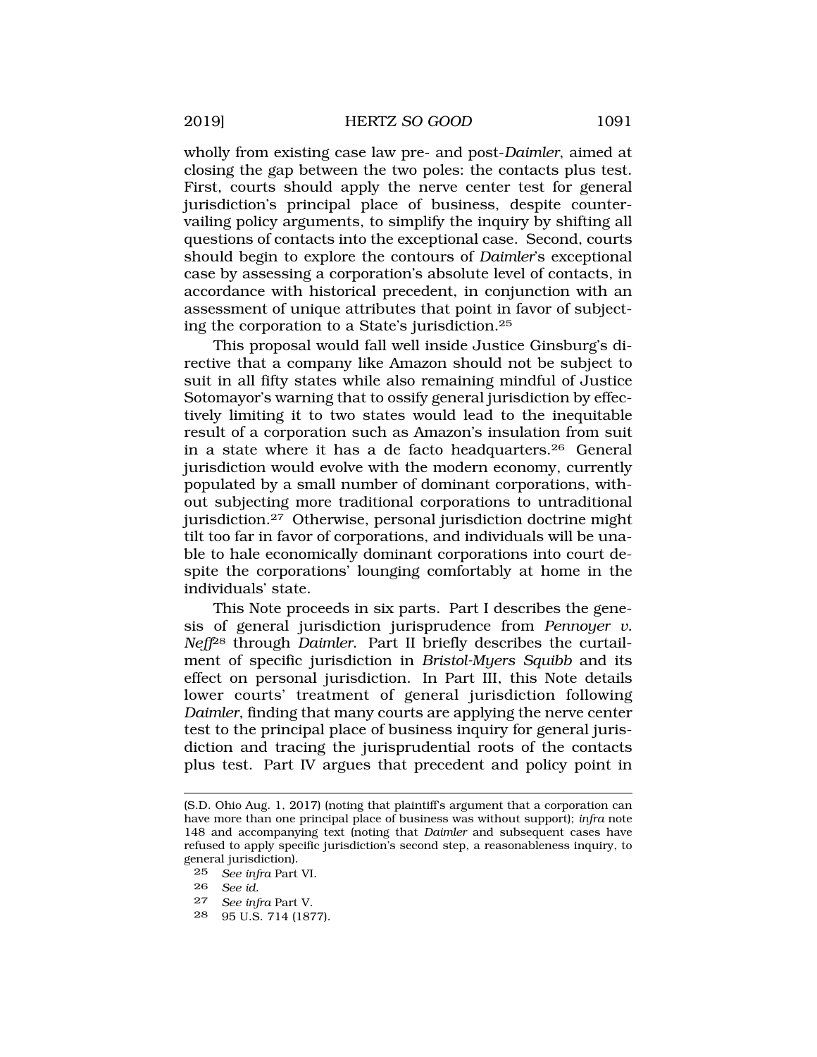wholly from existing case law pre- and post-*Daimler*, aimed at closing the gap between the two poles: the contacts plus test. First, courts should apply the nerve center test for general jurisdiction's principal place of business, despite countervailing policy arguments, to simplify the inquiry by shifting all questions of contacts into the exceptional case. Second, courts should begin to explore the contours of *Daimler*'s exceptional case by assessing a corporation's absolute level of contacts, in accordance with historical precedent, in conjunction with an assessment of unique attributes that point in favor of subjecting the corporation to a State's jurisdiction.[25]

This proposal would fall well inside Justice Ginsburg's directive that a company like Amazon should not be subject to suit in all fifty states while also remaining mindful of Justice Sotomayor's warning that to ossify general jurisdiction by effectively limiting it to two states would lead to the inequitable result of a corporation such as Amazon's insulation from suit in a state where it has a de facto headquarters.[26] General jurisdiction would evolve with the modern economy, currently populated by a small number of dominant corporations, without subjecting more traditional corporations to untraditional jurisdiction.[27] Otherwise, personal jurisdiction doctrine might tilt too far in favor of corporations, and individuals will be unable to hale economically dominant corporations into court despite the corporations' lounging comfortably at home in the individuals' state.

This Note proceeds in six parts. Part I describes the genesis of general jurisdiction jurisprudence from *Pennoyer v. Neff*[28] through *Daimler*. Part II briefly describes the curtailment of specific jurisdiction in *Bristol-Myers Squibb* and its effect on personal jurisdiction. In Part III, this Note details lower courts' treatment of general jurisdiction following *Daimler*, finding that many courts are applying the nerve center test to the principal place of business inquiry for general jurisdiction and tracing the jurisprudential roots of the contacts plus test. Part IV argues that precedent and policy point in

---

(S.D. Ohio Aug. 1, 2017) (noting that plaintiff's argument that a corporation can have more than one principal place of business was without support); *infra* note 148 and accompanying text (noting that *Daimler* and subsequent cases have refused to apply specific jurisdiction's second step, a reasonableness inquiry, to general jurisdiction).

25 *See infra* Part VI.

26 *See id.*

27 *See infra* Part V.

28 95 U.S. 714 (1877).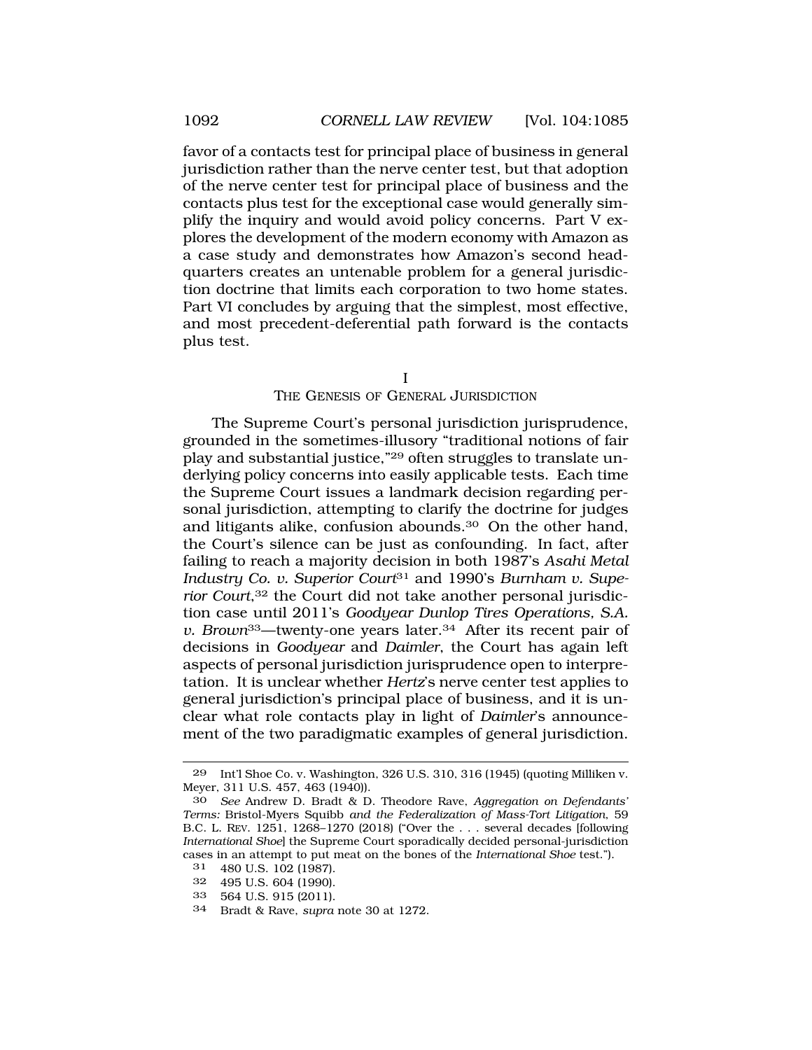favor of a contacts test for principal place of business in general jurisdiction rather than the nerve center test, but that adoption of the nerve center test for principal place of business and the contacts plus test for the exceptional case would generally simplify the inquiry and would avoid policy concerns. Part V explores the development of the modern economy with Amazon as a case study and demonstrates how Amazon's second headquarters creates an untenable problem for a general jurisdiction doctrine that limits each corporation to two home states. Part VI concludes by arguing that the simplest, most effective, and most precedent-deferential path forward is the contacts plus test.

## I
## THE GENESIS OF GENERAL JURISDICTION

The Supreme Court's personal jurisdiction jurisprudence, grounded in the sometimes-illusory "traditional notions of fair play and substantial justice,"[29] often struggles to translate underlying policy concerns into easily applicable tests. Each time the Supreme Court issues a landmark decision regarding personal jurisdiction, attempting to clarify the doctrine for judges and litigants alike, confusion abounds.[30] On the other hand, the Court's silence can be just as confounding. In fact, after failing to reach a majority decision in both 1987's *Asahi Metal Industry Co. v. Superior Court*[31] and 1990's *Burnham v. Superior Court*,[32] the Court did not take another personal jurisdiction case until 2011's *Goodyear Dunlop Tires Operations, S.A. v. Brown*[33]—twenty-one years later.[34] After its recent pair of decisions in *Goodyear* and *Daimler*, the Court has again left aspects of personal jurisdiction jurisprudence open to interpretation. It is unclear whether *Hertz*'s nerve center test applies to general jurisdiction's principal place of business, and it is unclear what role contacts play in light of *Daimler*'s announcement of the two paradigmatic examples of general jurisdiction.

---

29 Int'l Shoe Co. v. Washington, 326 U.S. 310, 316 (1945) (quoting Milliken v. Meyer, 311 U.S. 457, 463 (1940)).

30 *See* Andrew D. Bradt & D. Theodore Rave, *Aggregation on Defendants' Terms:* Bristol-Myers Squibb *and the Federalization of Mass-Tort Litigation*, 59 B.C. L. REV. 1251, 1268–1270 (2018) ("Over the . . . several decades [following *International Shoe*] the Supreme Court sporadically decided personal-jurisdiction cases in an attempt to put meat on the bones of the *International Shoe* test.").

31 480 U.S. 102 (1987).

32 495 U.S. 604 (1990).

33 564 U.S. 915 (2011).

34 Bradt & Rave, *supra* note 30 at 1272.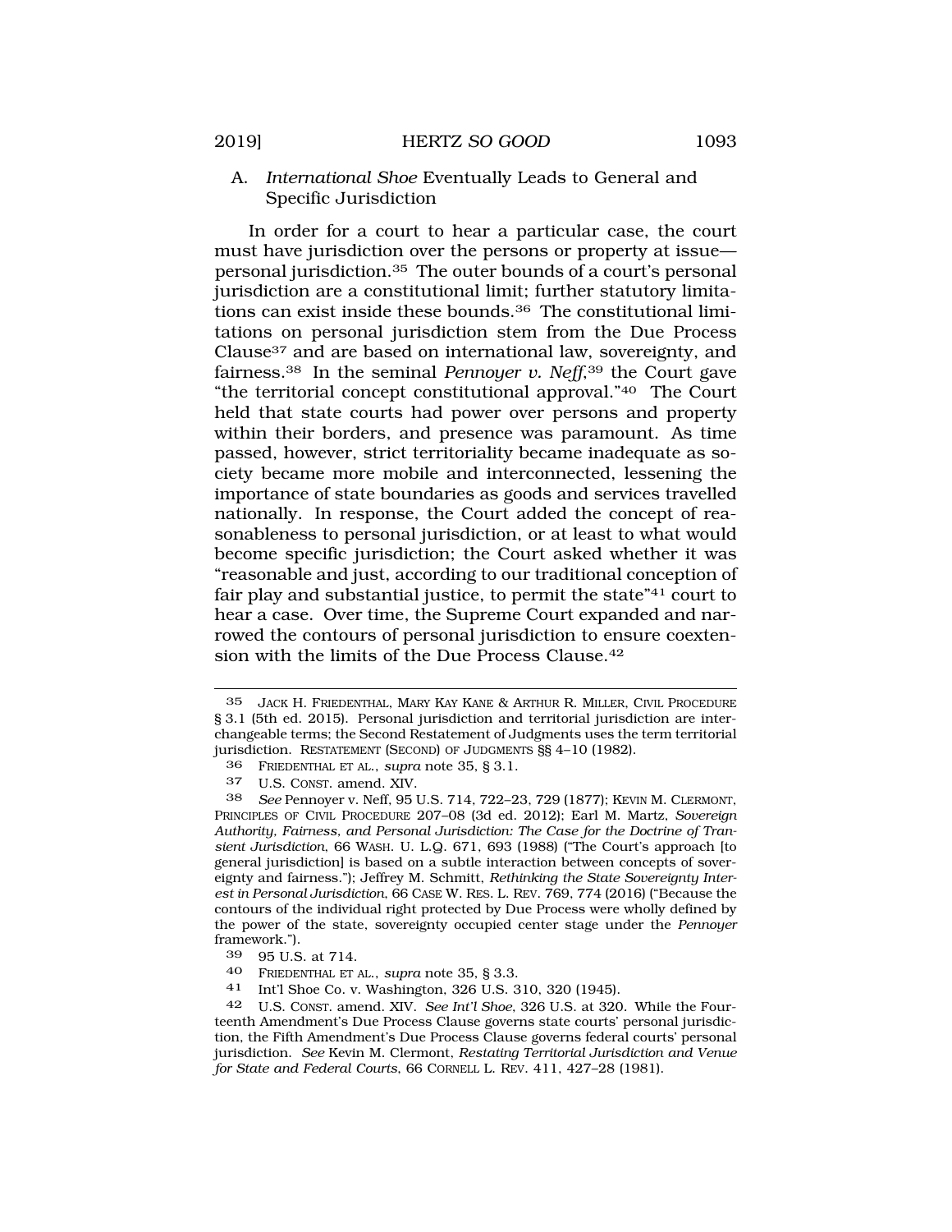### A. *International Shoe* Eventually Leads to General and Specific Jurisdiction

In order for a court to hear a particular case, the court must have jurisdiction over the persons or property at issue—personal jurisdiction.[35] The outer bounds of a court's personal jurisdiction are a constitutional limit; further statutory limitations can exist inside these bounds.[36] The constitutional limitations on personal jurisdiction stem from the Due Process Clause[37] and are based on international law, sovereignty, and fairness.[38] In the seminal *Pennoyer v. Neff*,[39] the Court gave "the territorial concept constitutional approval."[40] The Court held that state courts had power over persons and property within their borders, and presence was paramount. As time passed, however, strict territoriality became inadequate as society became more mobile and interconnected, lessening the importance of state boundaries as goods and services travelled nationally. In response, the Court added the concept of reasonableness to personal jurisdiction, or at least to what would become specific jurisdiction; the Court asked whether it was "reasonable and just, according to our traditional conception of fair play and substantial justice, to permit the state"[41] court to hear a case. Over time, the Supreme Court expanded and narrowed the contours of personal jurisdiction to ensure coextension with the limits of the Due Process Clause.[42]

---

35 JACK H. FRIEDENTHAL, MARY KAY KANE & ARTHUR R. MILLER, CIVIL PROCEDURE § 3.1 (5th ed. 2015). Personal jurisdiction and territorial jurisdiction are interchangeable terms; the Second Restatement of Judgments uses the term territorial jurisdiction. RESTATEMENT (SECOND) OF JUDGMENTS §§ 4–10 (1982).

36 FRIEDENTHAL ET AL., *supra* note 35, § 3.1.

37 U.S. CONST. amend. XIV.

38 *See* Pennoyer v. Neff, 95 U.S. 714, 722–23, 729 (1877); KEVIN M. CLERMONT, PRINCIPLES OF CIVIL PROCEDURE 207–08 (3d ed. 2012); Earl M. Martz, *Sovereign Authority, Fairness, and Personal Jurisdiction: The Case for the Doctrine of Transient Jurisdiction*, 66 WASH. U. L.Q. 671, 693 (1988) ("The Court's approach [to general jurisdiction] is based on a subtle interaction between concepts of sovereignty and fairness."); Jeffrey M. Schmitt, *Rethinking the State Sovereignty Interest in Personal Jurisdiction*, 66 CASE W. RES. L. REV. 769, 774 (2016) ("Because the contours of the individual right protected by Due Process were wholly defined by the power of the state, sovereignty occupied center stage under the *Pennoyer* framework.").

39 95 U.S. at 714.

40 FRIEDENTHAL ET AL., *supra* note 35, § 3.3.

41 Int'l Shoe Co. v. Washington, 326 U.S. 310, 320 (1945).

42 U.S. CONST. amend. XIV. *See Int'l Shoe*, 326 U.S. at 320. While the Fourteenth Amendment's Due Process Clause governs state courts' personal jurisdiction, the Fifth Amendment's Due Process Clause governs federal courts' personal jurisdiction. *See* Kevin M. Clermont, *Restating Territorial Jurisdiction and Venue for State and Federal Courts*, 66 CORNELL L. REV. 411, 427–28 (1981).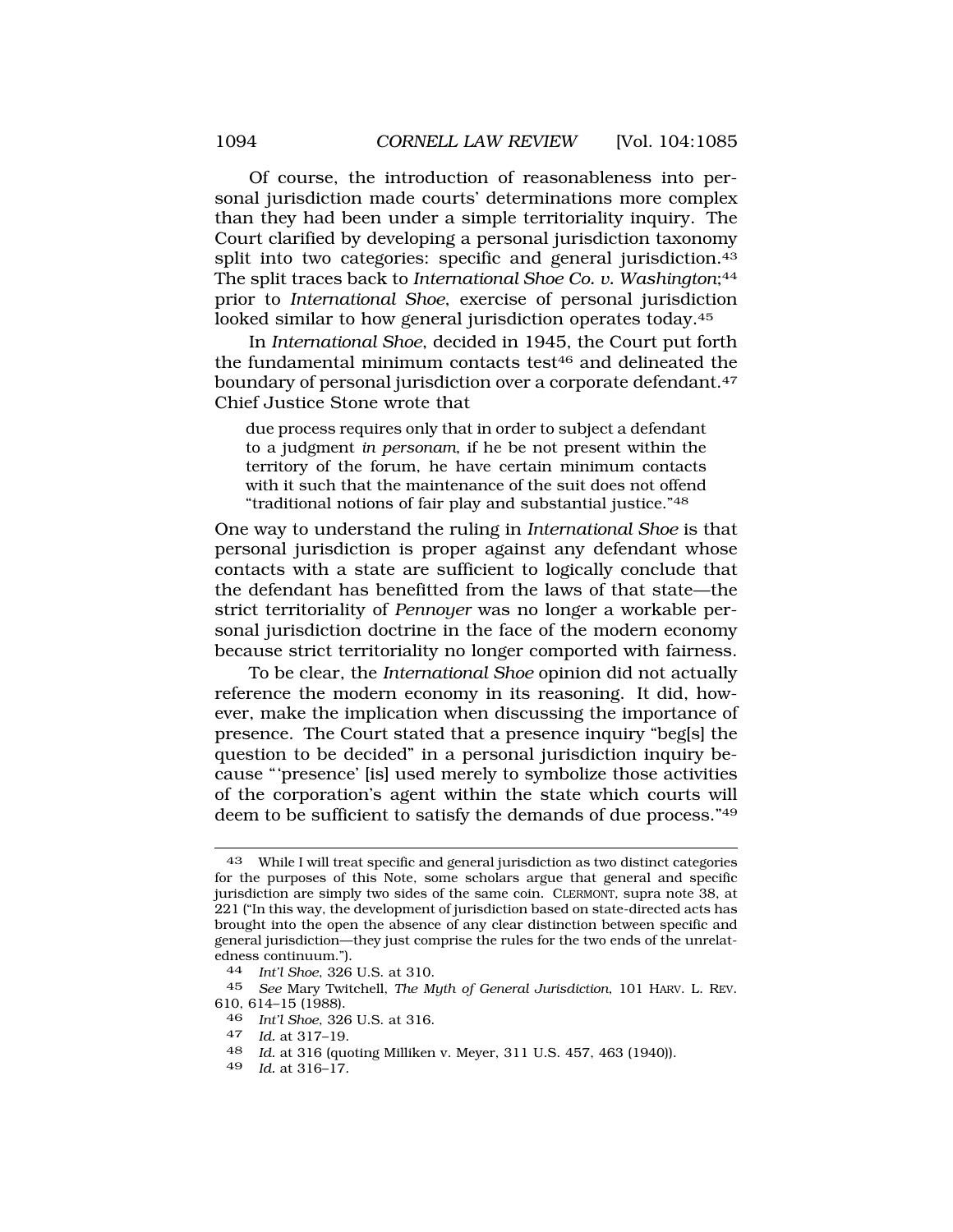Of course, the introduction of reasonableness into personal jurisdiction made courts' determinations more complex than they had been under a simple territoriality inquiry. The Court clarified by developing a personal jurisdiction taxonomy split into two categories: specific and general jurisdiction.[43] The split traces back to *International Shoe Co. v. Washington*;[44] prior to *International Shoe*, exercise of personal jurisdiction looked similar to how general jurisdiction operates today.[45]

In *International Shoe*, decided in 1945, the Court put forth the fundamental minimum contacts test[46] and delineated the boundary of personal jurisdiction over a corporate defendant.[47] Chief Justice Stone wrote that

> due process requires only that in order to subject a defendant to a judgment *in personam*, if he be not present within the territory of the forum, he have certain minimum contacts with it such that the maintenance of the suit does not offend "traditional notions of fair play and substantial justice."[48]

One way to understand the ruling in *International Shoe* is that personal jurisdiction is proper against any defendant whose contacts with a state are sufficient to logically conclude that the defendant has benefitted from the laws of that state—the strict territoriality of *Pennoyer* was no longer a workable personal jurisdiction doctrine in the face of the modern economy because strict territoriality no longer comported with fairness.

To be clear, the *International Shoe* opinion did not actually reference the modern economy in its reasoning. It did, however, make the implication when discussing the importance of presence. The Court stated that a presence inquiry "beg[s] the question to be decided" in a personal jurisdiction inquiry because "'presence' [is] used merely to symbolize those activities of the corporation's agent within the state which courts will deem to be sufficient to satisfy the demands of due process."[49]

---

43 While I will treat specific and general jurisdiction as two distinct categories for the purposes of this Note, some scholars argue that general and specific jurisdiction are simply two sides of the same coin. CLERMONT, supra note 38, at 221 ("In this way, the development of jurisdiction based on state-directed acts has brought into the open the absence of any clear distinction between specific and general jurisdiction—they just comprise the rules for the two ends of the unrelatedness continuum.").

44 *Int'l Shoe*, 326 U.S. at 310.

45 *See* Mary Twitchell, *The Myth of General Jurisdiction*, 101 HARV. L. REV. 610, 614–15 (1988).

46 *Int'l Shoe*, 326 U.S. at 316.

47 *Id.* at 317–19.

48 *Id.* at 316 (quoting Milliken v. Meyer, 311 U.S. 457, 463 (1940)).

49 *Id.* at 316–17.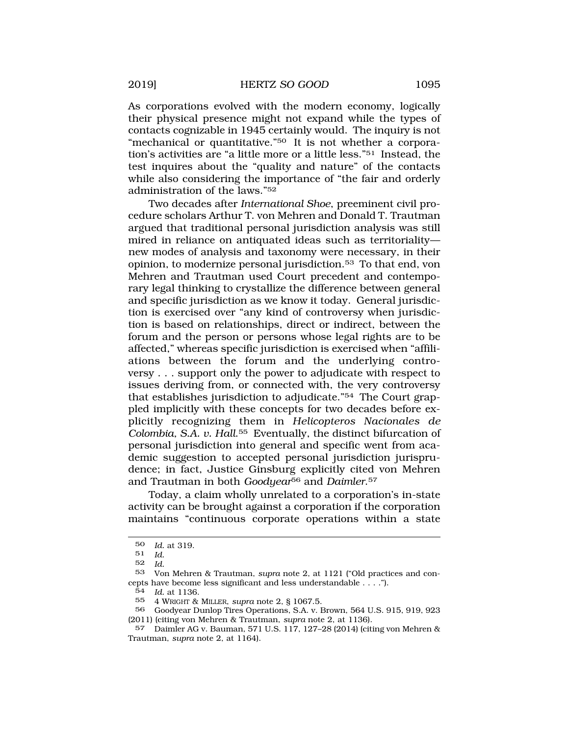As corporations evolved with the modern economy, logically their physical presence might not expand while the types of contacts cognizable in 1945 certainly would. The inquiry is not "mechanical or quantitative."[50] It is not whether a corporation's activities are "a little more or a little less."[51] Instead, the test inquires about the "quality and nature" of the contacts while also considering the importance of "the fair and orderly administration of the laws."[52]

Two decades after *International Shoe*, preeminent civil procedure scholars Arthur T. von Mehren and Donald T. Trautman argued that traditional personal jurisdiction analysis was still mired in reliance on antiquated ideas such as territoriality—new modes of analysis and taxonomy were necessary, in their opinion, to modernize personal jurisdiction.[53] To that end, von Mehren and Trautman used Court precedent and contemporary legal thinking to crystallize the difference between general and specific jurisdiction as we know it today. General jurisdiction is exercised over "any kind of controversy when jurisdiction is based on relationships, direct or indirect, between the forum and the person or persons whose legal rights are to be affected," whereas specific jurisdiction is exercised when "affiliations between the forum and the underlying controversy . . . support only the power to adjudicate with respect to issues deriving from, or connected with, the very controversy that establishes jurisdiction to adjudicate."[54] The Court grappled implicitly with these concepts for two decades before explicitly recognizing them in *Helicopteros Nacionales de Colombia, S.A. v. Hall*.[55] Eventually, the distinct bifurcation of personal jurisdiction into general and specific went from academic suggestion to accepted personal jurisdiction jurisprudence; in fact, Justice Ginsburg explicitly cited von Mehren and Trautman in both *Goodyear*[56] and *Daimler*.[57]

Today, a claim wholly unrelated to a corporation's in-state activity can be brought against a corporation if the corporation maintains "continuous corporate operations within a state

---

50 *Id.* at 319.

51 *Id.*

52 *Id.*

53 Von Mehren & Trautman, *supra* note 2, at 1121 ("Old practices and concepts have become less significant and less understandable . . . .").

54 *Id.* at 1136.

55 4 WRIGHT & MILLER, *supra* note 2, § 1067.5.

56 Goodyear Dunlop Tires Operations, S.A. v. Brown, 564 U.S. 915, 919, 923 (2011) (citing von Mehren & Trautman, *supra* note 2, at 1136).

57 Daimler AG v. Bauman, 571 U.S. 117, 127–28 (2014) (citing von Mehren & Trautman, *supra* note 2, at 1164).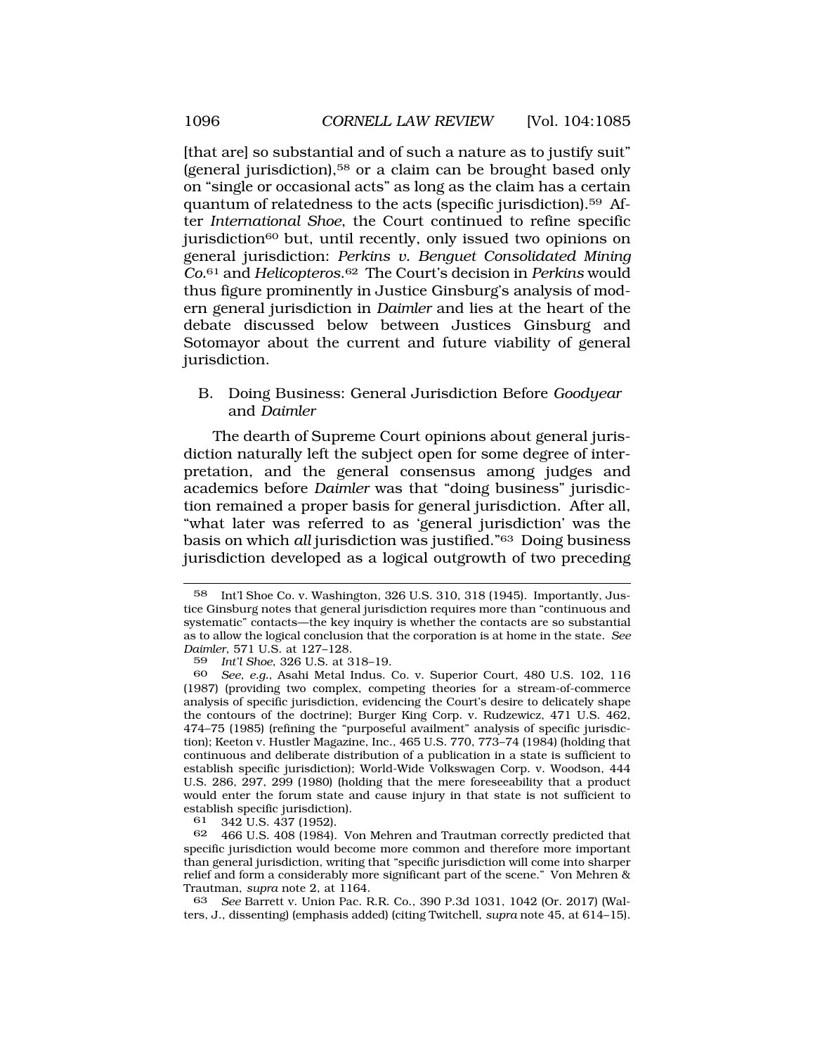[that are] so substantial and of such a nature as to justify suit" (general jurisdiction),[58] or a claim can be brought based only on "single or occasional acts" as long as the claim has a certain quantum of relatedness to the acts (specific jurisdiction).[59] After *International Shoe*, the Court continued to refine specific jurisdiction[60] but, until recently, only issued two opinions on general jurisdiction: *Perkins v. Benguet Consolidated Mining Co.*[61] and *Helicopteros*.[62] The Court's decision in *Perkins* would thus figure prominently in Justice Ginsburg's analysis of modern general jurisdiction in *Daimler* and lies at the heart of the debate discussed below between Justices Ginsburg and Sotomayor about the current and future viability of general jurisdiction.

## B. Doing Business: General Jurisdiction Before *Goodyear* and *Daimler*

The dearth of Supreme Court opinions about general jurisdiction naturally left the subject open for some degree of interpretation, and the general consensus among judges and academics before *Daimler* was that "doing business" jurisdiction remained a proper basis for general jurisdiction. After all, "what later was referred to as 'general jurisdiction' was the basis on which *all* jurisdiction was justified."[63] Doing business jurisdiction developed as a logical outgrowth of two preceding

---

58 Int'l Shoe Co. v. Washington, 326 U.S. 310, 318 (1945). Importantly, Justice Ginsburg notes that general jurisdiction requires more than "continuous and systematic" contacts—the key inquiry is whether the contacts are so substantial as to allow the logical conclusion that the corporation is at home in the state. *See Daimler*, 571 U.S. at 127–128.

59 *Int'l Shoe*, 326 U.S. at 318–19.

60 *See, e.g.*, Asahi Metal Indus. Co. v. Superior Court, 480 U.S. 102, 116 (1987) (providing two complex, competing theories for a stream-of-commerce analysis of specific jurisdiction, evidencing the Court's desire to delicately shape the contours of the doctrine); Burger King Corp. v. Rudzewicz, 471 U.S. 462, 474–75 (1985) (refining the "purposeful availment" analysis of specific jurisdiction); Keeton v. Hustler Magazine, Inc., 465 U.S. 770, 773–74 (1984) (holding that continuous and deliberate distribution of a publication in a state is sufficient to establish specific jurisdiction); World-Wide Volkswagen Corp. v. Woodson, 444 U.S. 286, 297, 299 (1980) (holding that the mere foreseeability that a product would enter the forum state and cause injury in that state is not sufficient to establish specific jurisdiction).

61 342 U.S. 437 (1952).

62 466 U.S. 408 (1984). Von Mehren and Trautman correctly predicted that specific jurisdiction would become more common and therefore more important than general jurisdiction, writing that "specific jurisdiction will come into sharper relief and form a considerably more significant part of the scene." Von Mehren & Trautman, *supra* note 2, at 1164.

63 *See* Barrett v. Union Pac. R.R. Co., 390 P.3d 1031, 1042 (Or. 2017) (Walters, J., dissenting) (emphasis added) (citing Twitchell, *supra* note 45, at 614–15).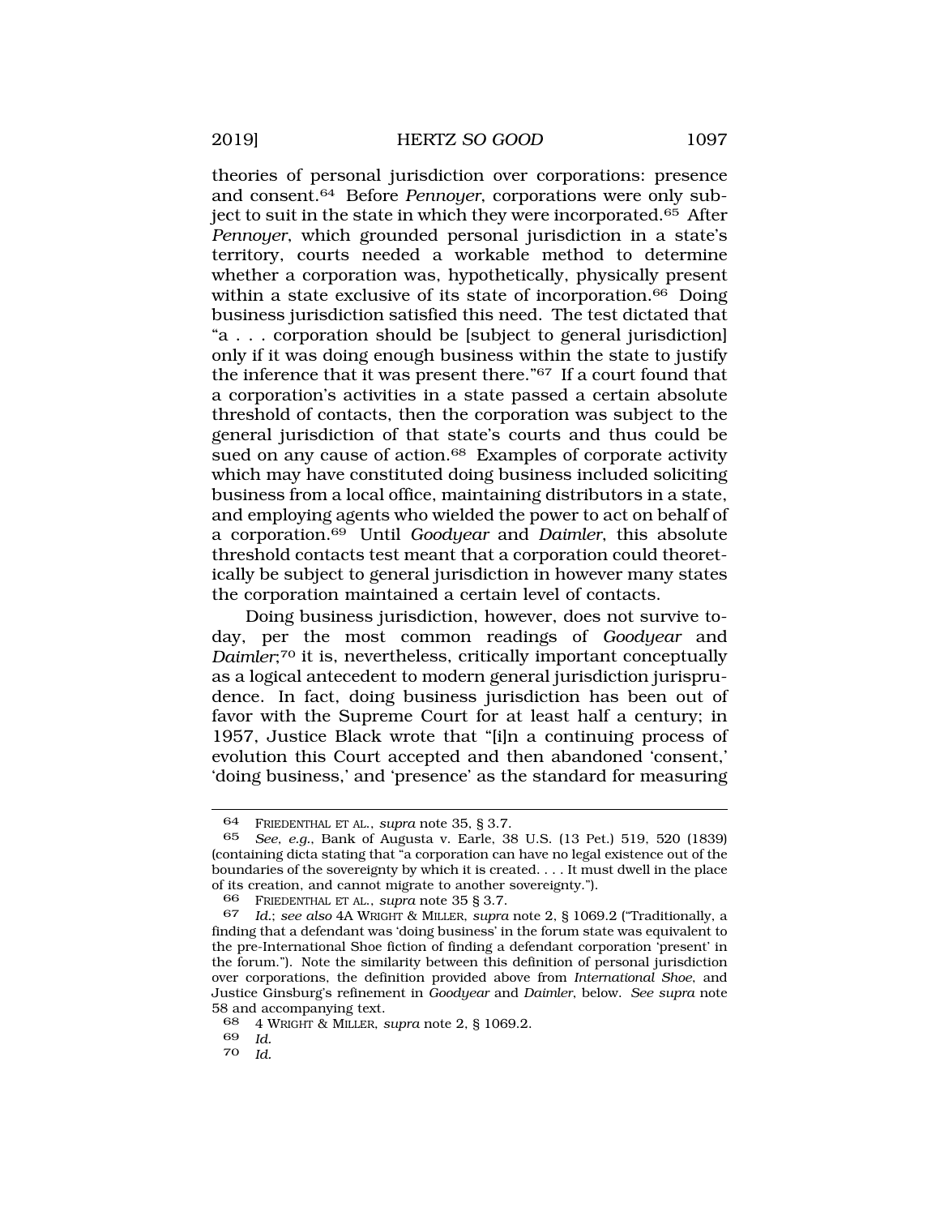theories of personal jurisdiction over corporations: presence and consent.[64] Before *Pennoyer*, corporations were only subject to suit in the state in which they were incorporated.[65] After *Pennoyer*, which grounded personal jurisdiction in a state's territory, courts needed a workable method to determine whether a corporation was, hypothetically, physically present within a state exclusive of its state of incorporation.[66] Doing business jurisdiction satisfied this need. The test dictated that "a . . . corporation should be [subject to general jurisdiction] only if it was doing enough business within the state to justify the inference that it was present there."[67] If a court found that a corporation's activities in a state passed a certain absolute threshold of contacts, then the corporation was subject to the general jurisdiction of that state's courts and thus could be sued on any cause of action.[68] Examples of corporate activity which may have constituted doing business included soliciting business from a local office, maintaining distributors in a state, and employing agents who wielded the power to act on behalf of a corporation.[69] Until *Goodyear* and *Daimler*, this absolute threshold contacts test meant that a corporation could theoretically be subject to general jurisdiction in however many states the corporation maintained a certain level of contacts.

Doing business jurisdiction, however, does not survive today, per the most common readings of *Goodyear* and *Daimler*;[70] it is, nevertheless, critically important conceptually as a logical antecedent to modern general jurisdiction jurisprudence. In fact, doing business jurisdiction has been out of favor with the Supreme Court for at least half a century; in 1957, Justice Black wrote that "[i]n a continuing process of evolution this Court accepted and then abandoned 'consent,' 'doing business,' and 'presence' as the standard for measuring

---

64 FRIEDENTHAL ET AL., *supra* note 35, § 3.7.

65 *See, e.g.*, Bank of Augusta v. Earle, 38 U.S. (13 Pet.) 519, 520 (1839) (containing dicta stating that "a corporation can have no legal existence out of the boundaries of the sovereignty by which it is created. . . . It must dwell in the place of its creation, and cannot migrate to another sovereignty.").

66 FRIEDENTHAL ET AL., *supra* note 35 § 3.7.

67 *Id.*; *see also* 4A WRIGHT & MILLER, *supra* note 2, § 1069.2 ("Traditionally, a finding that a defendant was 'doing business' in the forum state was equivalent to the pre-International Shoe fiction of finding a defendant corporation 'present' in the forum."). Note the similarity between this definition of personal jurisdiction over corporations, the definition provided above from *International Shoe*, and Justice Ginsburg's refinement in *Goodyear* and *Daimler*, below. *See supra* note 58 and accompanying text.

68 4 WRIGHT & MILLER, *supra* note 2, § 1069.2.

69 *Id.*

70 *Id.*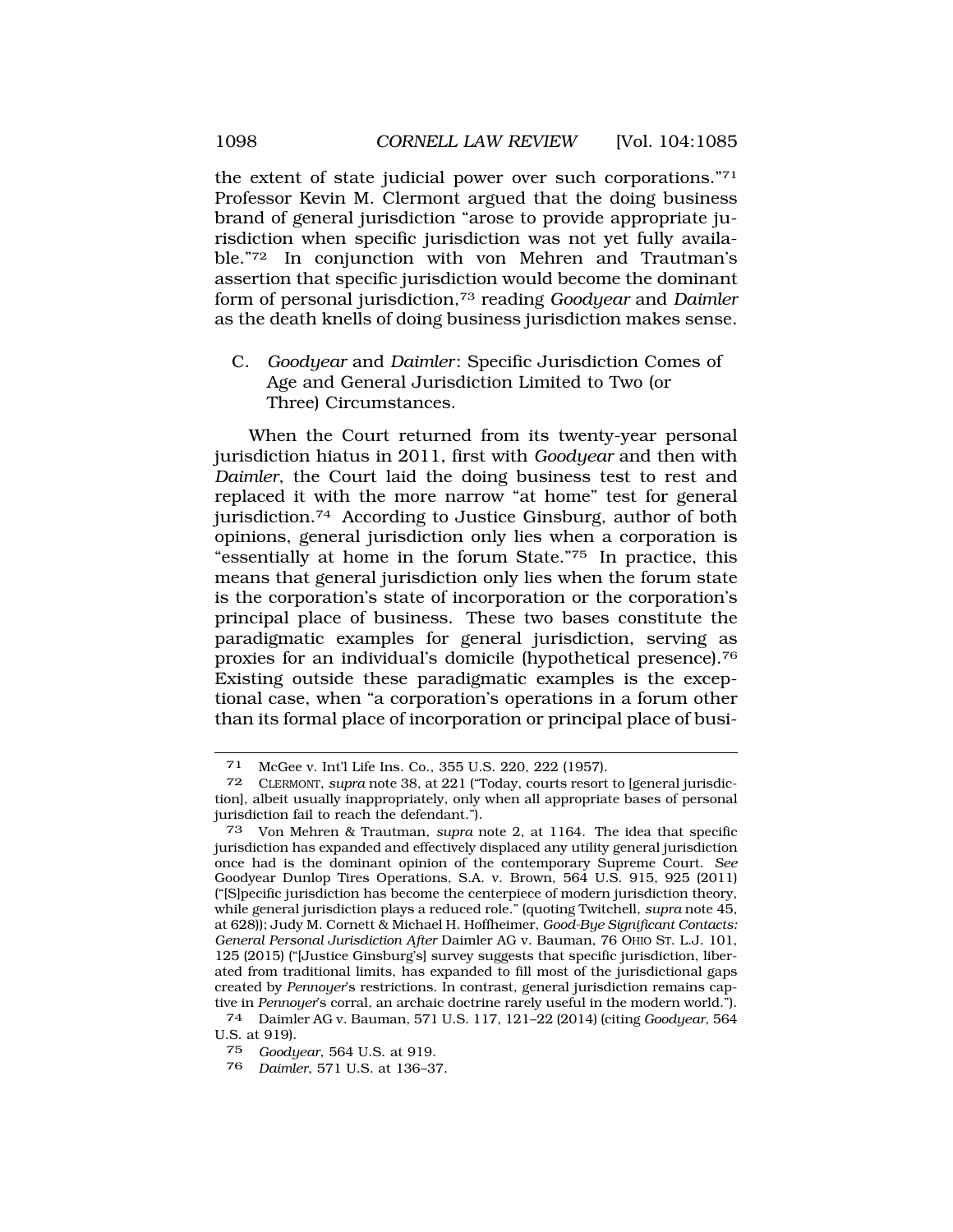the extent of state judicial power over such corporations."[71] Professor Kevin M. Clermont argued that the doing business brand of general jurisdiction "arose to provide appropriate jurisdiction when specific jurisdiction was not yet fully available."[72] In conjunction with von Mehren and Trautman's assertion that specific jurisdiction would become the dominant form of personal jurisdiction,[73] reading *Goodyear* and *Daimler* as the death knells of doing business jurisdiction makes sense.

### C. *Goodyear* and *Daimler*: Specific Jurisdiction Comes of Age and General Jurisdiction Limited to Two (or Three) Circumstances.

When the Court returned from its twenty-year personal jurisdiction hiatus in 2011, first with *Goodyear* and then with *Daimler*, the Court laid the doing business test to rest and replaced it with the more narrow "at home" test for general jurisdiction.[74] According to Justice Ginsburg, author of both opinions, general jurisdiction only lies when a corporation is "essentially at home in the forum State."[75] In practice, this means that general jurisdiction only lies when the forum state is the corporation's state of incorporation or the corporation's principal place of business. These two bases constitute the paradigmatic examples for general jurisdiction, serving as proxies for an individual's domicile (hypothetical presence).[76] Existing outside these paradigmatic examples is the exceptional case, when "a corporation's operations in a forum other than its formal place of incorporation or principal place of busi-

---

71 McGee v. Int'l Life Ins. Co., 355 U.S. 220, 222 (1957).

72 CLERMONT, *supra* note 38, at 221 ("Today, courts resort to [general jurisdiction], albeit usually inappropriately, only when all appropriate bases of personal jurisdiction fail to reach the defendant.").

73 Von Mehren & Trautman, *supra* note 2, at 1164. The idea that specific jurisdiction has expanded and effectively displaced any utility general jurisdiction once had is the dominant opinion of the contemporary Supreme Court. *See* Goodyear Dunlop Tires Operations, S.A. v. Brown, 564 U.S. 915, 925 (2011) ("[S]pecific jurisdiction has become the centerpiece of modern jurisdiction theory, while general jurisdiction plays a reduced role." (quoting Twitchell, *supra* note 45, at 628)); Judy M. Cornett & Michael H. Hoffheimer, *Good-Bye Significant Contacts: General Personal Jurisdiction After* Daimler AG v. Bauman, 76 OHIO ST. L.J. 101, 125 (2015) ("[Justice Ginsburg's] survey suggests that specific jurisdiction, liberated from traditional limits, has expanded to fill most of the jurisdictional gaps created by *Pennoyer*'s restrictions. In contrast, general jurisdiction remains captive in *Pennoyer*'s corral, an archaic doctrine rarely useful in the modern world.").

74 Daimler AG v. Bauman, 571 U.S. 117, 121–22 (2014) (citing *Goodyear*, 564 U.S. at 919).

75 *Goodyear*, 564 U.S. at 919.

76 *Daimler*, 571 U.S. at 136–37.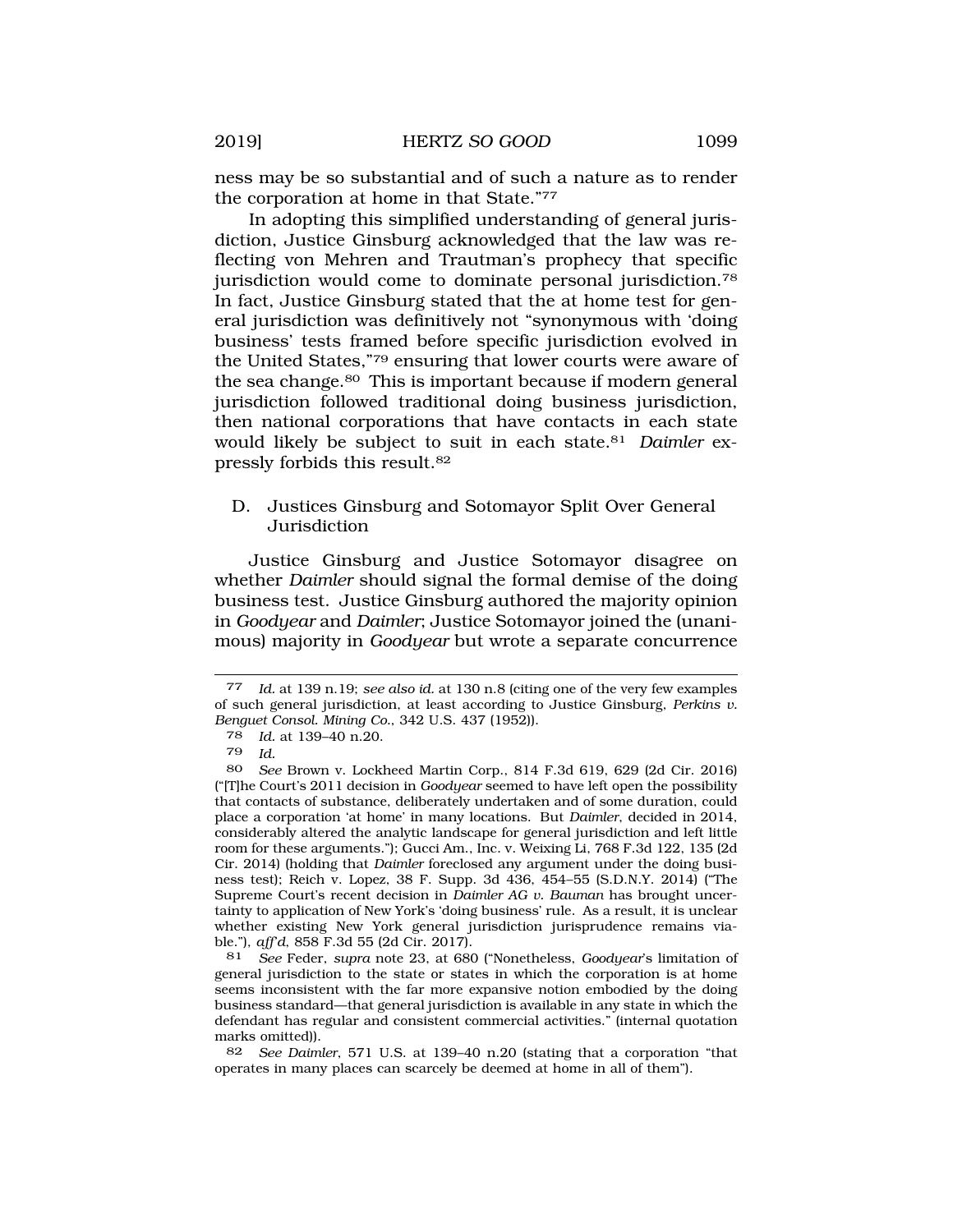ness may be so substantial and of such a nature as to render the corporation at home in that State."[77]

In adopting this simplified understanding of general jurisdiction, Justice Ginsburg acknowledged that the law was reflecting von Mehren and Trautman's prophecy that specific jurisdiction would come to dominate personal jurisdiction.[78] In fact, Justice Ginsburg stated that the at home test for general jurisdiction was definitively not "synonymous with 'doing business' tests framed before specific jurisdiction evolved in the United States,"[79] ensuring that lower courts were aware of the sea change.[80] This is important because if modern general jurisdiction followed traditional doing business jurisdiction, then national corporations that have contacts in each state would likely be subject to suit in each state.[81] *Daimler* expressly forbids this result.[82]

## D. Justices Ginsburg and Sotomayor Split Over General Jurisdiction

Justice Ginsburg and Justice Sotomayor disagree on whether *Daimler* should signal the formal demise of the doing business test. Justice Ginsburg authored the majority opinion in *Goodyear* and *Daimler*; Justice Sotomayor joined the (unanimous) majority in *Goodyear* but wrote a separate concurrence

---

[77] *Id.* at 139 n.19; *see also id.* at 130 n.8 (citing one of the very few examples of such general jurisdiction, at least according to Justice Ginsburg, *Perkins v. Benguet Consol. Mining Co.*, 342 U.S. 437 (1952)).

[78] *Id.* at 139–40 n.20.

[79] *Id.*

[80] *See* Brown v. Lockheed Martin Corp., 814 F.3d 619, 629 (2d Cir. 2016) ("[T]he Court's 2011 decision in *Goodyear* seemed to have left open the possibility that contacts of substance, deliberately undertaken and of some duration, could place a corporation 'at home' in many locations. But *Daimler*, decided in 2014, considerably altered the analytic landscape for general jurisdiction and left little room for these arguments."); Gucci Am., Inc. v. Weixing Li, 768 F.3d 122, 135 (2d Cir. 2014) (holding that *Daimler* foreclosed any argument under the doing business test); Reich v. Lopez, 38 F. Supp. 3d 436, 454–55 (S.D.N.Y. 2014) ("The Supreme Court's recent decision in *Daimler AG v. Bauman* has brought uncertainty to application of New York's 'doing business' rule. As a result, it is unclear whether existing New York general jurisdiction jurisprudence remains viable."), *aff'd*, 858 F.3d 55 (2d Cir. 2017).

[81] *See* Feder, *supra* note 23, at 680 ("Nonetheless, *Goodyear*'s limitation of general jurisdiction to the state or states in which the corporation is at home seems inconsistent with the far more expansive notion embodied by the doing business standard—that general jurisdiction is available in any state in which the defendant has regular and consistent commercial activities." (internal quotation marks omitted)).

[82] *See Daimler*, 571 U.S. at 139–40 n.20 (stating that a corporation "that operates in many places can scarcely be deemed at home in all of them").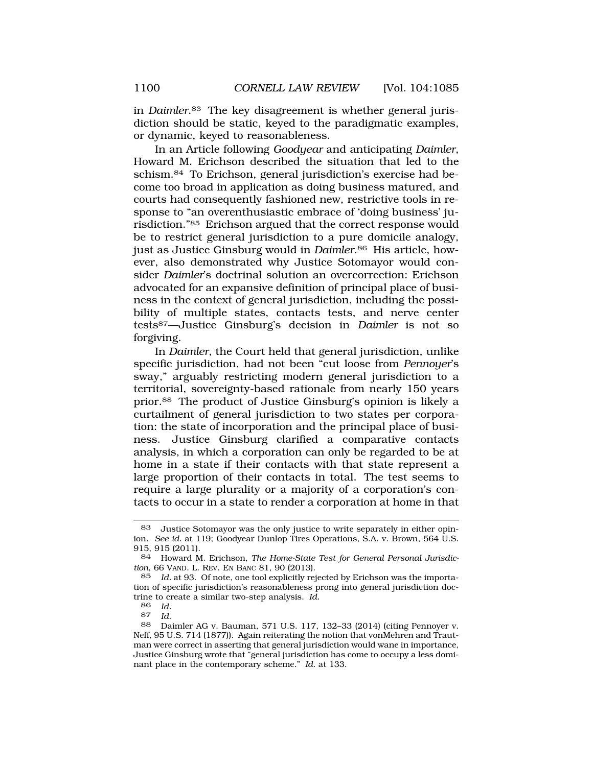in *Daimler*.[83] The key disagreement is whether general jurisdiction should be static, keyed to the paradigmatic examples, or dynamic, keyed to reasonableness.

In an Article following *Goodyear* and anticipating *Daimler*, Howard M. Erichson described the situation that led to the schism.[84] To Erichson, general jurisdiction's exercise had become too broad in application as doing business matured, and courts had consequently fashioned new, restrictive tools in response to "an overenthusiastic embrace of 'doing business' jurisdiction."[85] Erichson argued that the correct response would be to restrict general jurisdiction to a pure domicile analogy, just as Justice Ginsburg would in *Daimler*.[86] His article, however, also demonstrated why Justice Sotomayor would consider *Daimler*'s doctrinal solution an overcorrection: Erichson advocated for an expansive definition of principal place of business in the context of general jurisdiction, including the possibility of multiple states, contacts tests, and nerve center tests[87]—Justice Ginsburg's decision in *Daimler* is not so forgiving.

In *Daimler*, the Court held that general jurisdiction, unlike specific jurisdiction, had not been "cut loose from *Pennoyer*'s sway," arguably restricting modern general jurisdiction to a territorial, sovereignty-based rationale from nearly 150 years prior.[88] The product of Justice Ginsburg's opinion is likely a curtailment of general jurisdiction to two states per corporation: the state of incorporation and the principal place of business. Justice Ginsburg clarified a comparative contacts analysis, in which a corporation can only be regarded to be at home in a state if their contacts with that state represent a large proportion of their contacts in total. The test seems to require a large plurality or a majority of a corporation's contacts to occur in a state to render a corporation at home in that

---

[83] Justice Sotomayor was the only justice to write separately in either opinion. *See id.* at 119; Goodyear Dunlop Tires Operations, S.A. v. Brown, 564 U.S. 915, 915 (2011).

[84] Howard M. Erichson, *The Home-State Test for General Personal Jurisdiction*, 66 VAND. L. REV. EN BANC 81, 90 (2013).

[85] *Id.* at 93. Of note, one tool explicitly rejected by Erichson was the importation of specific jurisdiction's reasonableness prong into general jurisdiction doctrine to create a similar two-step analysis. *Id.*

[86] *Id.*

[87] *Id.*

[88] Daimler AG v. Bauman, 571 U.S. 117, 132–33 (2014) (citing Pennoyer v. Neff, 95 U.S. 714 (1877)). Again reiterating the notion that vonMehren and Trautman were correct in asserting that general jurisdiction would wane in importance, Justice Ginsburg wrote that "general jurisdiction has come to occupy a less dominant place in the contemporary scheme." *Id.* at 133.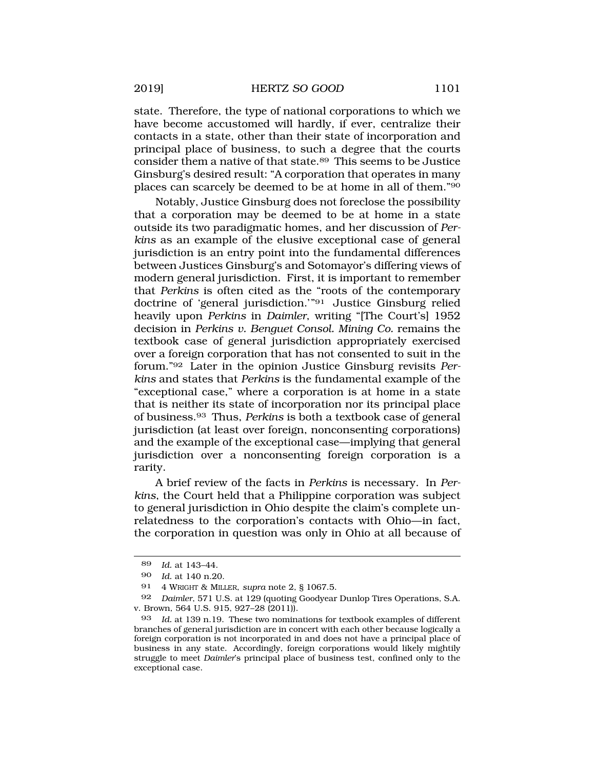state. Therefore, the type of national corporations to which we have become accustomed will hardly, if ever, centralize their contacts in a state, other than their state of incorporation and principal place of business, to such a degree that the courts consider them a native of that state.[89] This seems to be Justice Ginsburg's desired result: "A corporation that operates in many places can scarcely be deemed to be at home in all of them."[90]

Notably, Justice Ginsburg does not foreclose the possibility that a corporation may be deemed to be at home in a state outside its two paradigmatic homes, and her discussion of *Perkins* as an example of the elusive exceptional case of general jurisdiction is an entry point into the fundamental differences between Justices Ginsburg's and Sotomayor's differing views of modern general jurisdiction. First, it is important to remember that *Perkins* is often cited as the "roots of the contemporary doctrine of 'general jurisdiction.'"[91] Justice Ginsburg relied heavily upon *Perkins* in *Daimler*, writing "[The Court's] 1952 decision in *Perkins v. Benguet Consol. Mining Co.* remains the textbook case of general jurisdiction appropriately exercised over a foreign corporation that has not consented to suit in the forum."[92] Later in the opinion Justice Ginsburg revisits *Perkins* and states that *Perkins* is the fundamental example of the "exceptional case," where a corporation is at home in a state that is neither its state of incorporation nor its principal place of business.[93] Thus, *Perkins* is both a textbook case of general jurisdiction (at least over foreign, nonconsenting corporations) and the example of the exceptional case—implying that general jurisdiction over a nonconsenting foreign corporation is a rarity.

A brief review of the facts in *Perkins* is necessary. In *Perkins*, the Court held that a Philippine corporation was subject to general jurisdiction in Ohio despite the claim's complete unrelatedness to the corporation's contacts with Ohio—in fact, the corporation in question was only in Ohio at all because of

---

89 *Id.* at 143–44.

90 *Id.* at 140 n.20.

91 4 WRIGHT & MILLER, *supra* note 2, § 1067.5.

92 *Daimler*, 571 U.S. at 129 (quoting Goodyear Dunlop Tires Operations, S.A. v. Brown, 564 U.S. 915, 927–28 (2011)).

93 *Id.* at 139 n.19. These two nominations for textbook examples of different branches of general jurisdiction are in concert with each other because logically a foreign corporation is not incorporated in and does not have a principal place of business in any state. Accordingly, foreign corporations would likely mightily struggle to meet *Daimler*'s principal place of business test, confined only to the exceptional case.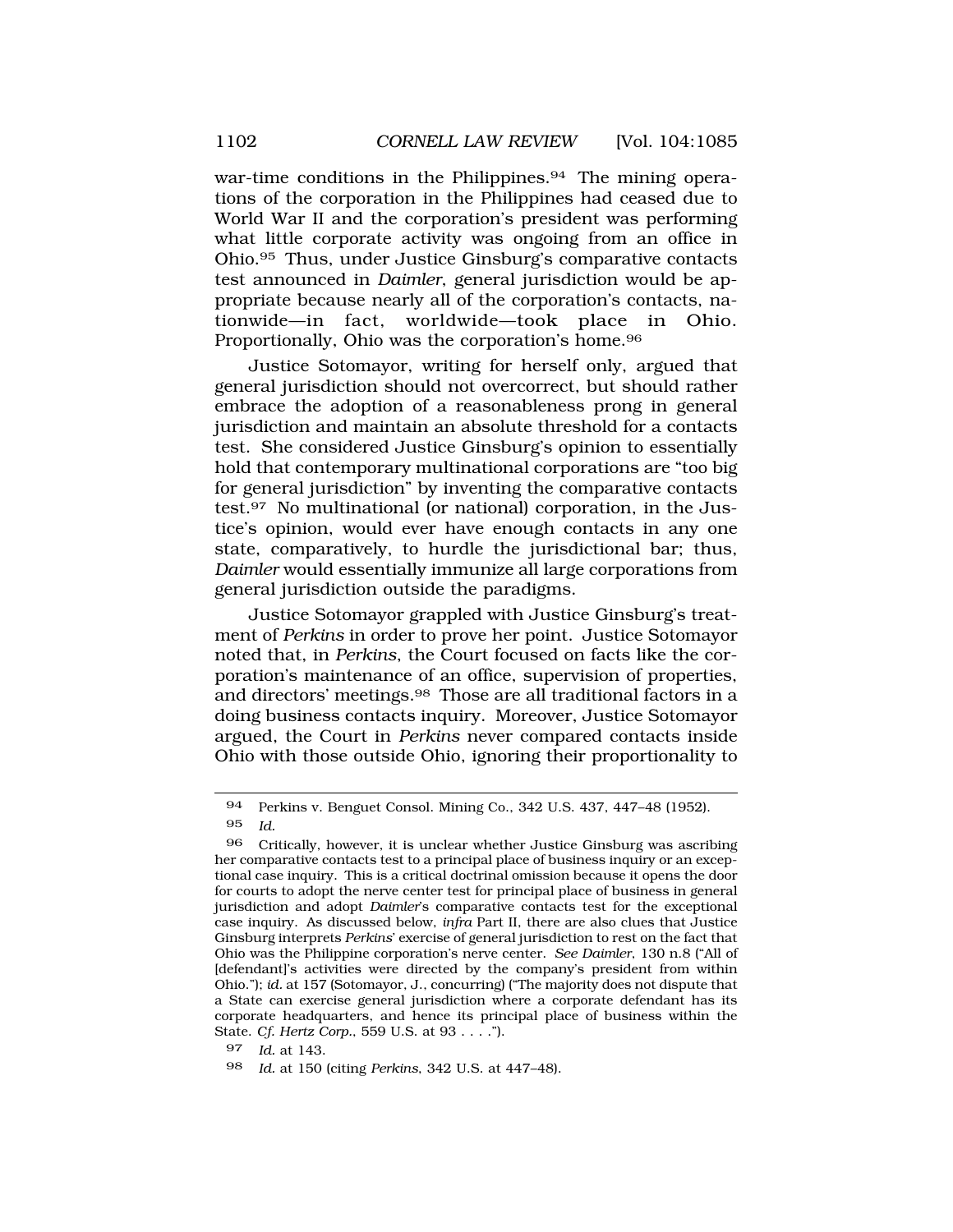war-time conditions in the Philippines.[94] The mining operations of the corporation in the Philippines had ceased due to World War II and the corporation's president was performing what little corporate activity was ongoing from an office in Ohio.[95] Thus, under Justice Ginsburg's comparative contacts test announced in *Daimler*, general jurisdiction would be appropriate because nearly all of the corporation's contacts, nationwide—in fact, worldwide—took place in Ohio. Proportionally, Ohio was the corporation's home.[96]

Justice Sotomayor, writing for herself only, argued that general jurisdiction should not overcorrect, but should rather embrace the adoption of a reasonableness prong in general jurisdiction and maintain an absolute threshold for a contacts test. She considered Justice Ginsburg's opinion to essentially hold that contemporary multinational corporations are "too big for general jurisdiction" by inventing the comparative contacts test.[97] No multinational (or national) corporation, in the Justice's opinion, would ever have enough contacts in any one state, comparatively, to hurdle the jurisdictional bar; thus, *Daimler* would essentially immunize all large corporations from general jurisdiction outside the paradigms.

Justice Sotomayor grappled with Justice Ginsburg's treatment of *Perkins* in order to prove her point. Justice Sotomayor noted that, in *Perkins*, the Court focused on facts like the corporation's maintenance of an office, supervision of properties, and directors' meetings.[98] Those are all traditional factors in a doing business contacts inquiry. Moreover, Justice Sotomayor argued, the Court in *Perkins* never compared contacts inside Ohio with those outside Ohio, ignoring their proportionality to

---

94 Perkins v. Benguet Consol. Mining Co., 342 U.S. 437, 447–48 (1952).

95 *Id.*

96 Critically, however, it is unclear whether Justice Ginsburg was ascribing her comparative contacts test to a principal place of business inquiry or an exceptional case inquiry. This is a critical doctrinal omission because it opens the door for courts to adopt the nerve center test for principal place of business in general jurisdiction and adopt *Daimler*'s comparative contacts test for the exceptional case inquiry. As discussed below, *infra* Part II, there are also clues that Justice Ginsburg interprets *Perkins*' exercise of general jurisdiction to rest on the fact that Ohio was the Philippine corporation's nerve center. *See Daimler*, 130 n.8 ("All of [defendant]'s activities were directed by the company's president from within Ohio."); *id.* at 157 (Sotomayor, J., concurring) ("The majority does not dispute that a State can exercise general jurisdiction where a corporate defendant has its corporate headquarters, and hence its principal place of business within the State. *Cf. Hertz Corp.*, 559 U.S. at 93 . . . .").

97 *Id.* at 143.

98 *Id.* at 150 (citing *Perkins*, 342 U.S. at 447–48).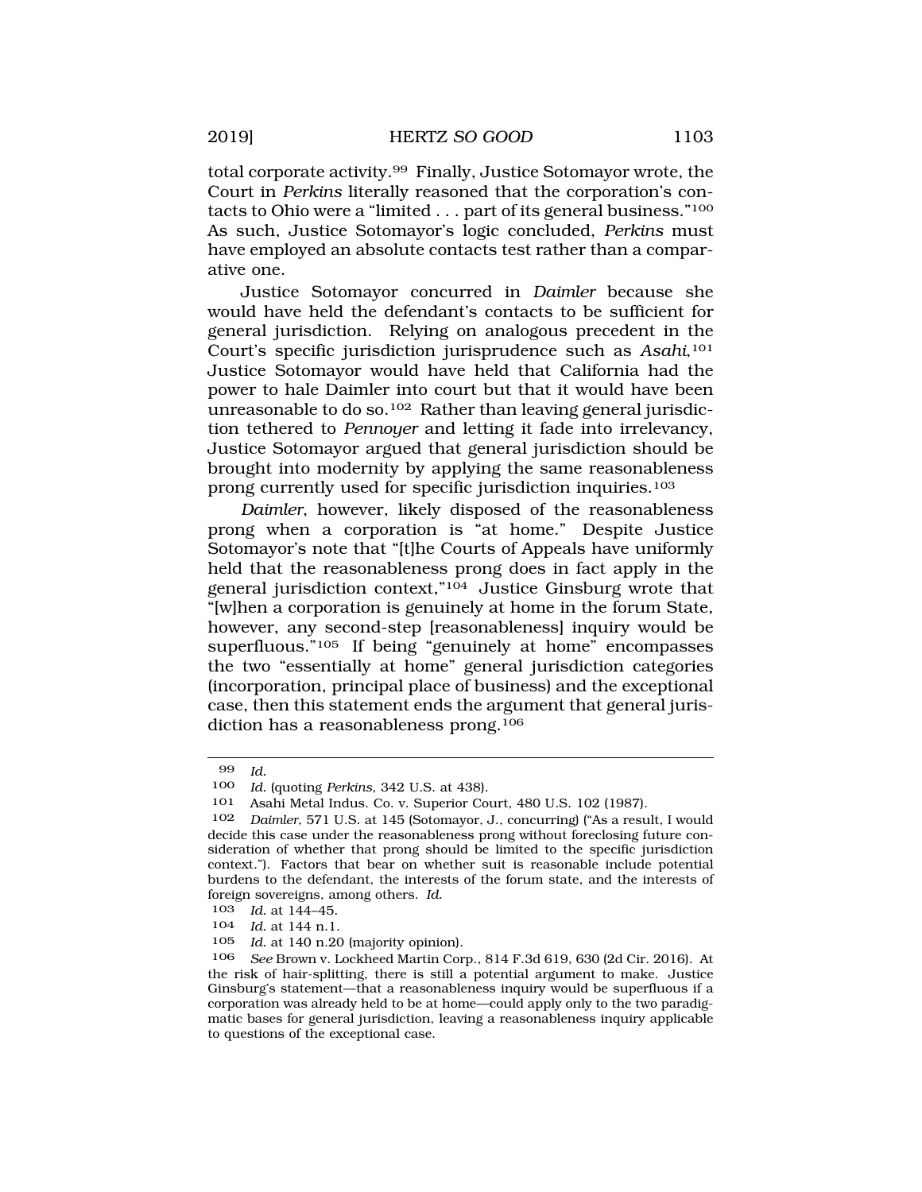total corporate activity.[99] Finally, Justice Sotomayor wrote, the Court in *Perkins* literally reasoned that the corporation's contacts to Ohio were a "limited . . . part of its general business."[100] As such, Justice Sotomayor's logic concluded, *Perkins* must have employed an absolute contacts test rather than a comparative one.

Justice Sotomayor concurred in *Daimler* because she would have held the defendant's contacts to be sufficient for general jurisdiction. Relying on analogous precedent in the Court's specific jurisdiction jurisprudence such as *Asahi*,[101] Justice Sotomayor would have held that California had the power to hale Daimler into court but that it would have been unreasonable to do so.[102] Rather than leaving general jurisdiction tethered to *Pennoyer* and letting it fade into irrelevancy, Justice Sotomayor argued that general jurisdiction should be brought into modernity by applying the same reasonableness prong currently used for specific jurisdiction inquiries.[103]

*Daimler*, however, likely disposed of the reasonableness prong when a corporation is "at home." Despite Justice Sotomayor's note that "[t]he Courts of Appeals have uniformly held that the reasonableness prong does in fact apply in the general jurisdiction context,"[104] Justice Ginsburg wrote that "[w]hen a corporation is genuinely at home in the forum State, however, any second-step [reasonableness] inquiry would be superfluous."[105] If being "genuinely at home" encompasses the two "essentially at home" general jurisdiction categories (incorporation, principal place of business) and the exceptional case, then this statement ends the argument that general jurisdiction has a reasonableness prong.[106]

---

[99] *Id.*

[100] *Id.* (quoting *Perkins*, 342 U.S. at 438).

[101] Asahi Metal Indus. Co. v. Superior Court, 480 U.S. 102 (1987).

[102] *Daimler*, 571 U.S. at 145 (Sotomayor, J., concurring) ("As a result, I would decide this case under the reasonableness prong without foreclosing future consideration of whether that prong should be limited to the specific jurisdiction context."). Factors that bear on whether suit is reasonable include potential burdens to the defendant, the interests of the forum state, and the interests of foreign sovereigns, among others. *Id.*

[103] *Id.* at 144–45.

[104] *Id.* at 144 n.1.

[105] *Id.* at 140 n.20 (majority opinion).

[106] *See* Brown v. Lockheed Martin Corp., 814 F.3d 619, 630 (2d Cir. 2016). At the risk of hair-splitting, there is still a potential argument to make. Justice Ginsburg's statement—that a reasonableness inquiry would be superfluous if a corporation was already held to be at home—could apply only to the two paradigmatic bases for general jurisdiction, leaving a reasonableness inquiry applicable to questions of the exceptional case.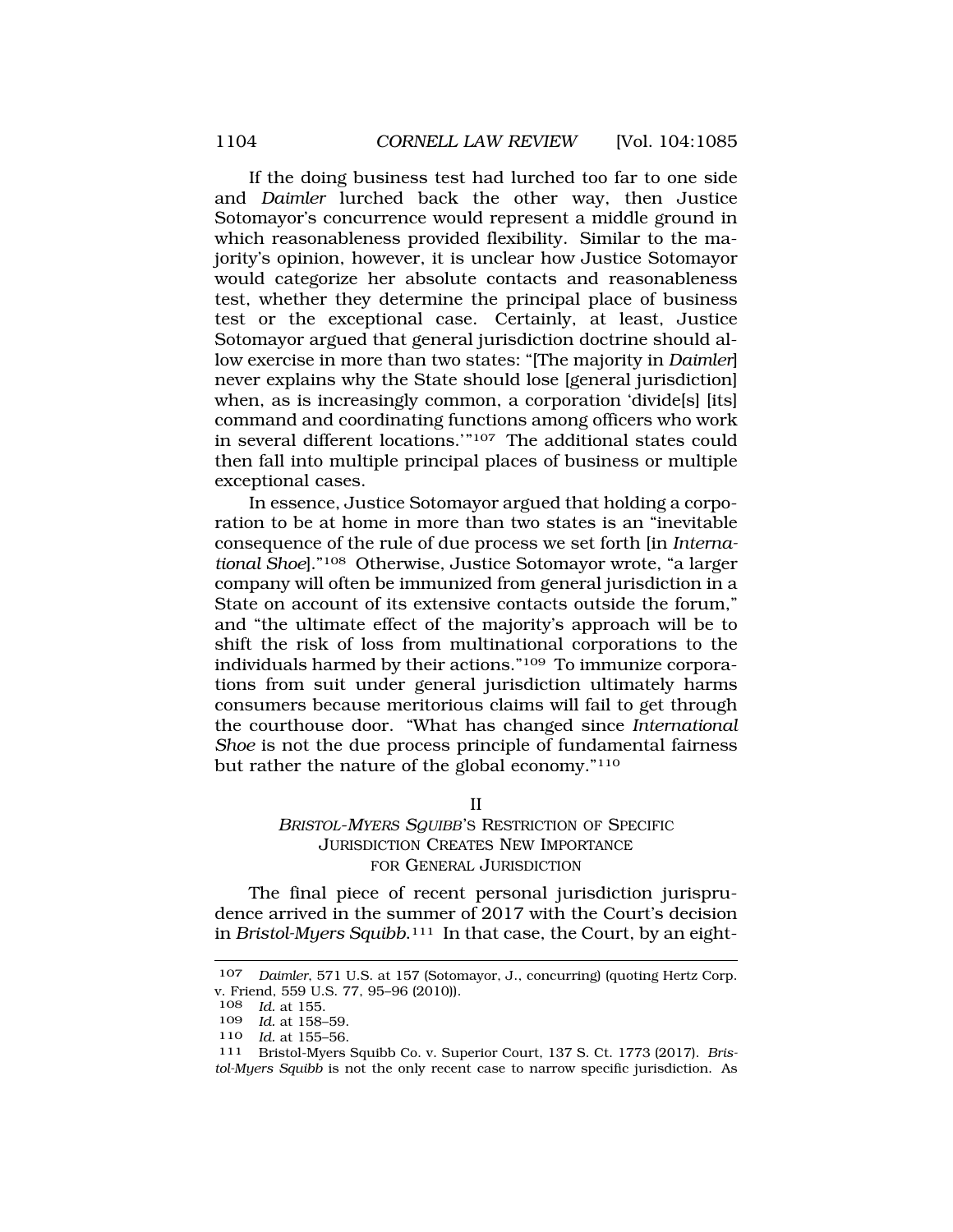If the doing business test had lurched too far to one side and *Daimler* lurched back the other way, then Justice Sotomayor's concurrence would represent a middle ground in which reasonableness provided flexibility. Similar to the majority's opinion, however, it is unclear how Justice Sotomayor would categorize her absolute contacts and reasonableness test, whether they determine the principal place of business test or the exceptional case. Certainly, at least, Justice Sotomayor argued that general jurisdiction doctrine should allow exercise in more than two states: "[The majority in *Daimler*] never explains why the State should lose [general jurisdiction] when, as is increasingly common, a corporation 'divide[s] [its] command and coordinating functions among officers who work in several different locations.'"[107] The additional states could then fall into multiple principal places of business or multiple exceptional cases.

In essence, Justice Sotomayor argued that holding a corporation to be at home in more than two states is an "inevitable consequence of the rule of due process we set forth [in *International Shoe*]."[108] Otherwise, Justice Sotomayor wrote, "a larger company will often be immunized from general jurisdiction in a State on account of its extensive contacts outside the forum," and "the ultimate effect of the majority's approach will be to shift the risk of loss from multinational corporations to the individuals harmed by their actions."[109] To immunize corporations from suit under general jurisdiction ultimately harms consumers because meritorious claims will fail to get through the courthouse door. "What has changed since *International Shoe* is not the due process principle of fundamental fairness but rather the nature of the global economy."[110]

## II
## *BRISTOL-MYERS SQUIBB*'S RESTRICTION OF SPECIFIC JURISDICTION CREATES NEW IMPORTANCE FOR GENERAL JURISDICTION

The final piece of recent personal jurisdiction jurisprudence arrived in the summer of 2017 with the Court's decision in *Bristol-Myers Squibb*.[111] In that case, the Court, by an eight-

---

[107] *Daimler*, 571 U.S. at 157 (Sotomayor, J., concurring) (quoting Hertz Corp. v. Friend, 559 U.S. 77, 95–96 (2010)).

[108] *Id.* at 155.

[109] *Id.* at 158–59.

[110] *Id.* at 155–56.

[111] Bristol-Myers Squibb Co. v. Superior Court, 137 S. Ct. 1773 (2017). *Bristol-Myers Squibb* is not the only recent case to narrow specific jurisdiction. As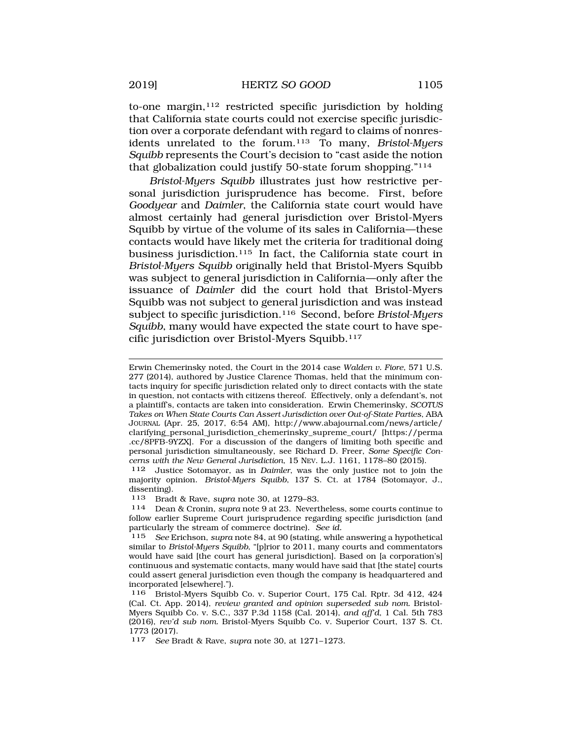to-one margin,[112] restricted specific jurisdiction by holding that California state courts could not exercise specific jurisdiction over a corporate defendant with regard to claims of nonresidents unrelated to the forum.[113] To many, *Bristol-Myers Squibb* represents the Court's decision to "cast aside the notion that globalization could justify 50-state forum shopping."[114]

*Bristol-Myers Squibb* illustrates just how restrictive personal jurisdiction jurisprudence has become. First, before *Goodyear* and *Daimler*, the California state court would have almost certainly had general jurisdiction over Bristol-Myers Squibb by virtue of the volume of its sales in California—these contacts would have likely met the criteria for traditional doing business jurisdiction.[115] In fact, the California state court in *Bristol-Myers Squibb* originally held that Bristol-Myers Squibb was subject to general jurisdiction in California—only after the issuance of *Daimler* did the court hold that Bristol-Myers Squibb was not subject to general jurisdiction and was instead subject to specific jurisdiction.[116] Second, before *Bristol-Myers Squibb*, many would have expected the state court to have specific jurisdiction over Bristol-Myers Squibb.[117]

---

Erwin Chemerinsky noted, the Court in the 2014 case *Walden v. Fiore*, 571 U.S. 277 (2014), authored by Justice Clarence Thomas, held that the minimum contacts inquiry for specific jurisdiction related only to direct contacts with the state in question, not contacts with citizens thereof. Effectively, only a defendant's, not a plaintiff's, contacts are taken into consideration. Erwin Chemerinsky, *SCOTUS Takes on When State Courts Can Assert Jurisdiction over Out-of-State Parties*, ABA JOURNAL (Apr. 25, 2017, 6:54 AM), http://www.abajournal.com/news/article/clarifying_personal_jurisdiction_chemerinsky_supreme_court/ [https://perma.cc/8PFB-9YZX]. For a discussion of the dangers of limiting both specific and personal jurisdiction simultaneously, see Richard D. Freer, *Some Specific Concerns with the New General Jurisdiction*, 15 NEV. L.J. 1161, 1178–80 (2015).

112 Justice Sotomayor, as in *Daimler*, was the only justice not to join the majority opinion. *Bristol-Myers Squibb*, 137 S. Ct. at 1784 (Sotomayor, J., dissenting).

113 Bradt & Rave, *supra* note 30, at 1279–83.

114 Dean & Cronin, *supra* note 9 at 23. Nevertheless, some courts continue to follow earlier Supreme Court jurisprudence regarding specific jurisdiction (and particularly the stream of commerce doctrine). *See id.*

115 *See* Erichson, *supra* note 84, at 90 (stating, while answering a hypothetical similar to *Bristol-Myers Squibb*, "[p]rior to 2011, many courts and commentators would have said [the court has general jurisdiction]. Based on [a corporation's] continuous and systematic contacts, many would have said that [the state] courts could assert general jurisdiction even though the company is headquartered and incorporated [elsewhere].").

116 Bristol-Myers Squibb Co. v. Superior Court, 175 Cal. Rptr. 3d 412, 424 (Cal. Ct. App. 2014), *review granted and opinion superseded sub nom.* Bristol-Myers Squibb Co. v. S.C., 337 P.3d 1158 (Cal. 2014), *and aff'd*, 1 Cal. 5th 783 (2016), *rev'd sub nom.* Bristol-Myers Squibb Co. v. Superior Court, 137 S. Ct. 1773 (2017).

117 *See* Bradt & Rave, *supra* note 30, at 1271–1273.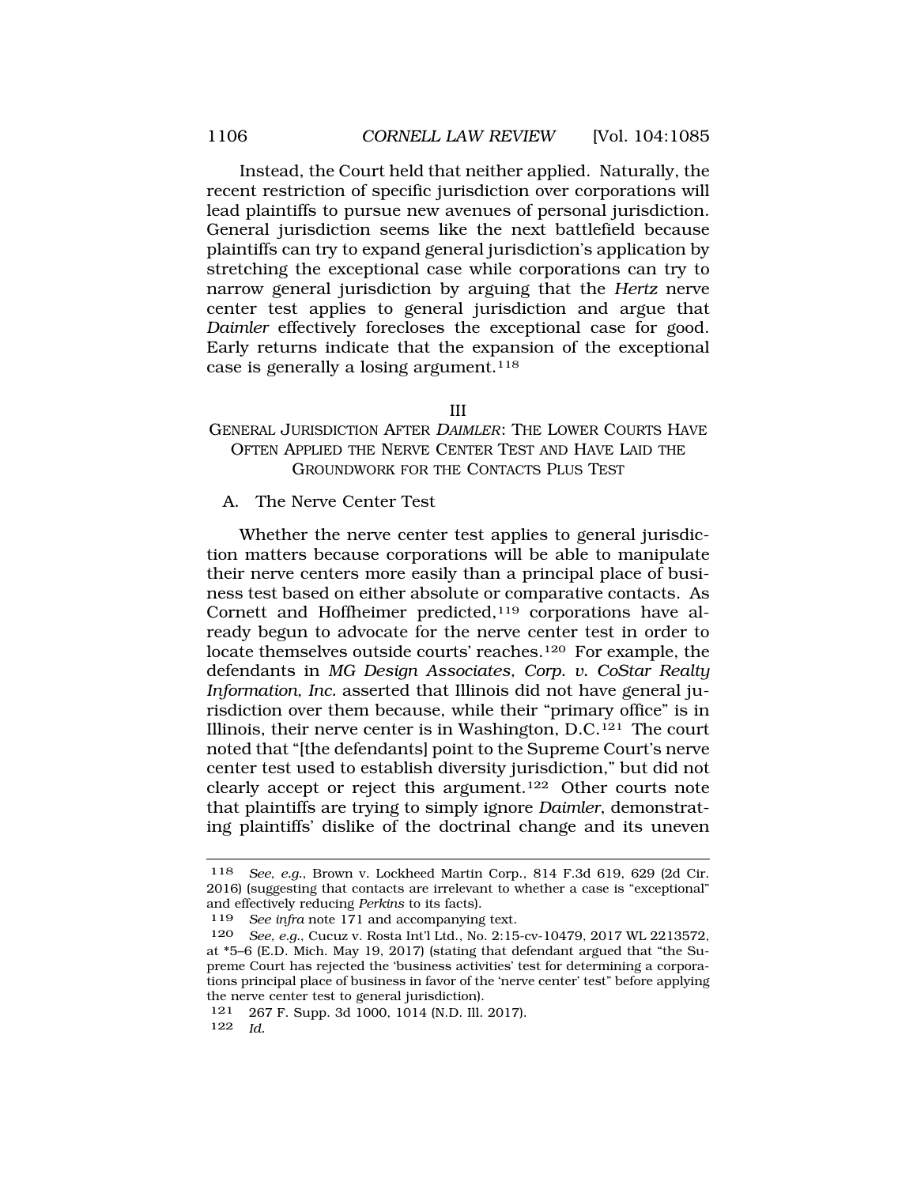Instead, the Court held that neither applied. Naturally, the recent restriction of specific jurisdiction over corporations will lead plaintiffs to pursue new avenues of personal jurisdiction. General jurisdiction seems like the next battlefield because plaintiffs can try to expand general jurisdiction's application by stretching the exceptional case while corporations can try to narrow general jurisdiction by arguing that the *Hertz* nerve center test applies to general jurisdiction and argue that *Daimler* effectively forecloses the exceptional case for good. Early returns indicate that the expansion of the exceptional case is generally a losing argument.[118]

## III
## GENERAL JURISDICTION AFTER *DAIMLER*: THE LOWER COURTS HAVE OFTEN APPLIED THE NERVE CENTER TEST AND HAVE LAID THE GROUNDWORK FOR THE CONTACTS PLUS TEST

### A. The Nerve Center Test

Whether the nerve center test applies to general jurisdiction matters because corporations will be able to manipulate their nerve centers more easily than a principal place of business test based on either absolute or comparative contacts. As Cornett and Hoffheimer predicted,[119] corporations have already begun to advocate for the nerve center test in order to locate themselves outside courts' reaches.[120] For example, the defendants in *MG Design Associates, Corp. v. CoStar Realty Information, Inc.* asserted that Illinois did not have general jurisdiction over them because, while their "primary office" is in Illinois, their nerve center is in Washington, D.C.[121] The court noted that "[the defendants] point to the Supreme Court's nerve center test used to establish diversity jurisdiction," but did not clearly accept or reject this argument.[122] Other courts note that plaintiffs are trying to simply ignore *Daimler*, demonstrating plaintiffs' dislike of the doctrinal change and its uneven

---

118 *See, e.g.*, Brown v. Lockheed Martin Corp., 814 F.3d 619, 629 (2d Cir. 2016) (suggesting that contacts are irrelevant to whether a case is "exceptional" and effectively reducing *Perkins* to its facts).

119 *See infra* note 171 and accompanying text.

120 *See, e.g.*, Cucuz v. Rosta Int'l Ltd., No. 2:15-cv-10479, 2017 WL 2213572, at *5–6 (E.D. Mich. May 19, 2017) (stating that defendant argued that "the Supreme Court has rejected the 'business activities' test for determining a corporations principal place of business in favor of the 'nerve center' test" before applying the nerve center test to general jurisdiction).

121 267 F. Supp. 3d 1000, 1014 (N.D. Ill. 2017).

122 *Id.*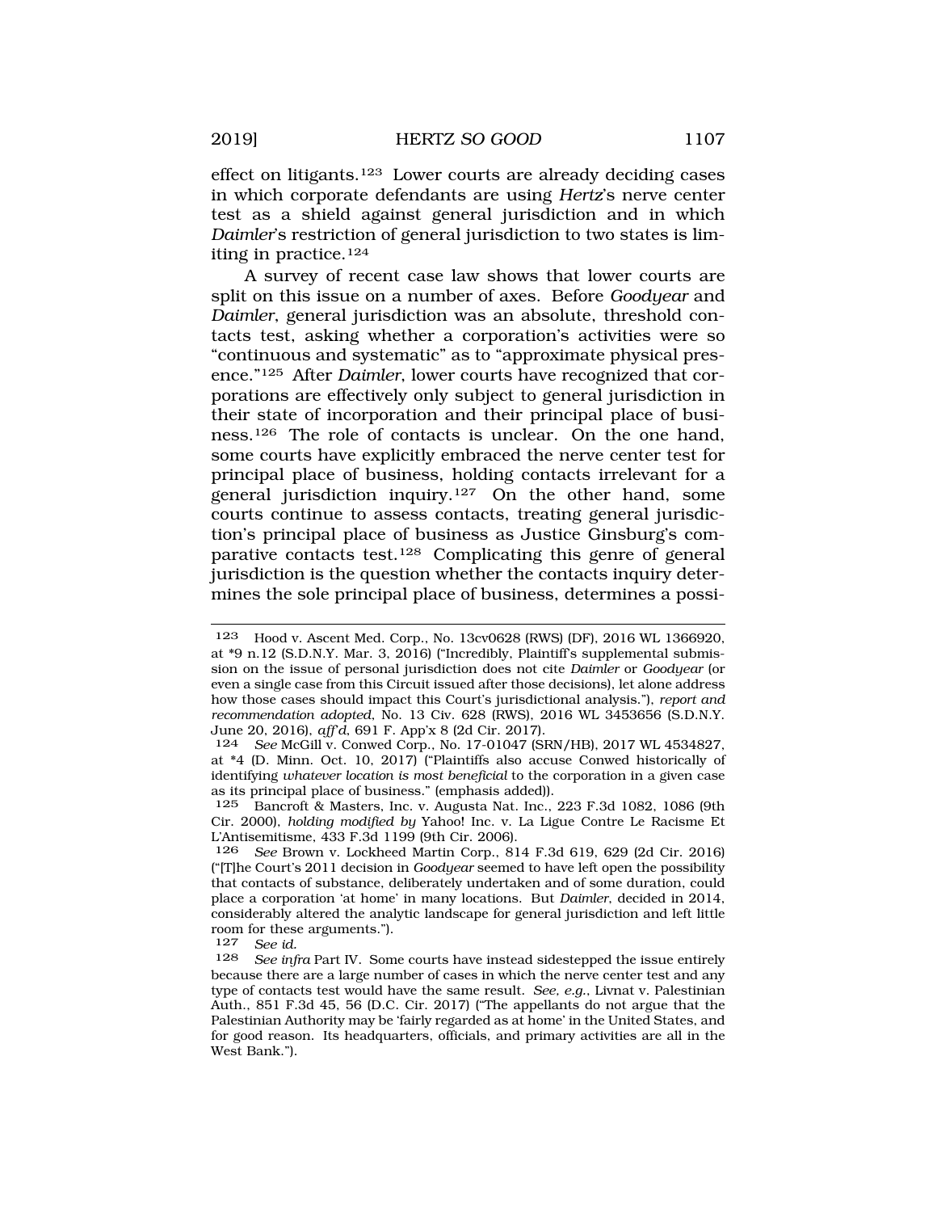effect on litigants.[123] Lower courts are already deciding cases in which corporate defendants are using *Hertz*'s nerve center test as a shield against general jurisdiction and in which *Daimler*'s restriction of general jurisdiction to two states is limiting in practice.[124]

A survey of recent case law shows that lower courts are split on this issue on a number of axes. Before *Goodyear* and *Daimler*, general jurisdiction was an absolute, threshold contacts test, asking whether a corporation's activities were so "continuous and systematic" as to "approximate physical presence."[125] After *Daimler*, lower courts have recognized that corporations are effectively only subject to general jurisdiction in their state of incorporation and their principal place of business.[126] The role of contacts is unclear. On the one hand, some courts have explicitly embraced the nerve center test for principal place of business, holding contacts irrelevant for a general jurisdiction inquiry.[127] On the other hand, some courts continue to assess contacts, treating general jurisdiction's principal place of business as Justice Ginsburg's comparative contacts test.[128] Complicating this genre of general jurisdiction is the question whether the contacts inquiry determines the sole principal place of business, determines a possi-

---

[123] Hood v. Ascent Med. Corp., No. 13cv0628 (RWS) (DF), 2016 WL 1366920, at *9 n.12 (S.D.N.Y. Mar. 3, 2016) ("Incredibly, Plaintiff's supplemental submission on the issue of personal jurisdiction does not cite *Daimler* or *Goodyear* (or even a single case from this Circuit issued after those decisions), let alone address how those cases should impact this Court's jurisdictional analysis."), *report and recommendation adopted*, No. 13 Civ. 628 (RWS), 2016 WL 3453656 (S.D.N.Y. June 20, 2016), *aff'd*, 691 F. App'x 8 (2d Cir. 2017).

[124] *See* McGill v. Conwed Corp., No. 17-01047 (SRN/HB), 2017 WL 4534827, at *4 (D. Minn. Oct. 10, 2017) ("Plaintiffs also accuse Conwed historically of identifying *whatever location is most beneficial* to the corporation in a given case as its principal place of business." (emphasis added)).

[125] Bancroft & Masters, Inc. v. Augusta Nat. Inc., 223 F.3d 1082, 1086 (9th Cir. 2000), *holding modified by* Yahoo! Inc. v. La Ligue Contre Le Racisme Et L'Antisemitisme, 433 F.3d 1199 (9th Cir. 2006).

[126] *See* Brown v. Lockheed Martin Corp., 814 F.3d 619, 629 (2d Cir. 2016) ("[T]he Court's 2011 decision in *Goodyear* seemed to have left open the possibility that contacts of substance, deliberately undertaken and of some duration, could place a corporation 'at home' in many locations. But *Daimler*, decided in 2014, considerably altered the analytic landscape for general jurisdiction and left little room for these arguments.").

[127] *See id.*

[128] *See infra* Part IV. Some courts have instead sidestepped the issue entirely because there are a large number of cases in which the nerve center test and any type of contacts test would have the same result. *See, e.g.*, Livnat v. Palestinian Auth., 851 F.3d 45, 56 (D.C. Cir. 2017) ("The appellants do not argue that the Palestinian Authority may be 'fairly regarded as at home' in the United States, and for good reason. Its headquarters, officials, and primary activities are all in the West Bank.").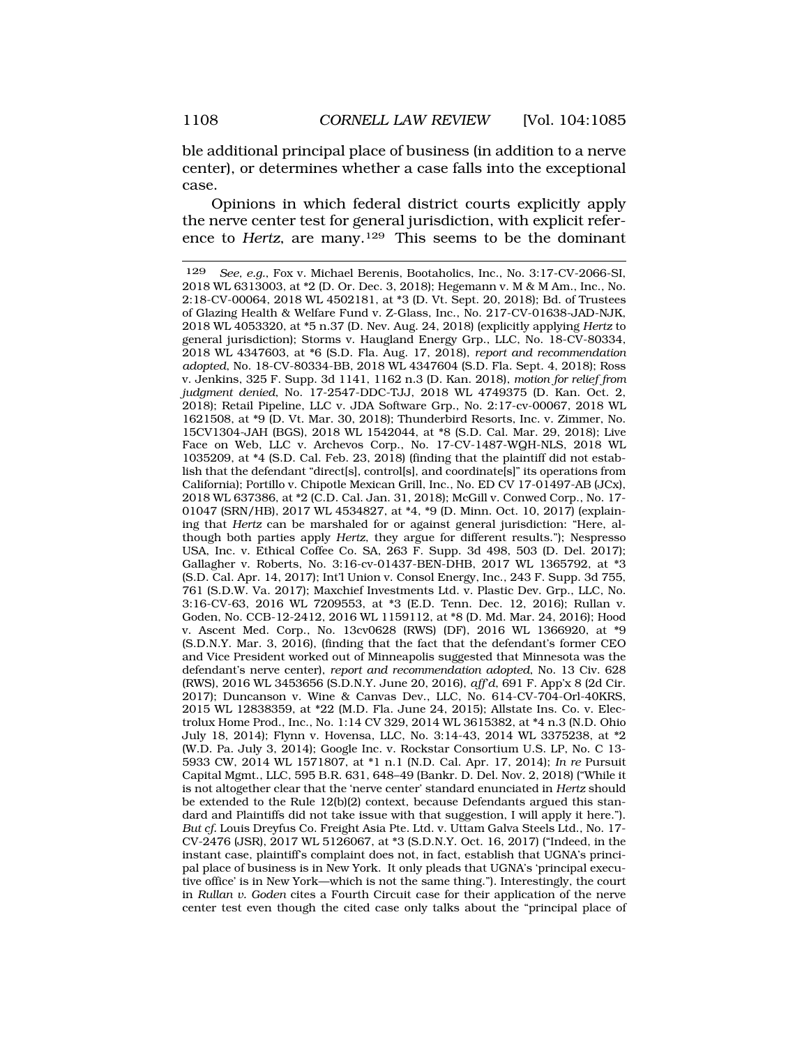ble additional principal place of business (in addition to a nerve center), or determines whether a case falls into the exceptional case.

Opinions in which federal district courts explicitly apply the nerve center test for general jurisdiction, with explicit reference to *Hertz*, are many.[129] This seems to be the dominant

---

[129] *See, e.g.*, Fox v. Michael Berenis, Bootaholics, Inc., No. 3:17-CV-2066-SI, 2018 WL 6313003, at *2 (D. Or. Dec. 3, 2018); Hegemann v. M & M Am., Inc., No. 2:18-CV-00064, 2018 WL 4502181, at *3 (D. Vt. Sept. 20, 2018); Bd. of Trustees of Glazing Health & Welfare Fund v. Z-Glass, Inc., No. 217-CV-01638-JAD-NJK, 2018 WL 4053320, at *5 n.37 (D. Nev. Aug. 24, 2018) (explicitly applying *Hertz* to general jurisdiction); Storms v. Haugland Energy Grp., LLC, No. 18-CV-80334, 2018 WL 4347603, at *6 (S.D. Fla. Aug. 17, 2018), *report and recommendation adopted*, No. 18-CV-80334-BB, 2018 WL 4347604 (S.D. Fla. Sept. 4, 2018); Ross v. Jenkins, 325 F. Supp. 3d 1141, 1162 n.3 (D. Kan. 2018), *motion for relief from judgment denied*, No. 17-2547-DDC-TJJ, 2018 WL 4749375 (D. Kan. Oct. 2, 2018); Retail Pipeline, LLC v. JDA Software Grp., No. 2:17-cv-00067, 2018 WL 1621508, at *9 (D. Vt. Mar. 30, 2018); Thunderbird Resorts, Inc. v. Zimmer, No. 15CV1304-JAH (BGS), 2018 WL 1542044, at *8 (S.D. Cal. Mar. 29, 2018); Live Face on Web, LLC v. Archevos Corp., No. 17-CV-1487-WQH-NLS, 2018 WL 1035209, at *4 (S.D. Cal. Feb. 23, 2018) (finding that the plaintiff did not establish that the defendant "direct[s], control[s], and coordinate[s]" its operations from California); Portillo v. Chipotle Mexican Grill, Inc., No. ED CV 17-01497-AB (JCx), 2018 WL 637386, at *2 (C.D. Cal. Jan. 31, 2018); McGill v. Conwed Corp., No. 17-01047 (SRN/HB), 2017 WL 4534827, at *4, *9 (D. Minn. Oct. 10, 2017) (explaining that *Hertz* can be marshaled for or against general jurisdiction: "Here, although both parties apply *Hertz*, they argue for different results."); Nespresso USA, Inc. v. Ethical Coffee Co. SA, 263 F. Supp. 3d 498, 503 (D. Del. 2017); Gallagher v. Roberts, No. 3:16-cv-01437-BEN-DHB, 2017 WL 1365792, at *3 (S.D. Cal. Apr. 14, 2017); Int'l Union v. Consol Energy, Inc., 243 F. Supp. 3d 755, 761 (S.D.W. Va. 2017); Maxchief Investments Ltd. v. Plastic Dev. Grp., LLC, No. 3:16-CV-63, 2016 WL 7209553, at *3 (E.D. Tenn. Dec. 12, 2016); Rullan v. Goden, No. CCB-12-2412, 2016 WL 1159112, at *8 (D. Md. Mar. 24, 2016); Hood v. Ascent Med. Corp., No. 13cv0628 (RWS) (DF), 2016 WL 1366920, at *9 (S.D.N.Y. Mar. 3, 2016), (finding that the fact that the defendant's former CEO and Vice President worked out of Minneapolis suggested that Minnesota was the defendant's nerve center), *report and recommendation adopted*, No. 13 Civ. 628 (RWS), 2016 WL 3453656 (S.D.N.Y. June 20, 2016), *aff'd*, 691 F. App'x 8 (2d Cir. 2017); Duncanson v. Wine & Canvas Dev., LLC, No. 614-CV-704-Orl-40KRS, 2015 WL 12838359, at *22 (M.D. Fla. June 24, 2015); Allstate Ins. Co. v. Electrolux Home Prod., Inc., No. 1:14 CV 329, 2014 WL 3615382, at *4 n.3 (N.D. Ohio July 18, 2014); Flynn v. Hovensa, LLC, No. 3:14-43, 2014 WL 3375238, at *2 (W.D. Pa. July 3, 2014); Google Inc. v. Rockstar Consortium U.S. LP, No. C 13-5933 CW, 2014 WL 1571807, at *1 n.1 (N.D. Cal. Apr. 17, 2014); *In re* Pursuit Capital Mgmt., LLC, 595 B.R. 631, 648–49 (Bankr. D. Del. Nov. 2, 2018) ("While it is not altogether clear that the 'nerve center' standard enunciated in *Hertz* should be extended to the Rule 12(b)(2) context, because Defendants argued this standard and Plaintiffs did not take issue with that suggestion, I will apply it here."). *But cf.* Louis Dreyfus Co. Freight Asia Pte. Ltd. v. Uttam Galva Steels Ltd., No. 17-CV-2476 (JSR), 2017 WL 5126067, at *3 (S.D.N.Y. Oct. 16, 2017) ("Indeed, in the instant case, plaintiff's complaint does not, in fact, establish that UGNA's principal place of business is in New York. It only pleads that UGNA's 'principal executive office' is in New York—which is not the same thing."). Interestingly, the court in *Rullan v. Goden* cites a Fourth Circuit case for their application of the nerve center test even though the cited case only talks about the "principal place of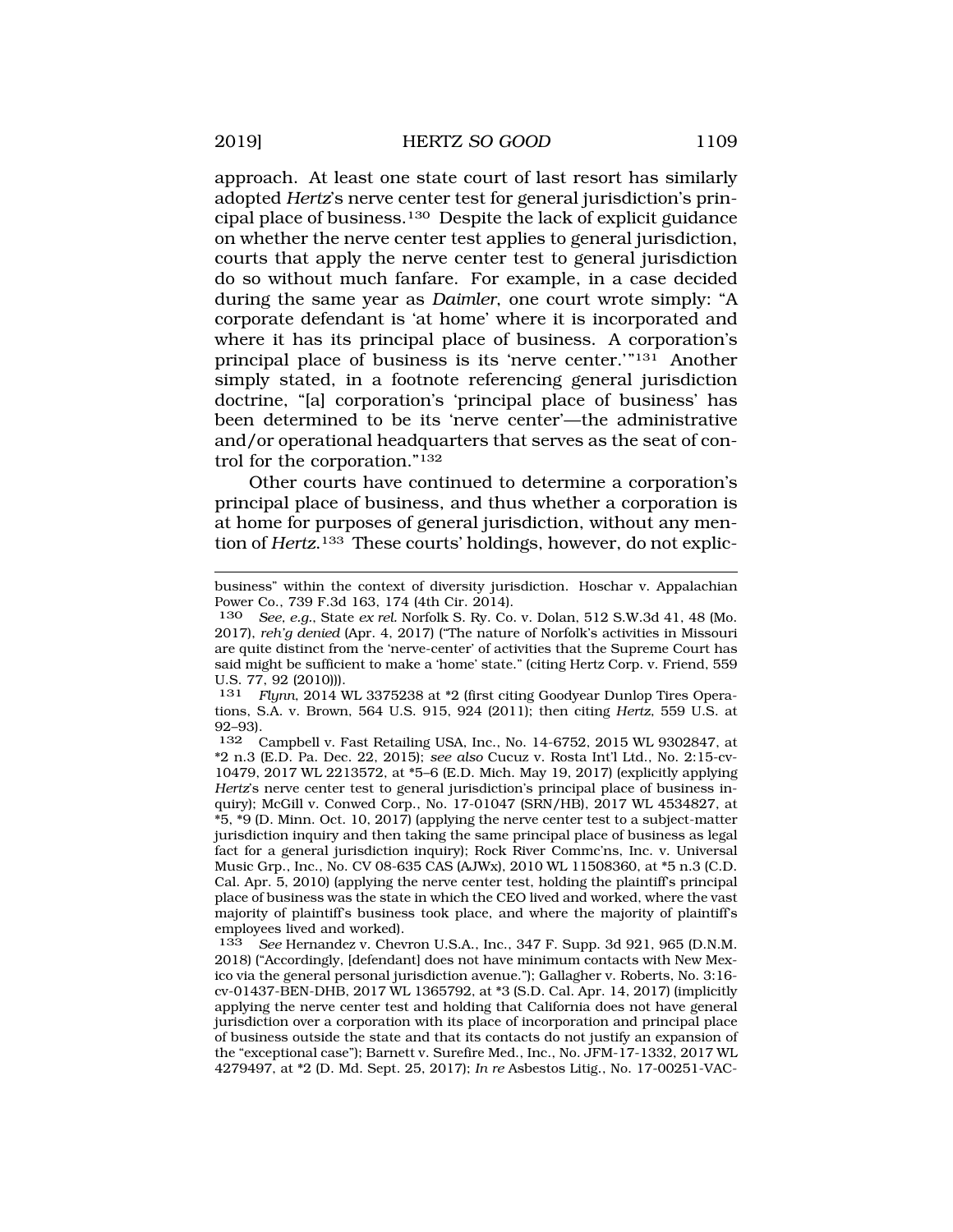approach. At least one state court of last resort has similarly adopted *Hertz*'s nerve center test for general jurisdiction's principal place of business.[130] Despite the lack of explicit guidance on whether the nerve center test applies to general jurisdiction, courts that apply the nerve center test to general jurisdiction do so without much fanfare. For example, in a case decided during the same year as *Daimler*, one court wrote simply: "A corporate defendant is 'at home' where it is incorporated and where it has its principal place of business. A corporation's principal place of business is its 'nerve center.'"[131] Another simply stated, in a footnote referencing general jurisdiction doctrine, "[a] corporation's 'principal place of business' has been determined to be its 'nerve center'—the administrative and/or operational headquarters that serves as the seat of control for the corporation."[132]

Other courts have continued to determine a corporation's principal place of business, and thus whether a corporation is at home for purposes of general jurisdiction, without any mention of *Hertz*.[133] These courts' holdings, however, do not explic-

---

business" within the context of diversity jurisdiction. Hoschar v. Appalachian Power Co., 739 F.3d 163, 174 (4th Cir. 2014).

130 *See, e.g.*, State *ex rel.* Norfolk S. Ry. Co. v. Dolan, 512 S.W.3d 41, 48 (Mo. 2017), *reh'g denied* (Apr. 4, 2017) ("The nature of Norfolk's activities in Missouri are quite distinct from the 'nerve-center' of activities that the Supreme Court has said might be sufficient to make a 'home' state." (citing Hertz Corp. v. Friend, 559 U.S. 77, 92 (2010))).

131 *Flynn*, 2014 WL 3375238 at *2 (first citing Goodyear Dunlop Tires Operations, S.A. v. Brown, 564 U.S. 915, 924 (2011); then citing *Hertz*, 559 U.S. at 92–93).

132 Campbell v. Fast Retailing USA, Inc., No. 14-6752, 2015 WL 9302847, at *2 n.3 (E.D. Pa. Dec. 22, 2015); *see also* Cucuz v. Rosta Int'l Ltd., No. 2:15-cv-10479, 2017 WL 2213572, at *5–6 (E.D. Mich. May 19, 2017) (explicitly applying *Hertz*'s nerve center test to general jurisdiction's principal place of business inquiry); McGill v. Conwed Corp., No. 17-01047 (SRN/HB), 2017 WL 4534827, at *5, *9 (D. Minn. Oct. 10, 2017) (applying the nerve center test to a subject-matter jurisdiction inquiry and then taking the same principal place of business as legal fact for a general jurisdiction inquiry); Rock River Commc'ns, Inc. v. Universal Music Grp., Inc., No. CV 08-635 CAS (AJWx), 2010 WL 11508360, at *5 n.3 (C.D. Cal. Apr. 5, 2010) (applying the nerve center test, holding the plaintiff's principal place of business was the state in which the CEO lived and worked, where the vast majority of plaintiff's business took place, and where the majority of plaintiff's employees lived and worked).

133 *See* Hernandez v. Chevron U.S.A., Inc., 347 F. Supp. 3d 921, 965 (D.N.M. 2018) ("Accordingly, [defendant] does not have minimum contacts with New Mexico via the general personal jurisdiction avenue."); Gallagher v. Roberts, No. 3:16-cv-01437-BEN-DHB, 2017 WL 1365792, at *3 (S.D. Cal. Apr. 14, 2017) (implicitly applying the nerve center test and holding that California does not have general jurisdiction over a corporation with its place of incorporation and principal place of business outside the state and that its contacts do not justify an expansion of the "exceptional case"); Barnett v. Surefire Med., Inc., No. JFM-17-1332, 2017 WL 4279497, at *2 (D. Md. Sept. 25, 2017); *In re* Asbestos Litig., No. 17-00251-VAC-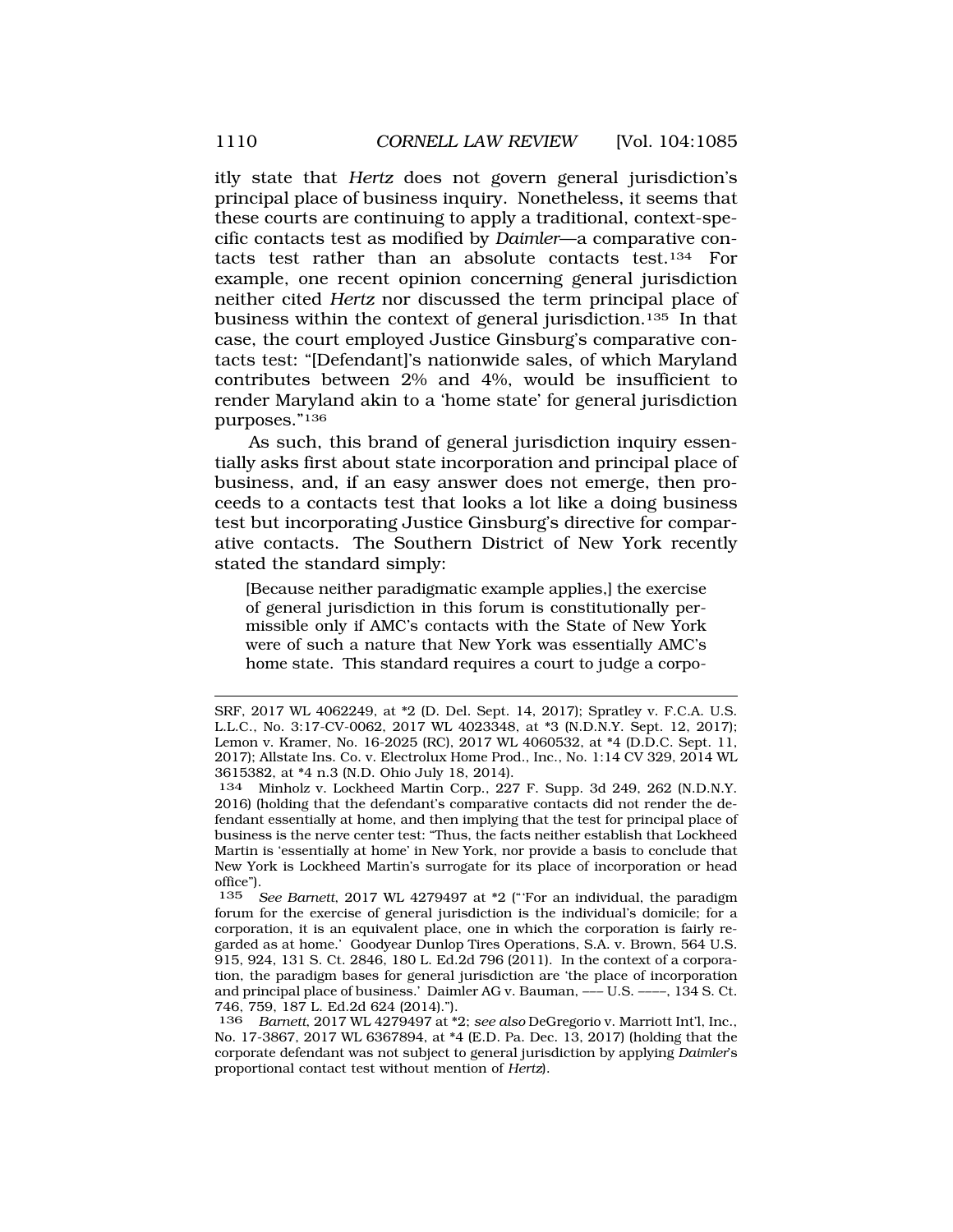itly state that *Hertz* does not govern general jurisdiction's principal place of business inquiry. Nonetheless, it seems that these courts are continuing to apply a traditional, context-specific contacts test as modified by *Daimler*—a comparative contacts test rather than an absolute contacts test.[134] For example, one recent opinion concerning general jurisdiction neither cited *Hertz* nor discussed the term principal place of business within the context of general jurisdiction.[135] In that case, the court employed Justice Ginsburg's comparative contacts test: "[Defendant]'s nationwide sales, of which Maryland contributes between 2% and 4%, would be insufficient to render Maryland akin to a 'home state' for general jurisdiction purposes."[136]

As such, this brand of general jurisdiction inquiry essentially asks first about state incorporation and principal place of business, and, if an easy answer does not emerge, then proceeds to a contacts test that looks a lot like a doing business test but incorporating Justice Ginsburg's directive for comparative contacts. The Southern District of New York recently stated the standard simply:

> [Because neither paradigmatic example applies,] the exercise of general jurisdiction in this forum is constitutionally permissible only if AMC's contacts with the State of New York were of such a nature that New York was essentially AMC's home state. This standard requires a court to judge a corpo-

---

SRF, 2017 WL 4062249, at *2 (D. Del. Sept. 14, 2017); Spratley v. F.C.A. U.S. L.L.C., No. 3:17-CV-0062, 2017 WL 4023348, at *3 (N.D.N.Y. Sept. 12, 2017); Lemon v. Kramer, No. 16-2025 (RC), 2017 WL 4060532, at *4 (D.D.C. Sept. 11, 2017); Allstate Ins. Co. v. Electrolux Home Prod., Inc., No. 1:14 CV 329, 2014 WL 3615382, at *4 n.3 (N.D. Ohio July 18, 2014).

134 Minholz v. Lockheed Martin Corp., 227 F. Supp. 3d 249, 262 (N.D.N.Y. 2016) (holding that the defendant's comparative contacts did not render the defendant essentially at home, and then implying that the test for principal place of business is the nerve center test: "Thus, the facts neither establish that Lockheed Martin is 'essentially at home' in New York, nor provide a basis to conclude that New York is Lockheed Martin's surrogate for its place of incorporation or head office").

135 *See Barnett*, 2017 WL 4279497 at *2 ("'For an individual, the paradigm forum for the exercise of general jurisdiction is the individual's domicile; for a corporation, it is an equivalent place, one in which the corporation is fairly regarded as at home.' Goodyear Dunlop Tires Operations, S.A. v. Brown, 564 U.S. 915, 924, 131 S. Ct. 2846, 180 L. Ed.2d 796 (2011). In the context of a corporation, the paradigm bases for general jurisdiction are 'the place of incorporation and principal place of business.' Daimler AG v. Bauman, ––– U.S. ––––, 134 S. Ct. 746, 759, 187 L. Ed.2d 624 (2014).").

136 *Barnett*, 2017 WL 4279497 at *2; *see also* DeGregorio v. Marriott Int'l, Inc., No. 17-3867, 2017 WL 6367894, at *4 (E.D. Pa. Dec. 13, 2017) (holding that the corporate defendant was not subject to general jurisdiction by applying *Daimler*'s proportional contact test without mention of *Hertz*).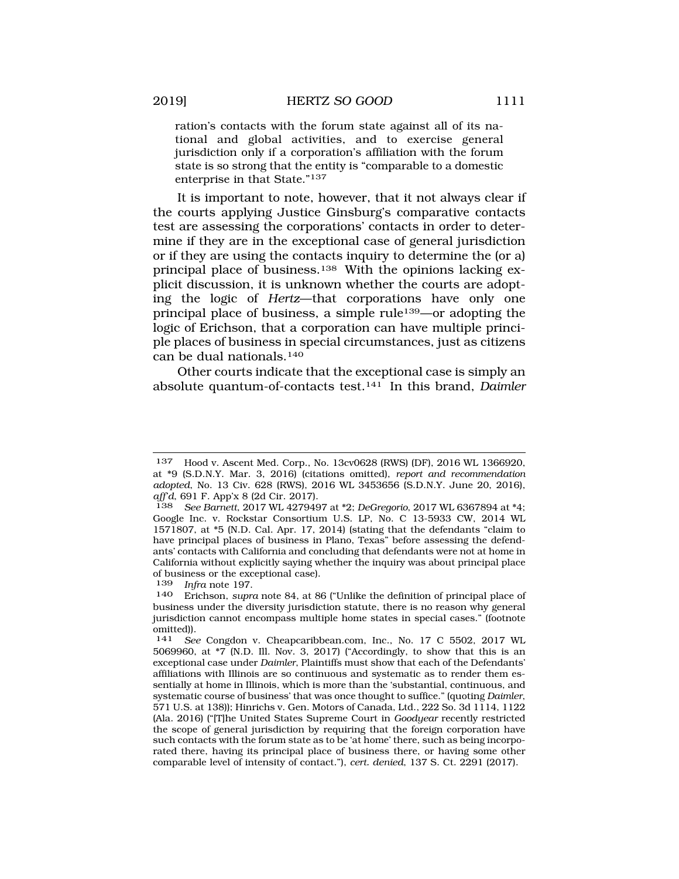ration's contacts with the forum state against all of its national and global activities, and to exercise general jurisdiction only if a corporation's affiliation with the forum state is so strong that the entity is "comparable to a domestic enterprise in that State."[137]

It is important to note, however, that it not always clear if the courts applying Justice Ginsburg's comparative contacts test are assessing the corporations' contacts in order to determine if they are in the exceptional case of general jurisdiction or if they are using the contacts inquiry to determine the (or a) principal place of business.[138] With the opinions lacking explicit discussion, it is unknown whether the courts are adopting the logic of *Hertz*—that corporations have only one principal place of business, a simple rule[139]—or adopting the logic of Erichson, that a corporation can have multiple principle places of business in special circumstances, just as citizens can be dual nationals.[140]

Other courts indicate that the exceptional case is simply an absolute quantum-of-contacts test.[141] In this brand, *Daimler*

---

137 Hood v. Ascent Med. Corp., No. 13cv0628 (RWS) (DF), 2016 WL 1366920, at *9 (S.D.N.Y. Mar. 3, 2016) (citations omitted), *report and recommendation adopted*, No. 13 Civ. 628 (RWS), 2016 WL 3453656 (S.D.N.Y. June 20, 2016), *aff'd*, 691 F. App'x 8 (2d Cir. 2017).

138 *See Barnett*, 2017 WL 4279497 at *2; *DeGregorio*, 2017 WL 6367894 at *4; Google Inc. v. Rockstar Consortium U.S. LP, No. C 13-5933 CW, 2014 WL 1571807, at *5 (N.D. Cal. Apr. 17, 2014) (stating that the defendants "claim to have principal places of business in Plano, Texas" before assessing the defendants' contacts with California and concluding that defendants were not at home in California without explicitly saying whether the inquiry was about principal place of business or the exceptional case).

139 *Infra* note 197.

140 Erichson, *supra* note 84, at 86 ("Unlike the definition of principal place of business under the diversity jurisdiction statute, there is no reason why general jurisdiction cannot encompass multiple home states in special cases." (footnote omitted)).

141 *See* Congdon v. Cheapcaribbean.com, Inc., No. 17 C 5502, 2017 WL 5069960, at *7 (N.D. Ill. Nov. 3, 2017) ("Accordingly, to show that this is an exceptional case under *Daimler*, Plaintiffs must show that each of the Defendants' affiliations with Illinois are so continuous and systematic as to render them essentially at home in Illinois, which is more than the 'substantial, continuous, and systematic course of business' that was once thought to suffice." (quoting *Daimler*, 571 U.S. at 138)); Hinrichs v. Gen. Motors of Canada, Ltd., 222 So. 3d 1114, 1122 (Ala. 2016) ("[T]he United States Supreme Court in *Goodyear* recently restricted the scope of general jurisdiction by requiring that the foreign corporation have such contacts with the forum state as to be 'at home' there, such as being incorporated there, having its principal place of business there, or having some other comparable level of intensity of contact."), *cert. denied*, 137 S. Ct. 2291 (2017).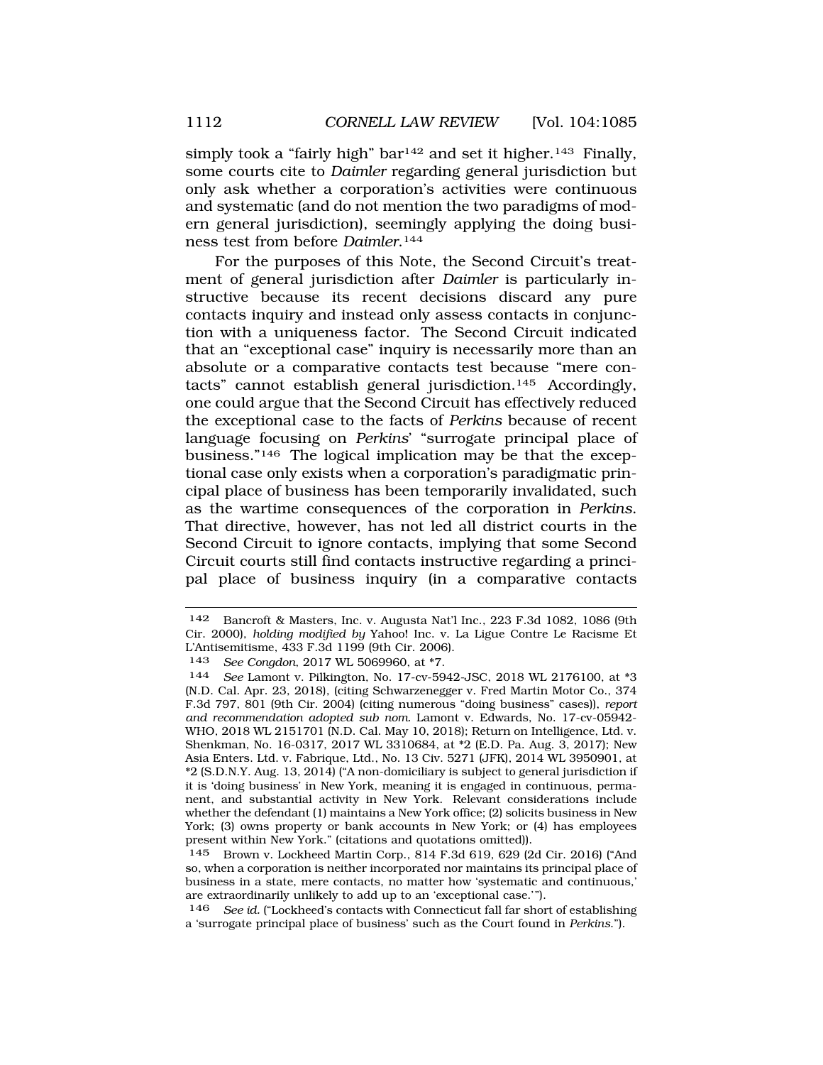simply took a "fairly high" bar[142] and set it higher.[143] Finally, some courts cite to *Daimler* regarding general jurisdiction but only ask whether a corporation's activities were continuous and systematic (and do not mention the two paradigms of modern general jurisdiction), seemingly applying the doing business test from before *Daimler*.[144]

For the purposes of this Note, the Second Circuit's treatment of general jurisdiction after *Daimler* is particularly instructive because its recent decisions discard any pure contacts inquiry and instead only assess contacts in conjunction with a uniqueness factor. The Second Circuit indicated that an "exceptional case" inquiry is necessarily more than an absolute or a comparative contacts test because "mere contacts" cannot establish general jurisdiction.[145] Accordingly, one could argue that the Second Circuit has effectively reduced the exceptional case to the facts of *Perkins* because of recent language focusing on *Perkins*' "surrogate principal place of business."[146] The logical implication may be that the exceptional case only exists when a corporation's paradigmatic principal place of business has been temporarily invalidated, such as the wartime consequences of the corporation in *Perkins*. That directive, however, has not led all district courts in the Second Circuit to ignore contacts, implying that some Second Circuit courts still find contacts instructive regarding a principal place of business inquiry (in a comparative contacts

---

142 Bancroft & Masters, Inc. v. Augusta Nat'l Inc., 223 F.3d 1082, 1086 (9th Cir. 2000), *holding modified by* Yahoo! Inc. v. La Ligue Contre Le Racisme Et L'Antisemitisme, 433 F.3d 1199 (9th Cir. 2006).

143 *See Congdon*, 2017 WL 5069960, at *7.

144 *See* Lamont v. Pilkington, No. 17-cv-5942-JSC, 2018 WL 2176100, at *3 (N.D. Cal. Apr. 23, 2018), (citing Schwarzenegger v. Fred Martin Motor Co., 374 F.3d 797, 801 (9th Cir. 2004) (citing numerous "doing business" cases)), *report and recommendation adopted sub nom.* Lamont v. Edwards, No. 17-cv-05942-WHO, 2018 WL 2151701 (N.D. Cal. May 10, 2018); Return on Intelligence, Ltd. v. Shenkman, No. 16-0317, 2017 WL 3310684, at *2 (E.D. Pa. Aug. 3, 2017); New Asia Enters. Ltd. v. Fabrique, Ltd., No. 13 Civ. 5271 (JFK), 2014 WL 3950901, at *2 (S.D.N.Y. Aug. 13, 2014) ("A non-domiciliary is subject to general jurisdiction if it is 'doing business' in New York, meaning it is engaged in continuous, permanent, and substantial activity in New York. Relevant considerations include whether the defendant (1) maintains a New York office; (2) solicits business in New York; (3) owns property or bank accounts in New York; or (4) has employees present within New York." (citations and quotations omitted)).

145 Brown v. Lockheed Martin Corp., 814 F.3d 619, 629 (2d Cir. 2016) ("And so, when a corporation is neither incorporated nor maintains its principal place of business in a state, mere contacts, no matter how 'systematic and continuous,' are extraordinarily unlikely to add up to an 'exceptional case.'").

146 *See id.* ("Lockheed's contacts with Connecticut fall far short of establishing a 'surrogate principal place of business' such as the Court found in *Perkins*.").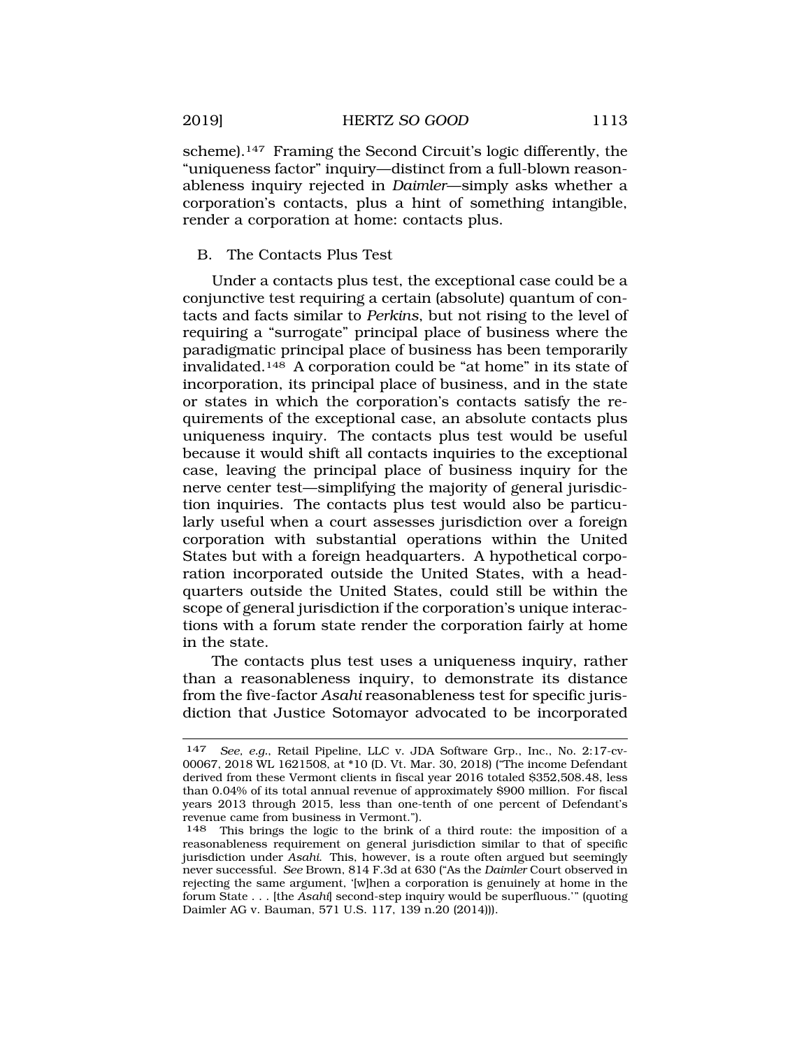scheme).[147] Framing the Second Circuit's logic differently, the "uniqueness factor" inquiry—distinct from a full-blown reasonableness inquiry rejected in *Daimler*—simply asks whether a corporation's contacts, plus a hint of something intangible, render a corporation at home: contacts plus.

## B. The Contacts Plus Test

Under a contacts plus test, the exceptional case could be a conjunctive test requiring a certain (absolute) quantum of contacts and facts similar to *Perkins*, but not rising to the level of requiring a "surrogate" principal place of business where the paradigmatic principal place of business has been temporarily invalidated.[148] A corporation could be "at home" in its state of incorporation, its principal place of business, and in the state or states in which the corporation's contacts satisfy the requirements of the exceptional case, an absolute contacts plus uniqueness inquiry. The contacts plus test would be useful because it would shift all contacts inquiries to the exceptional case, leaving the principal place of business inquiry for the nerve center test—simplifying the majority of general jurisdiction inquiries. The contacts plus test would also be particularly useful when a court assesses jurisdiction over a foreign corporation with substantial operations within the United States but with a foreign headquarters. A hypothetical corporation incorporated outside the United States, with a headquarters outside the United States, could still be within the scope of general jurisdiction if the corporation's unique interactions with a forum state render the corporation fairly at home in the state.

The contacts plus test uses a uniqueness inquiry, rather than a reasonableness inquiry, to demonstrate its distance from the five-factor *Asahi* reasonableness test for specific jurisdiction that Justice Sotomayor advocated to be incorporated

---

147 *See, e.g.*, Retail Pipeline, LLC v. JDA Software Grp., Inc., No. 2:17-cv-00067, 2018 WL 1621508, at *10 (D. Vt. Mar. 30, 2018) ("The income Defendant derived from these Vermont clients in fiscal year 2016 totaled $352,508.48, less than 0.04% of its total annual revenue of approximately $900 million. For fiscal years 2013 through 2015, less than one-tenth of one percent of Defendant's revenue came from business in Vermont.").

148 This brings the logic to the brink of a third route: the imposition of a reasonableness requirement on general jurisdiction similar to that of specific jurisdiction under *Asahi*. This, however, is a route often argued but seemingly never successful. *See* Brown, 814 F.3d at 630 ("As the *Daimler* Court observed in rejecting the same argument, '[w]hen a corporation is genuinely at home in the forum State . . . [the *Asahi*] second-step inquiry would be superfluous.'" (quoting Daimler AG v. Bauman, 571 U.S. 117, 139 n.20 (2014))).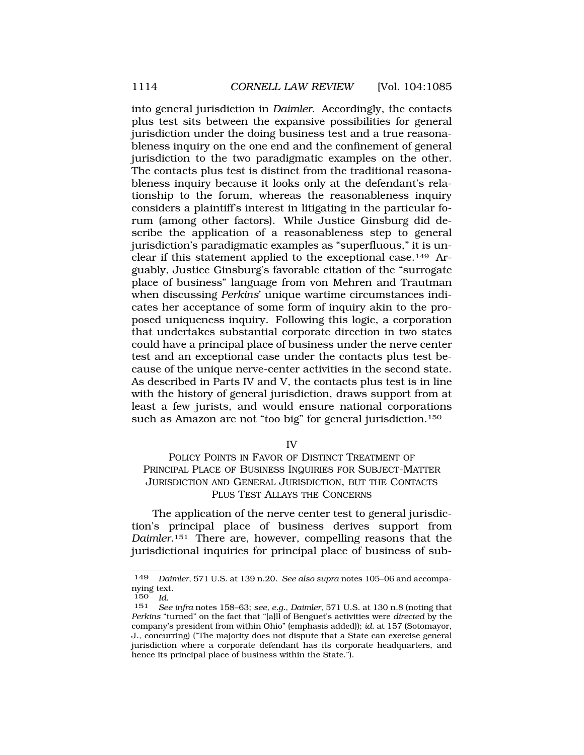into general jurisdiction in *Daimler*. Accordingly, the contacts plus test sits between the expansive possibilities for general jurisdiction under the doing business test and a true reasonableness inquiry on the one end and the confinement of general jurisdiction to the two paradigmatic examples on the other. The contacts plus test is distinct from the traditional reasonableness inquiry because it looks only at the defendant's relationship to the forum, whereas the reasonableness inquiry considers a plaintiff's interest in litigating in the particular forum (among other factors). While Justice Ginsburg did describe the application of a reasonableness step to general jurisdiction's paradigmatic examples as "superfluous," it is unclear if this statement applied to the exceptional case.[149] Arguably, Justice Ginsburg's favorable citation of the "surrogate place of business" language from von Mehren and Trautman when discussing *Perkins*' unique wartime circumstances indicates her acceptance of some form of inquiry akin to the proposed uniqueness inquiry. Following this logic, a corporation that undertakes substantial corporate direction in two states could have a principal place of business under the nerve center test and an exceptional case under the contacts plus test because of the unique nerve-center activities in the second state. As described in Parts IV and V, the contacts plus test is in line with the history of general jurisdiction, draws support from at least a few jurists, and would ensure national corporations such as Amazon are not "too big" for general jurisdiction.[150]

## IV
## POLICY POINTS IN FAVOR OF DISTINCT TREATMENT OF PRINCIPAL PLACE OF BUSINESS INQUIRIES FOR SUBJECT-MATTER JURISDICTION AND GENERAL JURISDICTION, BUT THE CONTACTS PLUS TEST ALLAYS THE CONCERNS

The application of the nerve center test to general jurisdiction's principal place of business derives support from *Daimler*.[151] There are, however, compelling reasons that the jurisdictional inquiries for principal place of business of sub-

---

149 *Daimler*, 571 U.S. at 139 n.20. *See also supra* notes 105–06 and accompanying text.

150 *Id.*

151 *See infra* notes 158–63; *see, e.g.*, *Daimler*, 571 U.S. at 130 n.8 (noting that *Perkins* "turned" on the fact that "[a]ll of Benguet's activities were *directed* by the company's president from within Ohio" (emphasis added)); *id.* at 157 (Sotomayor, J., concurring) ("The majority does not dispute that a State can exercise general jurisdiction where a corporate defendant has its corporate headquarters, and hence its principal place of business within the State.").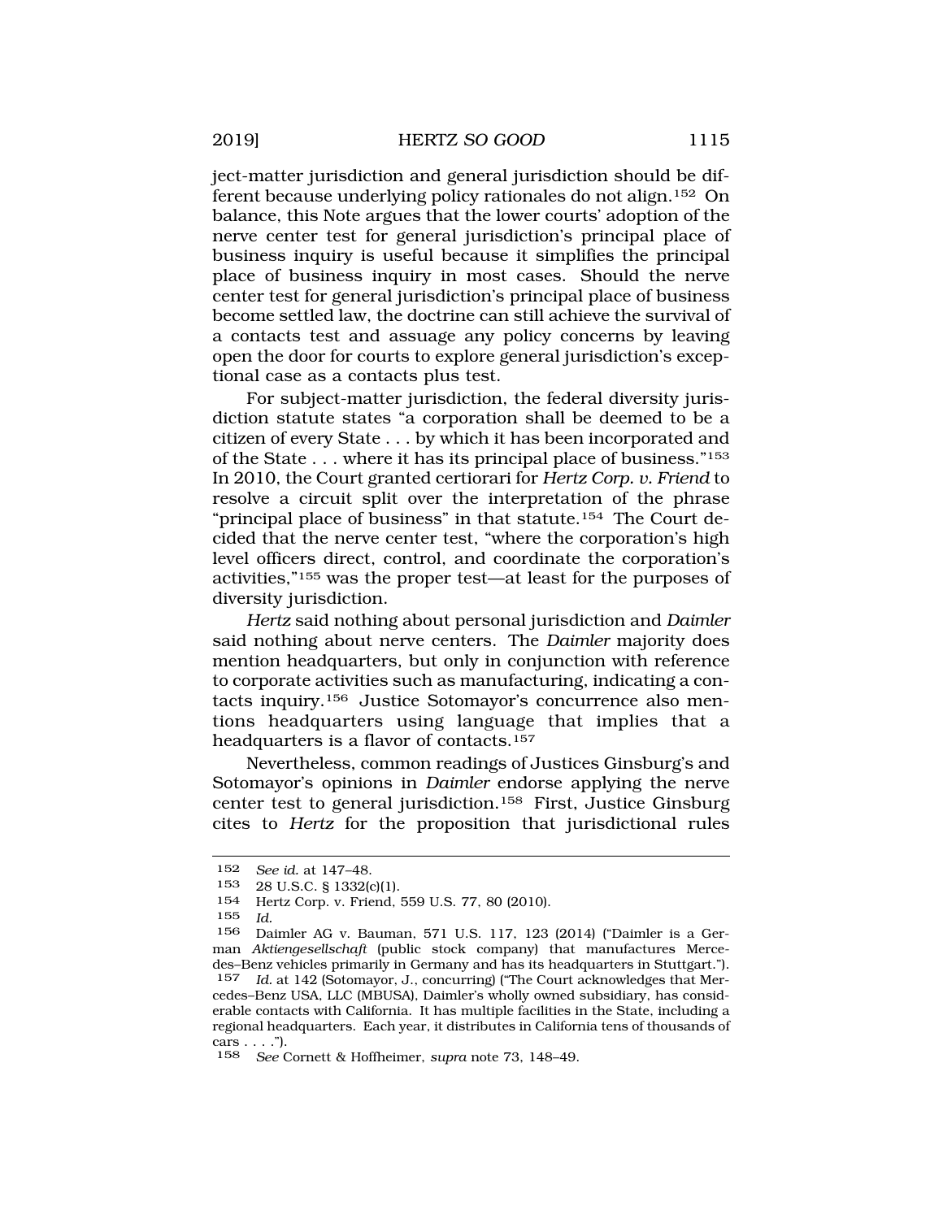ject-matter jurisdiction and general jurisdiction should be different because underlying policy rationales do not align.[152] On balance, this Note argues that the lower courts' adoption of the nerve center test for general jurisdiction's principal place of business inquiry is useful because it simplifies the principal place of business inquiry in most cases. Should the nerve center test for general jurisdiction's principal place of business become settled law, the doctrine can still achieve the survival of a contacts test and assuage any policy concerns by leaving open the door for courts to explore general jurisdiction's exceptional case as a contacts plus test.

For subject-matter jurisdiction, the federal diversity jurisdiction statute states "a corporation shall be deemed to be a citizen of every State . . . by which it has been incorporated and of the State . . . where it has its principal place of business."[153] In 2010, the Court granted certiorari for *Hertz Corp. v. Friend* to resolve a circuit split over the interpretation of the phrase "principal place of business" in that statute.[154] The Court decided that the nerve center test, "where the corporation's high level officers direct, control, and coordinate the corporation's activities,"[155] was the proper test—at least for the purposes of diversity jurisdiction.

*Hertz* said nothing about personal jurisdiction and *Daimler* said nothing about nerve centers. The *Daimler* majority does mention headquarters, but only in conjunction with reference to corporate activities such as manufacturing, indicating a contacts inquiry.[156] Justice Sotomayor's concurrence also mentions headquarters using language that implies that a headquarters is a flavor of contacts.[157]

Nevertheless, common readings of Justices Ginsburg's and Sotomayor's opinions in *Daimler* endorse applying the nerve center test to general jurisdiction.[158] First, Justice Ginsburg cites to *Hertz* for the proposition that jurisdictional rules

---

152 *See id.* at 147–48.

153 28 U.S.C. § 1332(c)(1).

154 Hertz Corp. v. Friend, 559 U.S. 77, 80 (2010).

155 *Id.*

156 Daimler AG v. Bauman, 571 U.S. 117, 123 (2014) ("Daimler is a German *Aktiengesellschaft* (public stock company) that manufactures Mercedes–Benz vehicles primarily in Germany and has its headquarters in Stuttgart.").

157 *Id.* at 142 (Sotomayor, J., concurring) ("The Court acknowledges that Mercedes–Benz USA, LLC (MBUSA), Daimler's wholly owned subsidiary, has considerable contacts with California. It has multiple facilities in the State, including a regional headquarters. Each year, it distributes in California tens of thousands of cars . . . .").

158 *See* Cornett & Hoffheimer, *supra* note 73, 148–49.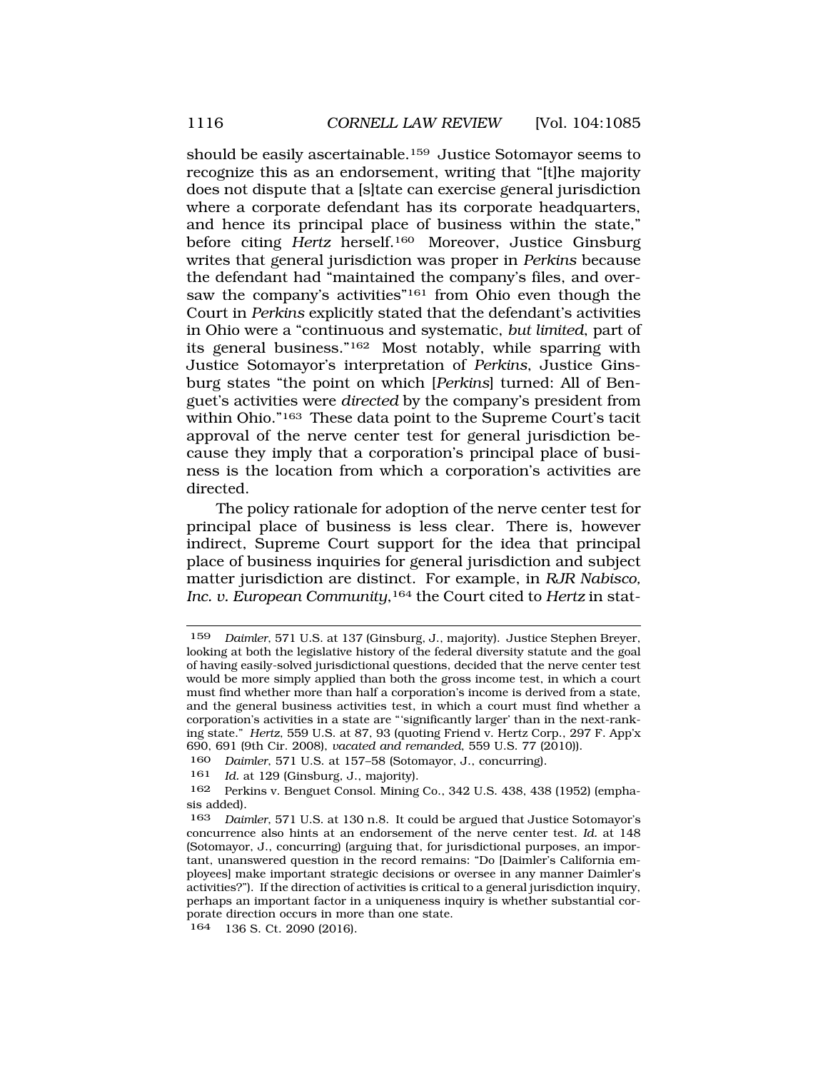should be easily ascertainable.[159] Justice Sotomayor seems to recognize this as an endorsement, writing that "[t]he majority does not dispute that a [s]tate can exercise general jurisdiction where a corporate defendant has its corporate headquarters, and hence its principal place of business within the state," before citing *Hertz* herself.[160] Moreover, Justice Ginsburg writes that general jurisdiction was proper in *Perkins* because the defendant had "maintained the company's files, and oversaw the company's activities"[161] from Ohio even though the Court in *Perkins* explicitly stated that the defendant's activities in Ohio were a "continuous and systematic, *but limited*, part of its general business."[162] Most notably, while sparring with Justice Sotomayor's interpretation of *Perkins*, Justice Ginsburg states "the point on which [*Perkins*] turned: All of Benguet's activities were *directed* by the company's president from within Ohio."[163] These data point to the Supreme Court's tacit approval of the nerve center test for general jurisdiction because they imply that a corporation's principal place of business is the location from which a corporation's activities are directed.

The policy rationale for adoption of the nerve center test for principal place of business is less clear. There is, however indirect, Supreme Court support for the idea that principal place of business inquiries for general jurisdiction and subject matter jurisdiction are distinct. For example, in *RJR Nabisco, Inc. v. European Community*,[164] the Court cited to *Hertz* in stat-

---

159 *Daimler*, 571 U.S. at 137 (Ginsburg, J., majority). Justice Stephen Breyer, looking at both the legislative history of the federal diversity statute and the goal of having easily-solved jurisdictional questions, decided that the nerve center test would be more simply applied than both the gross income test, in which a court must find whether more than half a corporation's income is derived from a state, and the general business activities test, in which a court must find whether a corporation's activities in a state are "'significantly larger' than in the next-ranking state." *Hertz*, 559 U.S. at 87, 93 (quoting Friend v. Hertz Corp., 297 F. App'x 690, 691 (9th Cir. 2008), *vacated and remanded*, 559 U.S. 77 (2010)).

160 *Daimler*, 571 U.S. at 157–58 (Sotomayor, J., concurring).

161 *Id.* at 129 (Ginsburg, J., majority).

162 Perkins v. Benguet Consol. Mining Co., 342 U.S. 438, 438 (1952) (emphasis added).

163 *Daimler*, 571 U.S. at 130 n.8. It could be argued that Justice Sotomayor's concurrence also hints at an endorsement of the nerve center test. *Id.* at 148 (Sotomayor, J., concurring) (arguing that, for jurisdictional purposes, an important, unanswered question in the record remains: "Do [Daimler's California employees] make important strategic decisions or oversee in any manner Daimler's activities?"). If the direction of activities is critical to a general jurisdiction inquiry, perhaps an important factor in a uniqueness inquiry is whether substantial corporate direction occurs in more than one state.

164 136 S. Ct. 2090 (2016).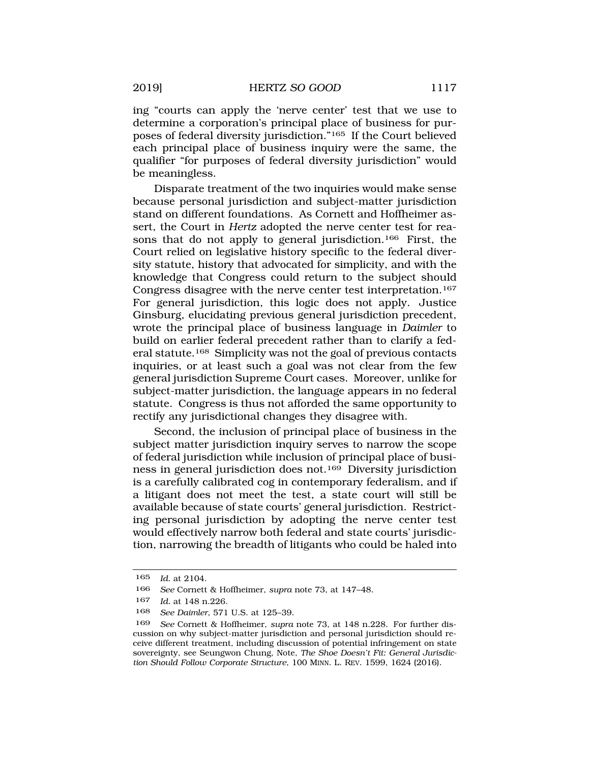ing "courts can apply the 'nerve center' test that we use to determine a corporation's principal place of business for purposes of federal diversity jurisdiction."[165] If the Court believed each principal place of business inquiry were the same, the qualifier "for purposes of federal diversity jurisdiction" would be meaningless.

Disparate treatment of the two inquiries would make sense because personal jurisdiction and subject-matter jurisdiction stand on different foundations. As Cornett and Hoffheimer assert, the Court in *Hertz* adopted the nerve center test for reasons that do not apply to general jurisdiction.[166] First, the Court relied on legislative history specific to the federal diversity statute, history that advocated for simplicity, and with the knowledge that Congress could return to the subject should Congress disagree with the nerve center test interpretation.[167] For general jurisdiction, this logic does not apply. Justice Ginsburg, elucidating previous general jurisdiction precedent, wrote the principal place of business language in *Daimler* to build on earlier federal precedent rather than to clarify a federal statute.[168] Simplicity was not the goal of previous contacts inquiries, or at least such a goal was not clear from the few general jurisdiction Supreme Court cases. Moreover, unlike for subject-matter jurisdiction, the language appears in no federal statute. Congress is thus not afforded the same opportunity to rectify any jurisdictional changes they disagree with.

Second, the inclusion of principal place of business in the subject matter jurisdiction inquiry serves to narrow the scope of federal jurisdiction while inclusion of principal place of business in general jurisdiction does not.[169] Diversity jurisdiction is a carefully calibrated cog in contemporary federalism, and if a litigant does not meet the test, a state court will still be available because of state courts' general jurisdiction. Restricting personal jurisdiction by adopting the nerve center test would effectively narrow both federal and state courts' jurisdiction, narrowing the breadth of litigants who could be haled into

---

165 *Id.* at 2104.

166 *See* Cornett & Hoffheimer, *supra* note 73, at 147–48.

167 *Id.* at 148 n.226.

168 *See Daimler*, 571 U.S. at 125–39.

169 *See* Cornett & Hoffheimer, *supra* note 73, at 148 n.228. For further discussion on why subject-matter jurisdiction and personal jurisdiction should receive different treatment, including discussion of potential infringement on state sovereignty, see Seungwon Chung, Note, *The Shoe Doesn't Fit: General Jurisdiction Should Follow Corporate Structure*, 100 MINN. L. REV. 1599, 1624 (2016).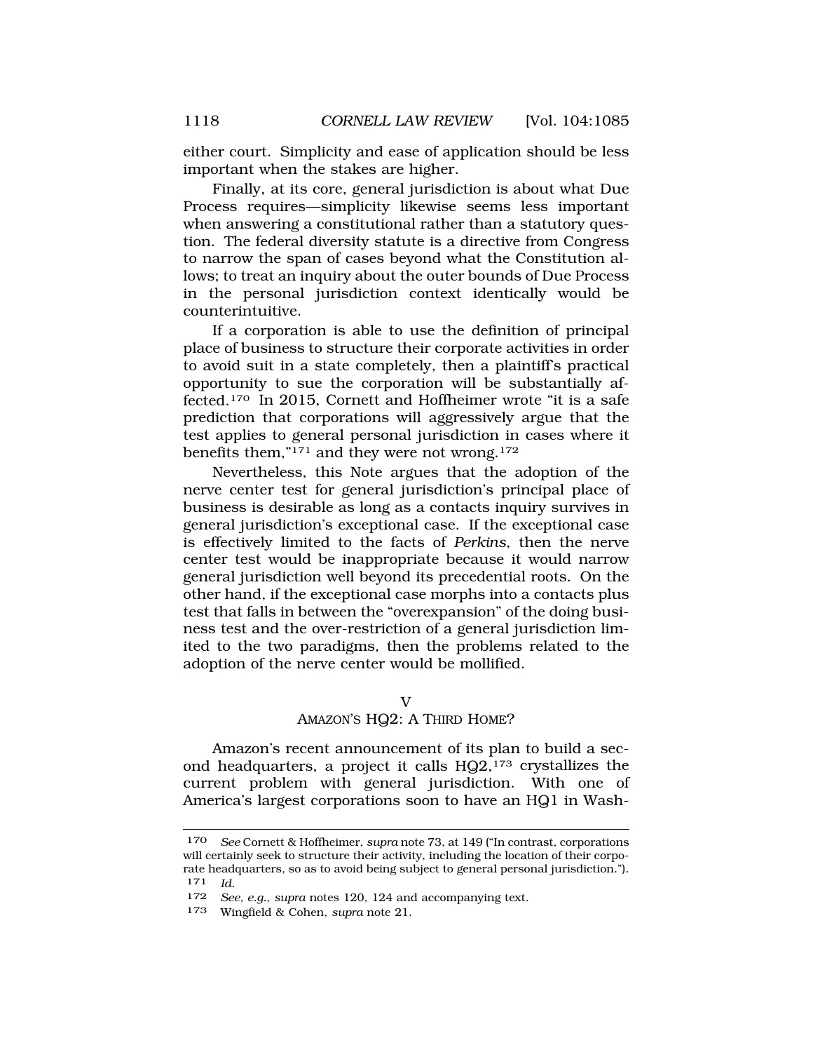either court. Simplicity and ease of application should be less important when the stakes are higher.

Finally, at its core, general jurisdiction is about what Due Process requires—simplicity likewise seems less important when answering a constitutional rather than a statutory question. The federal diversity statute is a directive from Congress to narrow the span of cases beyond what the Constitution allows; to treat an inquiry about the outer bounds of Due Process in the personal jurisdiction context identically would be counterintuitive.

If a corporation is able to use the definition of principal place of business to structure their corporate activities in order to avoid suit in a state completely, then a plaintiff's practical opportunity to sue the corporation will be substantially affected.[170] In 2015, Cornett and Hoffheimer wrote "it is a safe prediction that corporations will aggressively argue that the test applies to general personal jurisdiction in cases where it benefits them,"[171] and they were not wrong.[172]

Nevertheless, this Note argues that the adoption of the nerve center test for general jurisdiction's principal place of business is desirable as long as a contacts inquiry survives in general jurisdiction's exceptional case. If the exceptional case is effectively limited to the facts of *Perkins*, then the nerve center test would be inappropriate because it would narrow general jurisdiction well beyond its precedential roots. On the other hand, if the exceptional case morphs into a contacts plus test that falls in between the "overexpansion" of the doing business test and the over-restriction of a general jurisdiction limited to the two paradigms, then the problems related to the adoption of the nerve center would be mollified.

## V
## AMAZON'S HQ2: A THIRD HOME?

Amazon's recent announcement of its plan to build a second headquarters, a project it calls HQ2,[173] crystallizes the current problem with general jurisdiction. With one of America's largest corporations soon to have an HQ1 in Wash-

---

170 *See* Cornett & Hoffheimer, *supra* note 73, at 149 ("In contrast, corporations will certainly seek to structure their activity, including the location of their corporate headquarters, so as to avoid being subject to general personal jurisdiction.").

171 *Id.*

172 *See, e.g.*, *supra* notes 120, 124 and accompanying text.

173 Wingfield & Cohen, *supra* note 21.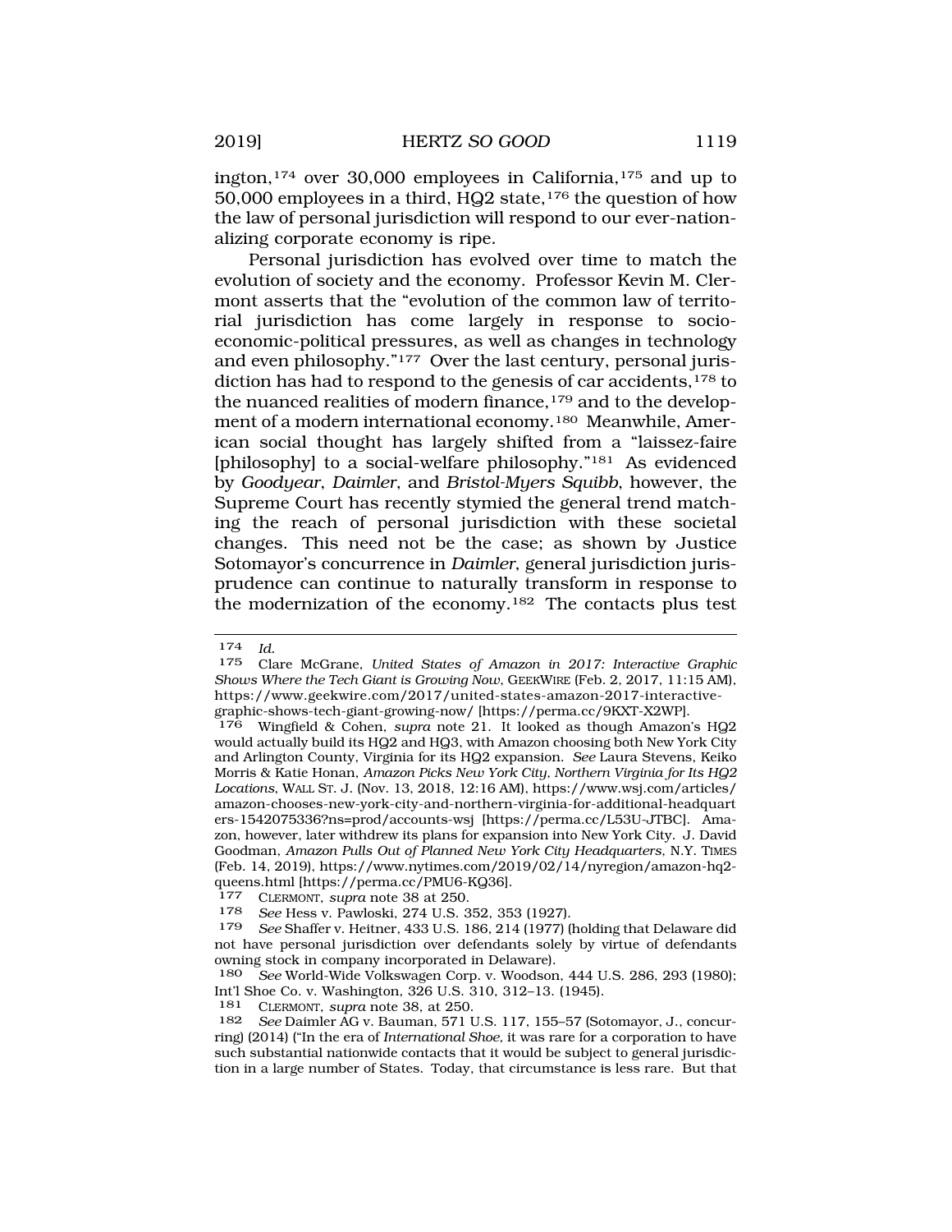ington,[174] over 30,000 employees in California,[175] and up to 50,000 employees in a third, HQ2 state,[176] the question of how the law of personal jurisdiction will respond to our ever-nationalizing corporate economy is ripe.

Personal jurisdiction has evolved over time to match the evolution of society and the economy. Professor Kevin M. Clermont asserts that the "evolution of the common law of territorial jurisdiction has come largely in response to socio-economic-political pressures, as well as changes in technology and even philosophy."[177] Over the last century, personal jurisdiction has had to respond to the genesis of car accidents,[178] to the nuanced realities of modern finance,[179] and to the development of a modern international economy.[180] Meanwhile, American social thought has largely shifted from a "laissez-faire [philosophy] to a social-welfare philosophy."[181] As evidenced by *Goodyear*, *Daimler*, and *Bristol-Myers Squibb*, however, the Supreme Court has recently stymied the general trend matching the reach of personal jurisdiction with these societal changes. This need not be the case; as shown by Justice Sotomayor's concurrence in *Daimler*, general jurisdiction jurisprudence can continue to naturally transform in response to the modernization of the economy.[182] The contacts plus test

---

174 *Id.*

175 Clare McGrane, *United States of Amazon in 2017: Interactive Graphic Shows Where the Tech Giant is Growing Now*, GEEKWIRE (Feb. 2, 2017, 11:15 AM), https://www.geekwire.com/2017/united-states-amazon-2017-interactive-graphic-shows-tech-giant-growing-now/ [https://perma.cc/9KXT-X2WP].

176 Wingfield & Cohen, *supra* note 21. It looked as though Amazon's HQ2 would actually build its HQ2 and HQ3, with Amazon choosing both New York City and Arlington County, Virginia for its HQ2 expansion. *See* Laura Stevens, Keiko Morris & Katie Honan, *Amazon Picks New York City, Northern Virginia for Its HQ2 Locations*, WALL ST. J. (Nov. 13, 2018, 12:16 AM), https://www.wsj.com/articles/amazon-chooses-new-york-city-and-northern-virginia-for-additional-headquarters-1542075336?ns=prod/accounts-wsj [https://perma.cc/L53U-JTBC]. Amazon, however, later withdrew its plans for expansion into New York City. J. David Goodman, *Amazon Pulls Out of Planned New York City Headquarters*, N.Y. TIMES (Feb. 14, 2019), https://www.nytimes.com/2019/02/14/nyregion/amazon-hq2-queens.html [https://perma.cc/PMU6-KQ36].

177 CLERMONT, *supra* note 38 at 250.

178 *See* Hess v. Pawloski, 274 U.S. 352, 353 (1927).

179 *See* Shaffer v. Heitner, 433 U.S. 186, 214 (1977) (holding that Delaware did not have personal jurisdiction over defendants solely by virtue of defendants owning stock in company incorporated in Delaware).

180 *See* World-Wide Volkswagen Corp. v. Woodson, 444 U.S. 286, 293 (1980); Int'l Shoe Co. v. Washington, 326 U.S. 310, 312–13. (1945).

181 CLERMONT, *supra* note 38, at 250.

182 *See* Daimler AG v. Bauman, 571 U.S. 117, 155–57 (Sotomayor, J., concurring) (2014) ("In the era of *International Shoe*, it was rare for a corporation to have such substantial nationwide contacts that it would be subject to general jurisdiction in a large number of States. Today, that circumstance is less rare. But that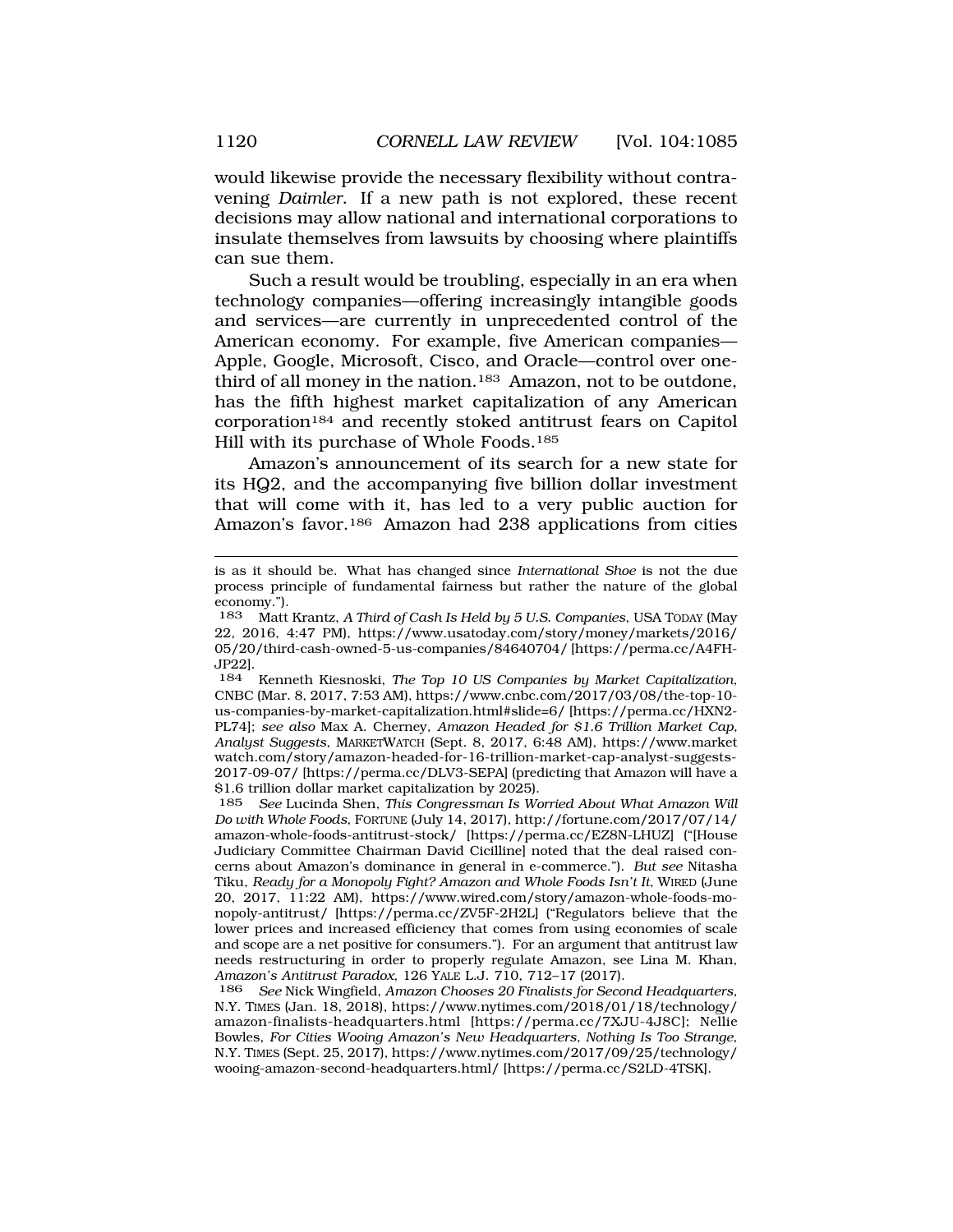would likewise provide the necessary flexibility without contravening *Daimler*. If a new path is not explored, these recent decisions may allow national and international corporations to insulate themselves from lawsuits by choosing where plaintiffs can sue them.

Such a result would be troubling, especially in an era when technology companies—offering increasingly intangible goods and services—are currently in unprecedented control of the American economy. For example, five American companies—Apple, Google, Microsoft, Cisco, and Oracle—control over one-third of all money in the nation.[183] Amazon, not to be outdone, has the fifth highest market capitalization of any American corporation[184] and recently stoked antitrust fears on Capitol Hill with its purchase of Whole Foods.[185]

Amazon's announcement of its search for a new state for its HQ2, and the accompanying five billion dollar investment that will come with it, has led to a very public auction for Amazon's favor.[186] Amazon had 238 applications from cities

---

is as it should be. What has changed since *International Shoe* is not the due process principle of fundamental fairness but rather the nature of the global economy.").

183 Matt Krantz, *A Third of Cash Is Held by 5 U.S. Companies*, USA TODAY (May 22, 2016, 4:47 PM), https://www.usatoday.com/story/money/markets/2016/05/20/third-cash-owned-5-us-companies/84640704/ [https://perma.cc/A4FH-JP22].

184 Kenneth Kiesnoski, *The Top 10 US Companies by Market Capitalization*, CNBC (Mar. 8, 2017, 7:53 AM), https://www.cnbc.com/2017/03/08/the-top-10-us-companies-by-market-capitalization.html#slide=6/ [https://perma.cc/HXN2-PL74]; *see also* Max A. Cherney, *Amazon Headed for $1.6 Trillion Market Cap, Analyst Suggests*, MARKETWATCH (Sept. 8, 2017, 6:48 AM), https://www.marketwatch.com/story/amazon-headed-for-16-trillion-market-cap-analyst-suggests-2017-09-07/ [https://perma.cc/DLV3-SEPA] (predicting that Amazon will have a $1.6 trillion dollar market capitalization by 2025).

185 *See* Lucinda Shen, *This Congressman Is Worried About What Amazon Will Do with Whole Foods*, FORTUNE (July 14, 2017), http://fortune.com/2017/07/14/amazon-whole-foods-antitrust-stock/ [https://perma.cc/EZ8N-LHUZ] ("[House Judiciary Committee Chairman David Cicilline] noted that the deal raised concerns about Amazon's dominance in general in e-commerce."). *But see* Nitasha Tiku, *Ready for a Monopoly Fight? Amazon and Whole Foods Isn't It*, WIRED (June 20, 2017, 11:22 AM), https://www.wired.com/story/amazon-whole-foods-monopoly-antitrust/ [https://perma.cc/ZV5F-2H2L] ("Regulators believe that the lower prices and increased efficiency that comes from using economies of scale and scope are a net positive for consumers."). For an argument that antitrust law needs restructuring in order to properly regulate Amazon, see Lina M. Khan, *Amazon's Antitrust Paradox*, 126 YALE L.J. 710, 712–17 (2017).

186 *See* Nick Wingfield, *Amazon Chooses 20 Finalists for Second Headquarters*, N.Y. TIMES (Jan. 18, 2018), https://www.nytimes.com/2018/01/18/technology/amazon-finalists-headquarters.html [https://perma.cc/7XJU-4J8C]; Nellie Bowles, *For Cities Wooing Amazon's New Headquarters, Nothing Is Too Strange*, N.Y. TIMES (Sept. 25, 2017), https://www.nytimes.com/2017/09/25/technology/wooing-amazon-second-headquarters.html/ [https://perma.cc/S2LD-4TSK].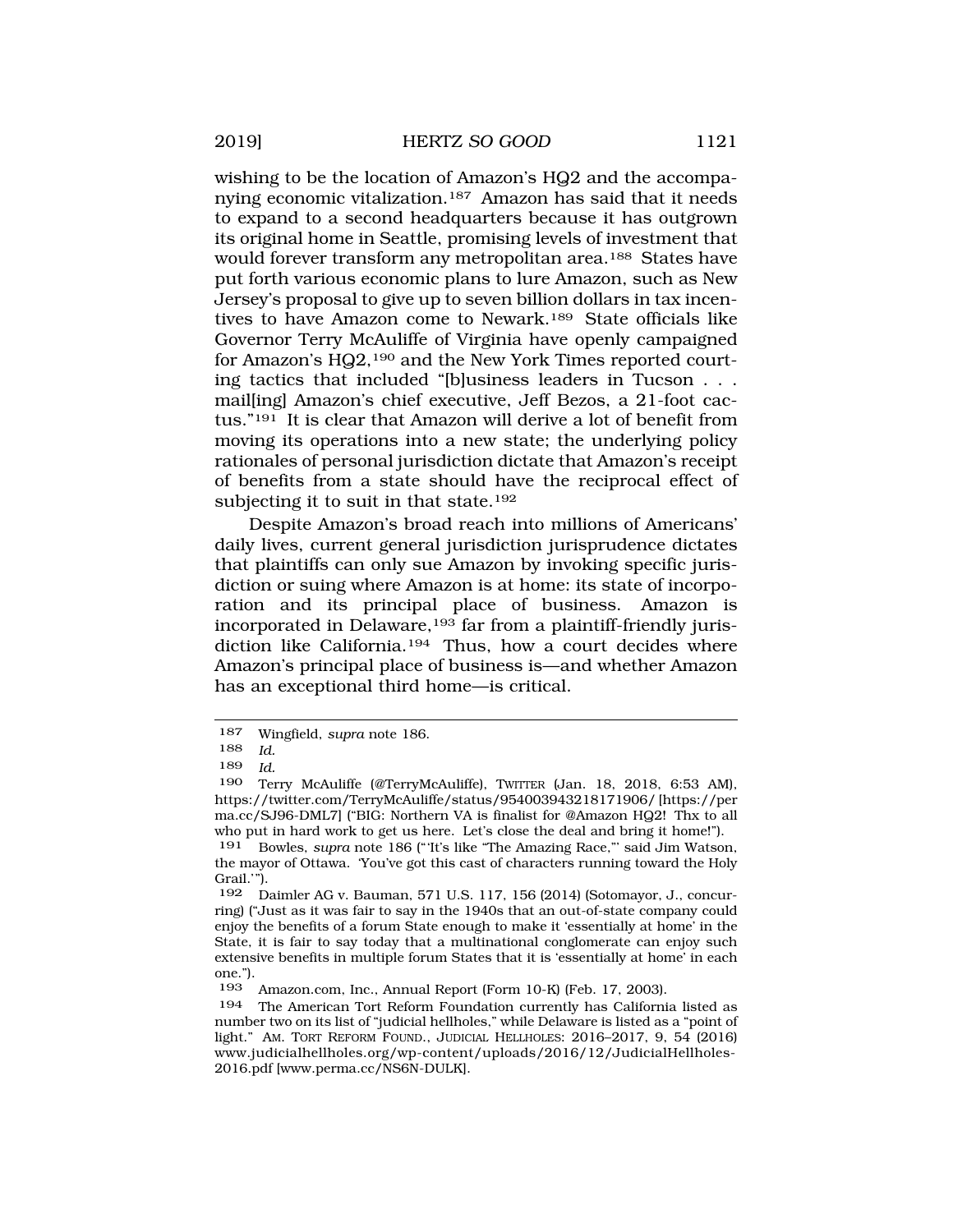wishing to be the location of Amazon's HQ2 and the accompanying economic vitalization.[187] Amazon has said that it needs to expand to a second headquarters because it has outgrown its original home in Seattle, promising levels of investment that would forever transform any metropolitan area.[188] States have put forth various economic plans to lure Amazon, such as New Jersey's proposal to give up to seven billion dollars in tax incentives to have Amazon come to Newark.[189] State officials like Governor Terry McAuliffe of Virginia have openly campaigned for Amazon's HQ2,[190] and the New York Times reported courting tactics that included "[b]usiness leaders in Tucson . . . mail[ing] Amazon's chief executive, Jeff Bezos, a 21-foot cactus."[191] It is clear that Amazon will derive a lot of benefit from moving its operations into a new state; the underlying policy rationales of personal jurisdiction dictate that Amazon's receipt of benefits from a state should have the reciprocal effect of subjecting it to suit in that state.[192]

Despite Amazon's broad reach into millions of Americans' daily lives, current general jurisdiction jurisprudence dictates that plaintiffs can only sue Amazon by invoking specific jurisdiction or suing where Amazon is at home: its state of incorporation and its principal place of business. Amazon is incorporated in Delaware,[193] far from a plaintiff-friendly jurisdiction like California.[194] Thus, how a court decides where Amazon's principal place of business is—and whether Amazon has an exceptional third home—is critical.

---

187 Wingfield, *supra* note 186.

188 *Id.*

189 *Id.*

190 Terry McAuliffe (@TerryMcAuliffe), TWITTER (Jan. 18, 2018, 6:53 AM), https://twitter.com/TerryMcAuliffe/status/954003943218171906/ [https://perma.cc/SJ96-DML7] ("BIG: Northern VA is finalist for @Amazon HQ2! Thx to all who put in hard work to get us here. Let's close the deal and bring it home!").

191 Bowles, *supra* note 186 ("'It's like "The Amazing Race,"' said Jim Watson, the mayor of Ottawa. 'You've got this cast of characters running toward the Holy Grail.'").

192 Daimler AG v. Bauman, 571 U.S. 117, 156 (2014) (Sotomayor, J., concurring) ("Just as it was fair to say in the 1940s that an out-of-state company could enjoy the benefits of a forum State enough to make it 'essentially at home' in the State, it is fair to say today that a multinational conglomerate can enjoy such extensive benefits in multiple forum States that it is 'essentially at home' in each one.").

193 Amazon.com, Inc., Annual Report (Form 10-K) (Feb. 17, 2003).

194 The American Tort Reform Foundation currently has California listed as number two on its list of "judicial hellholes," while Delaware is listed as a "point of light." AM. TORT REFORM FOUND., JUDICIAL HELLHOLES: 2016–2017, 9, 54 (2016) www.judicialhellholes.org/wp-content/uploads/2016/12/JudicialHellholes-2016.pdf [www.perma.cc/NS6N-DULK].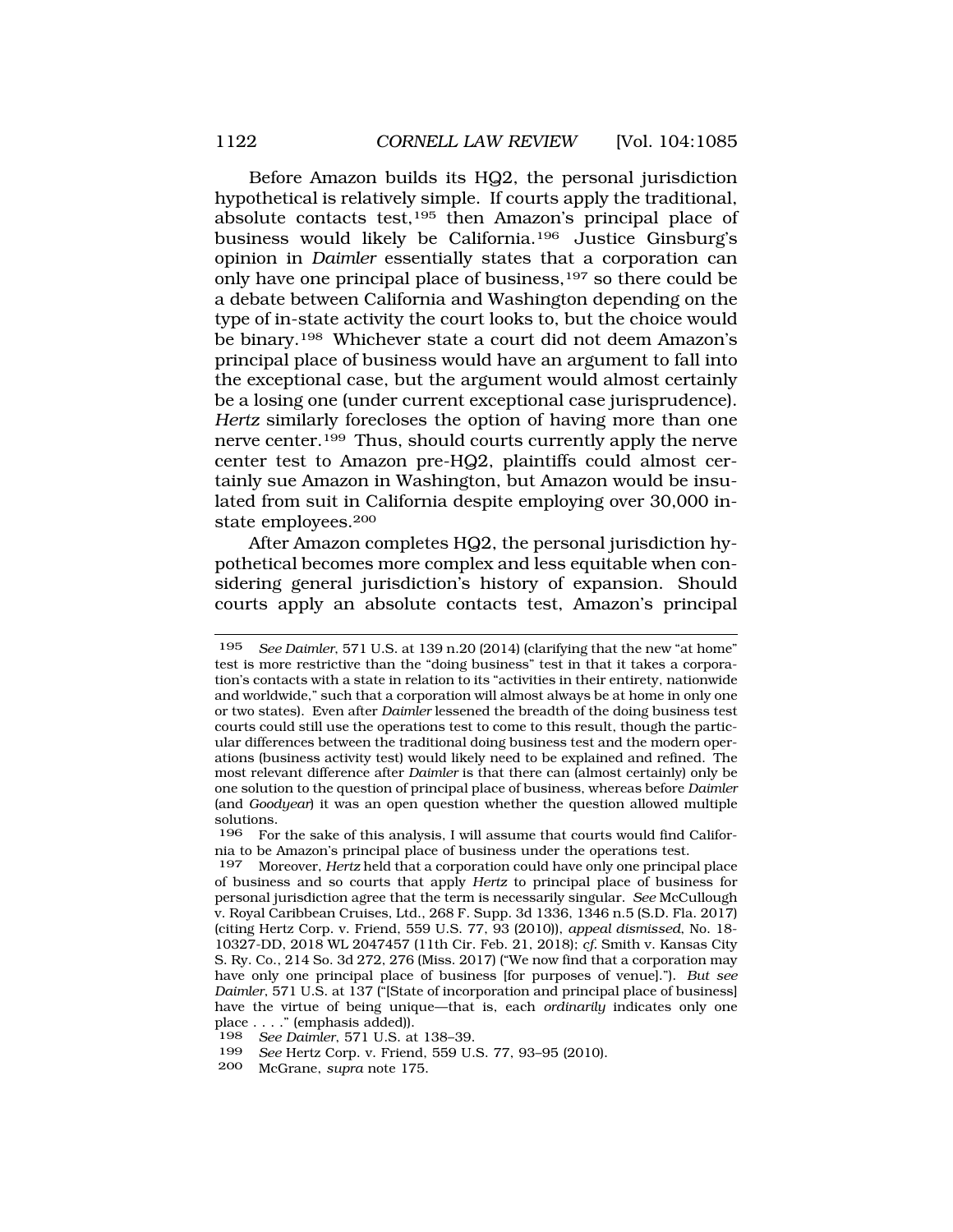Before Amazon builds its HQ2, the personal jurisdiction hypothetical is relatively simple. If courts apply the traditional, absolute contacts test,[195] then Amazon's principal place of business would likely be California.[196] Justice Ginsburg's opinion in *Daimler* essentially states that a corporation can only have one principal place of business,[197] so there could be a debate between California and Washington depending on the type of in-state activity the court looks to, but the choice would be binary.[198] Whichever state a court did not deem Amazon's principal place of business would have an argument to fall into the exceptional case, but the argument would almost certainly be a losing one (under current exceptional case jurisprudence). *Hertz* similarly forecloses the option of having more than one nerve center.[199] Thus, should courts currently apply the nerve center test to Amazon pre-HQ2, plaintiffs could almost certainly sue Amazon in Washington, but Amazon would be insulated from suit in California despite employing over 30,000 in-state employees.[200]

After Amazon completes HQ2, the personal jurisdiction hypothetical becomes more complex and less equitable when considering general jurisdiction's history of expansion. Should courts apply an absolute contacts test, Amazon's principal

---

195 *See Daimler*, 571 U.S. at 139 n.20 (2014) (clarifying that the new "at home" test is more restrictive than the "doing business" test in that it takes a corporation's contacts with a state in relation to its "activities in their entirety, nationwide and worldwide," such that a corporation will almost always be at home in only one or two states). Even after *Daimler* lessened the breadth of the doing business test courts could still use the operations test to come to this result, though the particular differences between the traditional doing business test and the modern operations (business activity test) would likely need to be explained and refined. The most relevant difference after *Daimler* is that there can (almost certainly) only be one solution to the question of principal place of business, whereas before *Daimler* (and *Goodyear*) it was an open question whether the question allowed multiple solutions.

196 For the sake of this analysis, I will assume that courts would find California to be Amazon's principal place of business under the operations test.

197 Moreover, *Hertz* held that a corporation could have only one principal place of business and so courts that apply *Hertz* to principal place of business for personal jurisdiction agree that the term is necessarily singular. *See* McCullough v. Royal Caribbean Cruises, Ltd., 268 F. Supp. 3d 1336, 1346 n.5 (S.D. Fla. 2017) (citing Hertz Corp. v. Friend, 559 U.S. 77, 93 (2010)), *appeal dismissed*, No. 18-10327-DD, 2018 WL 2047457 (11th Cir. Feb. 21, 2018); *cf.* Smith v. Kansas City S. Ry. Co., 214 So. 3d 272, 276 (Miss. 2017) ("We now find that a corporation may have only one principal place of business [for purposes of venue]."). *But see Daimler*, 571 U.S. at 137 ("[State of incorporation and principal place of business] have the virtue of being unique—that is, each *ordinarily* indicates only one place . . . ." (emphasis added)).

198 *See Daimler*, 571 U.S. at 138–39.

199 *See* Hertz Corp. v. Friend, 559 U.S. 77, 93–95 (2010).

200 McGrane, *supra* note 175.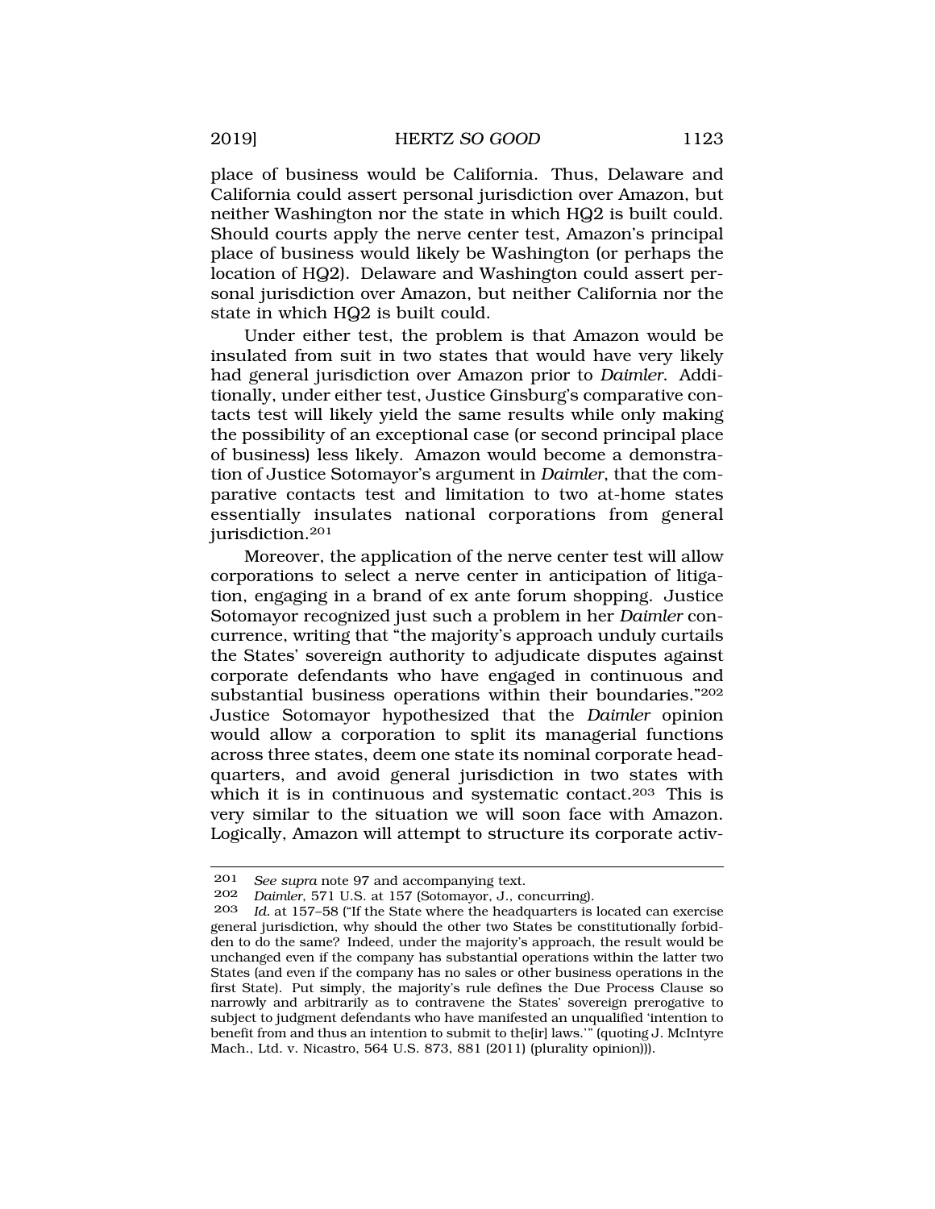place of business would be California. Thus, Delaware and California could assert personal jurisdiction over Amazon, but neither Washington nor the state in which HQ2 is built could. Should courts apply the nerve center test, Amazon's principal place of business would likely be Washington (or perhaps the location of HQ2). Delaware and Washington could assert personal jurisdiction over Amazon, but neither California nor the state in which HQ2 is built could.

Under either test, the problem is that Amazon would be insulated from suit in two states that would have very likely had general jurisdiction over Amazon prior to *Daimler*. Additionally, under either test, Justice Ginsburg's comparative contacts test will likely yield the same results while only making the possibility of an exceptional case (or second principal place of business) less likely. Amazon would become a demonstration of Justice Sotomayor's argument in *Daimler*, that the comparative contacts test and limitation to two at-home states essentially insulates national corporations from general jurisdiction.[201]

Moreover, the application of the nerve center test will allow corporations to select a nerve center in anticipation of litigation, engaging in a brand of ex ante forum shopping. Justice Sotomayor recognized just such a problem in her *Daimler* concurrence, writing that "the majority's approach unduly curtails the States' sovereign authority to adjudicate disputes against corporate defendants who have engaged in continuous and substantial business operations within their boundaries."[202] Justice Sotomayor hypothesized that the *Daimler* opinion would allow a corporation to split its managerial functions across three states, deem one state its nominal corporate headquarters, and avoid general jurisdiction in two states with which it is in continuous and systematic contact.[203] This is very similar to the situation we will soon face with Amazon. Logically, Amazon will attempt to structure its corporate activ-

---

201 *See supra* note 97 and accompanying text.

202 *Daimler*, 571 U.S. at 157 (Sotomayor, J., concurring).

203 *Id.* at 157–58 ("If the State where the headquarters is located can exercise general jurisdiction, why should the other two States be constitutionally forbidden to do the same? Indeed, under the majority's approach, the result would be unchanged even if the company has substantial operations within the latter two States (and even if the company has no sales or other business operations in the first State). Put simply, the majority's rule defines the Due Process Clause so narrowly and arbitrarily as to contravene the States' sovereign prerogative to subject to judgment defendants who have manifested an unqualified 'intention to benefit from and thus an intention to submit to the[ir] laws.'" (quoting J. McIntyre Mach., Ltd. v. Nicastro, 564 U.S. 873, 881 (2011) (plurality opinion))).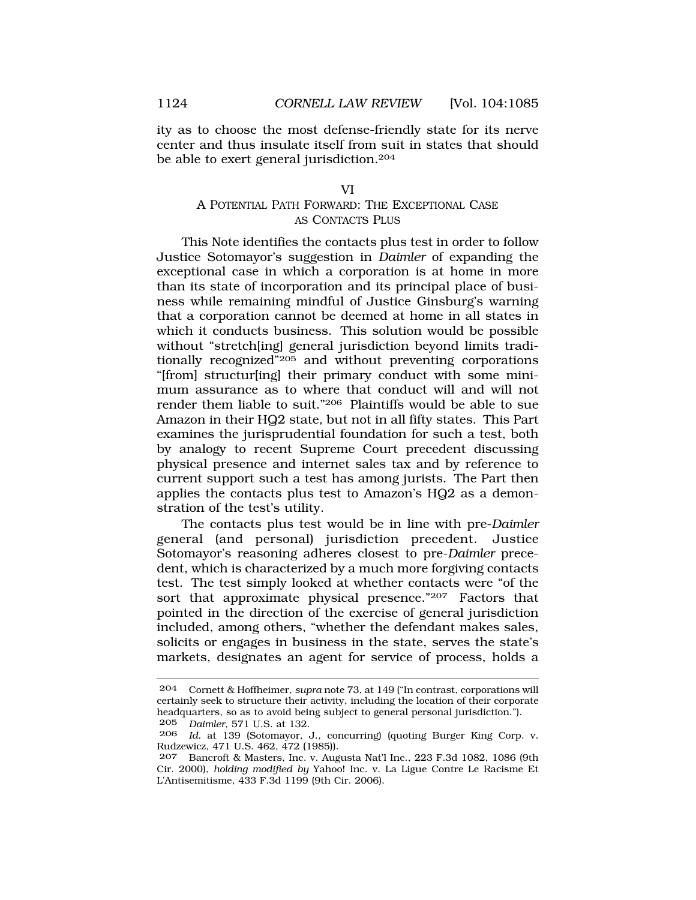ity as to choose the most defense-friendly state for its nerve center and thus insulate itself from suit in states that should be able to exert general jurisdiction.[204]

## VI
## A POTENTIAL PATH FORWARD: THE EXCEPTIONAL CASE AS CONTACTS PLUS

This Note identifies the contacts plus test in order to follow Justice Sotomayor's suggestion in *Daimler* of expanding the exceptional case in which a corporation is at home in more than its state of incorporation and its principal place of business while remaining mindful of Justice Ginsburg's warning that a corporation cannot be deemed at home in all states in which it conducts business. This solution would be possible without "stretch[ing] general jurisdiction beyond limits traditionally recognized"[205] and without preventing corporations "[from] structur[ing] their primary conduct with some minimum assurance as to where that conduct will and will not render them liable to suit."[206] Plaintiffs would be able to sue Amazon in their HQ2 state, but not in all fifty states. This Part examines the jurisprudential foundation for such a test, both by analogy to recent Supreme Court precedent discussing physical presence and internet sales tax and by reference to current support such a test has among jurists. The Part then applies the contacts plus test to Amazon's HQ2 as a demonstration of the test's utility.

The contacts plus test would be in line with pre-*Daimler* general (and personal) jurisdiction precedent. Justice Sotomayor's reasoning adheres closest to pre-*Daimler* precedent, which is characterized by a much more forgiving contacts test. The test simply looked at whether contacts were "of the sort that approximate physical presence."[207] Factors that pointed in the direction of the exercise of general jurisdiction included, among others, "whether the defendant makes sales, solicits or engages in business in the state, serves the state's markets, designates an agent for service of process, holds a

---

204 Cornett & Hoffheimer, *supra* note 73, at 149 ("In contrast, corporations will certainly seek to structure their activity, including the location of their corporate headquarters, so as to avoid being subject to general personal jurisdiction.").

205 *Daimler*, 571 U.S. at 132.

206 *Id.* at 139 (Sotomayor, J., concurring) (quoting Burger King Corp. v. Rudzewicz, 471 U.S. 462, 472 (1985)).

207 Bancroft & Masters, Inc. v. Augusta Nat'l Inc., 223 F.3d 1082, 1086 (9th Cir. 2000), *holding modified by* Yahoo! Inc. v. La Ligue Contre Le Racisme Et L'Antisemitisme, 433 F.3d 1199 (9th Cir. 2006).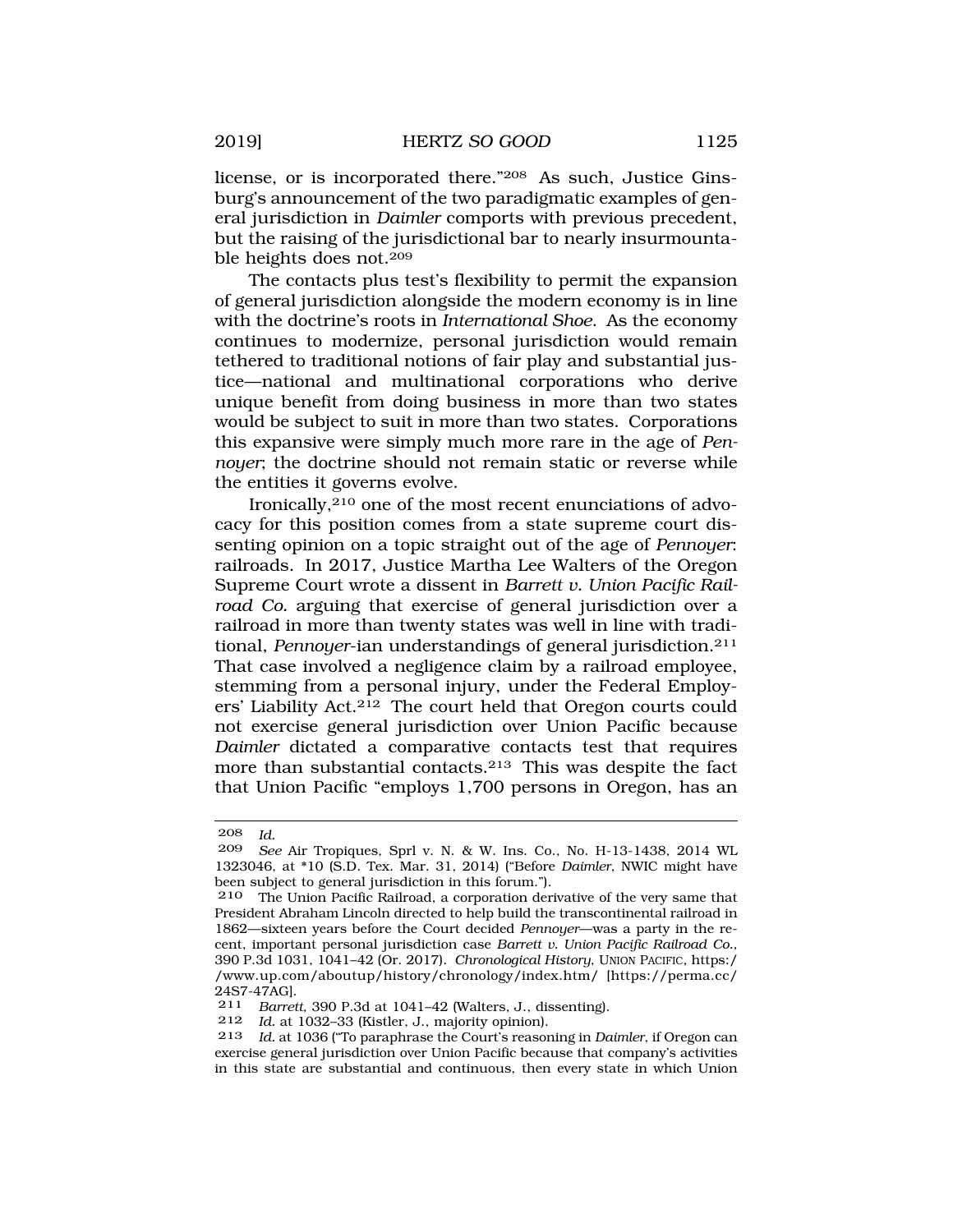license, or is incorporated there."[208] As such, Justice Ginsburg's announcement of the two paradigmatic examples of general jurisdiction in *Daimler* comports with previous precedent, but the raising of the jurisdictional bar to nearly insurmountable heights does not.[209]

The contacts plus test's flexibility to permit the expansion of general jurisdiction alongside the modern economy is in line with the doctrine's roots in *International Shoe*. As the economy continues to modernize, personal jurisdiction would remain tethered to traditional notions of fair play and substantial justice—national and multinational corporations who derive unique benefit from doing business in more than two states would be subject to suit in more than two states. Corporations this expansive were simply much more rare in the age of *Pennoyer*; the doctrine should not remain static or reverse while the entities it governs evolve.

Ironically,[210] one of the most recent enunciations of advocacy for this position comes from a state supreme court dissenting opinion on a topic straight out of the age of *Pennoyer*: railroads. In 2017, Justice Martha Lee Walters of the Oregon Supreme Court wrote a dissent in *Barrett v. Union Pacific Railroad Co.* arguing that exercise of general jurisdiction over a railroad in more than twenty states was well in line with traditional, *Pennoyer*-ian understandings of general jurisdiction.[211] That case involved a negligence claim by a railroad employee, stemming from a personal injury, under the Federal Employers' Liability Act.[212] The court held that Oregon courts could not exercise general jurisdiction over Union Pacific because *Daimler* dictated a comparative contacts test that requires more than substantial contacts.[213] This was despite the fact that Union Pacific "employs 1,700 persons in Oregon, has an

---

208 *Id.*

209 *See* Air Tropiques, Sprl v. N. & W. Ins. Co., No. H-13-1438, 2014 WL 1323046, at *10 (S.D. Tex. Mar. 31, 2014) ("Before *Daimler*, NWIC might have been subject to general jurisdiction in this forum.").

210 The Union Pacific Railroad, a corporation derivative of the very same that President Abraham Lincoln directed to help build the transcontinental railroad in 1862—sixteen years before the Court decided *Pennoyer*—was a party in the recent, important personal jurisdiction case *Barrett v. Union Pacific Railroad Co.*, 390 P.3d 1031, 1041–42 (Or. 2017). *Chronological History*, UNION PACIFIC, https://www.up.com/aboutup/history/chronology/index.htm/ [https://perma.cc/24S7-47AG].

211 *Barrett*, 390 P.3d at 1041–42 (Walters, J., dissenting).

212 *Id.* at 1032–33 (Kistler, J., majority opinion).

213 *Id.* at 1036 ("To paraphrase the Court's reasoning in *Daimler*, if Oregon can exercise general jurisdiction over Union Pacific because that company's activities in this state are substantial and continuous, then every state in which Union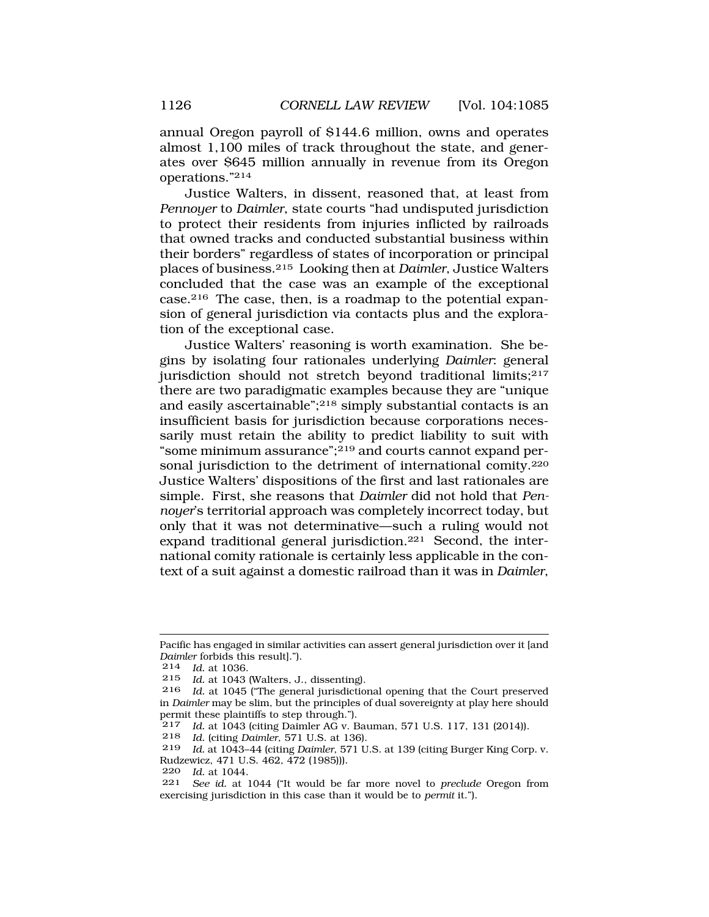annual Oregon payroll of $144.6 million, owns and operates almost 1,100 miles of track throughout the state, and generates over $645 million annually in revenue from its Oregon operations."[214]

Justice Walters, in dissent, reasoned that, at least from *Pennoyer* to *Daimler*, state courts "had undisputed jurisdiction to protect their residents from injuries inflicted by railroads that owned tracks and conducted substantial business within their borders" regardless of states of incorporation or principal places of business.[215] Looking then at *Daimler*, Justice Walters concluded that the case was an example of the exceptional case.[216] The case, then, is a roadmap to the potential expansion of general jurisdiction via contacts plus and the exploration of the exceptional case.

Justice Walters' reasoning is worth examination. She begins by isolating four rationales underlying *Daimler*: general jurisdiction should not stretch beyond traditional limits;[217] there are two paradigmatic examples because they are "unique and easily ascertainable";[218] simply substantial contacts is an insufficient basis for jurisdiction because corporations necessarily must retain the ability to predict liability to suit with "some minimum assurance";[219] and courts cannot expand personal jurisdiction to the detriment of international comity.[220] Justice Walters' dispositions of the first and last rationales are simple. First, she reasons that *Daimler* did not hold that *Pennoyer*'s territorial approach was completely incorrect today, but only that it was not determinative—such a ruling would not expand traditional general jurisdiction.[221] Second, the international comity rationale is certainly less applicable in the context of a suit against a domestic railroad than it was in *Daimler*,

---

Pacific has engaged in similar activities can assert general jurisdiction over it [and *Daimler* forbids this result].").

214 *Id.* at 1036.

215 *Id.* at 1043 (Walters, J., dissenting).

216 *Id.* at 1045 ("The general jurisdictional opening that the Court preserved in *Daimler* may be slim, but the principles of dual sovereignty at play here should permit these plaintiffs to step through.").

217 *Id.* at 1043 (citing Daimler AG v. Bauman, 571 U.S. 117, 131 (2014)).

218 *Id.* (citing *Daimler*, 571 U.S. at 136).

219 *Id.* at 1043–44 (citing *Daimler*, 571 U.S. at 139 (citing Burger King Corp. v. Rudzewicz, 471 U.S. 462, 472 (1985))).

220 *Id.* at 1044.

221 *See id.* at 1044 ("It would be far more novel to *preclude* Oregon from exercising jurisdiction in this case than it would be to *permit* it.").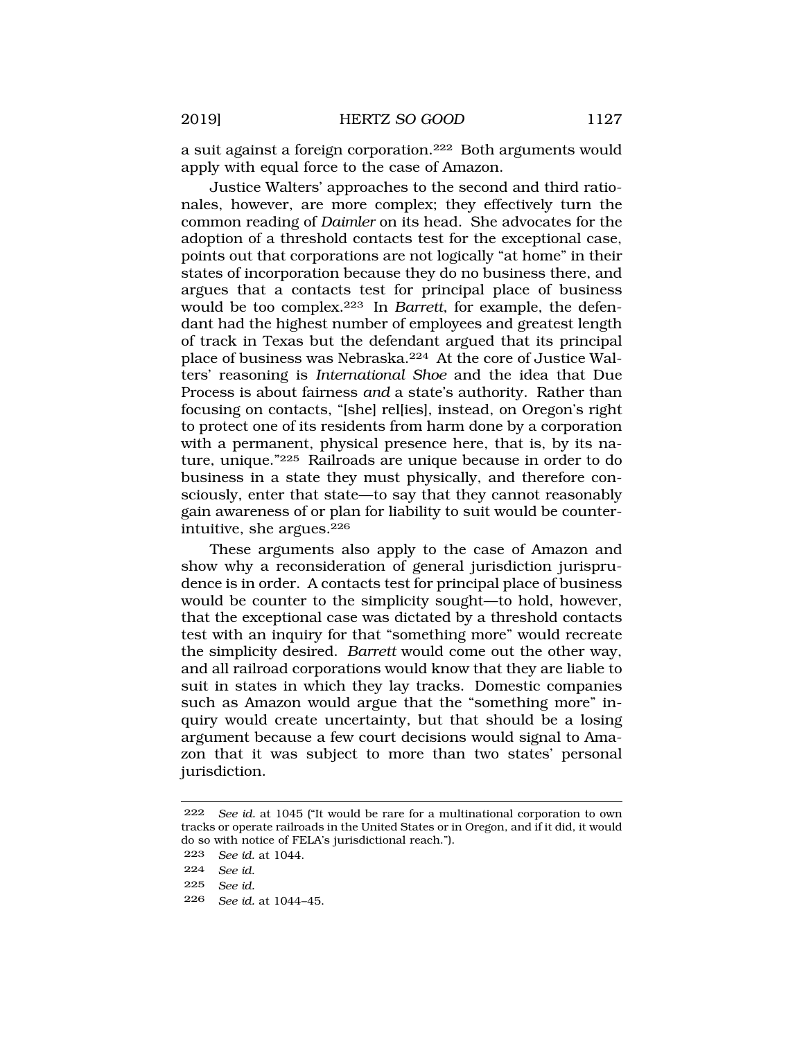a suit against a foreign corporation.[222] Both arguments would apply with equal force to the case of Amazon.

Justice Walters' approaches to the second and third rationales, however, are more complex; they effectively turn the common reading of *Daimler* on its head. She advocates for the adoption of a threshold contacts test for the exceptional case, points out that corporations are not logically "at home" in their states of incorporation because they do no business there, and argues that a contacts test for principal place of business would be too complex.[223] In *Barrett*, for example, the defendant had the highest number of employees and greatest length of track in Texas but the defendant argued that its principal place of business was Nebraska.[224] At the core of Justice Walters' reasoning is *International Shoe* and the idea that Due Process is about fairness *and* a state's authority. Rather than focusing on contacts, "[she] rel[ies], instead, on Oregon's right to protect one of its residents from harm done by a corporation with a permanent, physical presence here, that is, by its nature, unique."[225] Railroads are unique because in order to do business in a state they must physically, and therefore consciously, enter that state—to say that they cannot reasonably gain awareness of or plan for liability to suit would be counterintuitive, she argues.[226]

These arguments also apply to the case of Amazon and show why a reconsideration of general jurisdiction jurisprudence is in order. A contacts test for principal place of business would be counter to the simplicity sought—to hold, however, that the exceptional case was dictated by a threshold contacts test with an inquiry for that "something more" would recreate the simplicity desired. *Barrett* would come out the other way, and all railroad corporations would know that they are liable to suit in states in which they lay tracks. Domestic companies such as Amazon would argue that the "something more" inquiry would create uncertainty, but that should be a losing argument because a few court decisions would signal to Amazon that it was subject to more than two states' personal jurisdiction.

---

222 *See id.* at 1045 ("It would be rare for a multinational corporation to own tracks or operate railroads in the United States or in Oregon, and if it did, it would do so with notice of FELA's jurisdictional reach.").

223 *See id.* at 1044.

224 *See id.*

225 *See id.*

226 *See id.* at 1044–45.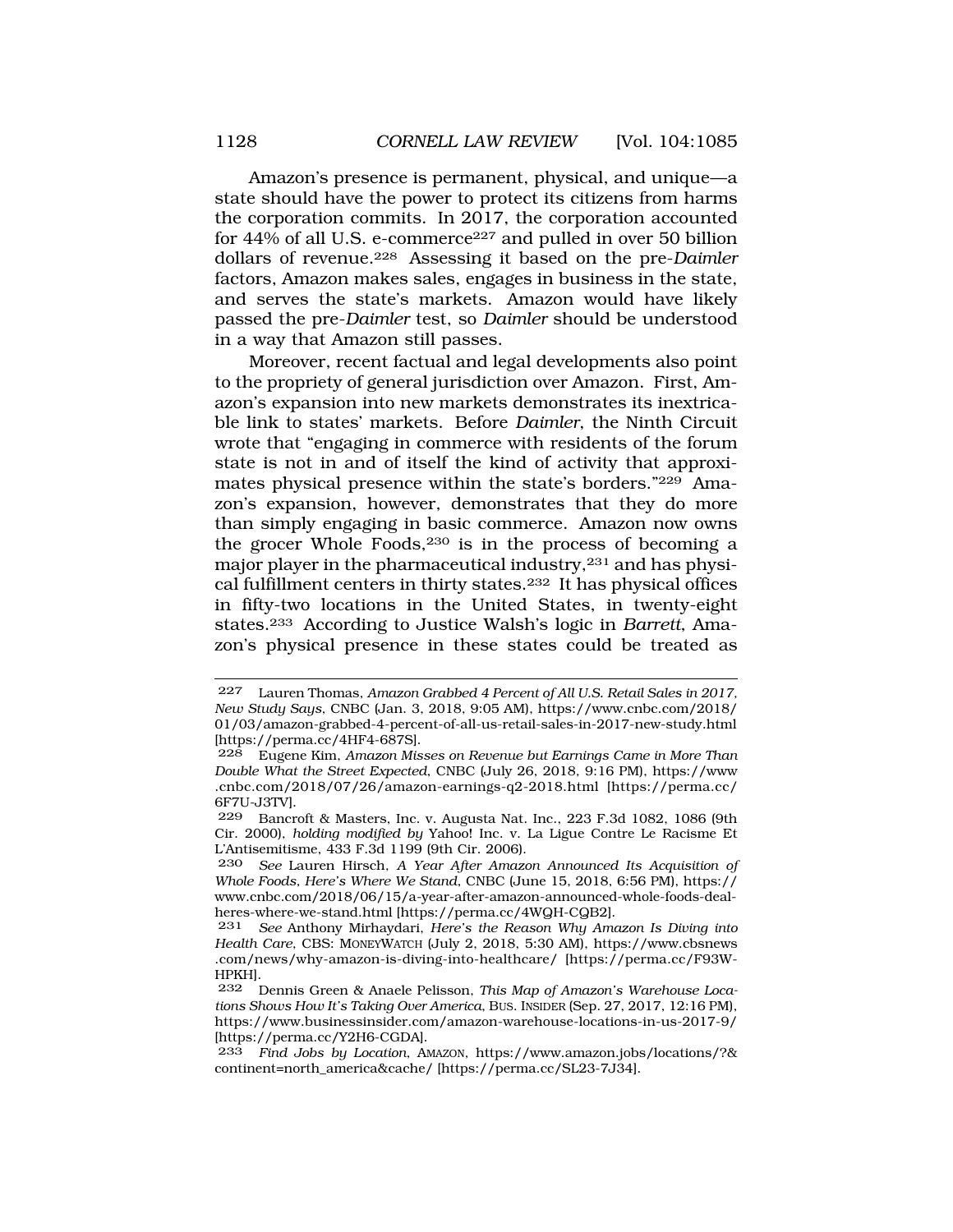Amazon's presence is permanent, physical, and unique—a state should have the power to protect its citizens from harms the corporation commits. In 2017, the corporation accounted for 44% of all U.S. e-commerce[227] and pulled in over 50 billion dollars of revenue.[228] Assessing it based on the pre-*Daimler* factors, Amazon makes sales, engages in business in the state, and serves the state's markets. Amazon would have likely passed the pre-*Daimler* test, so *Daimler* should be understood in a way that Amazon still passes.

Moreover, recent factual and legal developments also point to the propriety of general jurisdiction over Amazon. First, Amazon's expansion into new markets demonstrates its inextricable link to states' markets. Before *Daimler*, the Ninth Circuit wrote that "engaging in commerce with residents of the forum state is not in and of itself the kind of activity that approximates physical presence within the state's borders."[229] Amazon's expansion, however, demonstrates that they do more than simply engaging in basic commerce. Amazon now owns the grocer Whole Foods,[230] is in the process of becoming a major player in the pharmaceutical industry,[231] and has physical fulfillment centers in thirty states.[232] It has physical offices in fifty-two locations in the United States, in twenty-eight states.[233] According to Justice Walsh's logic in *Barrett*, Amazon's physical presence in these states could be treated as

---

227 Lauren Thomas, *Amazon Grabbed 4 Percent of All U.S. Retail Sales in 2017, New Study Says*, CNBC (Jan. 3, 2018, 9:05 AM), https://www.cnbc.com/2018/01/03/amazon-grabbed-4-percent-of-all-us-retail-sales-in-2017-new-study.html [https://perma.cc/4HF4-687S].

228 Eugene Kim, *Amazon Misses on Revenue but Earnings Came in More Than Double What the Street Expected*, CNBC (July 26, 2018, 9:16 PM), https://www.cnbc.com/2018/07/26/amazon-earnings-q2-2018.html [https://perma.cc/6F7U-J3TV].

229 Bancroft & Masters, Inc. v. Augusta Nat. Inc., 223 F.3d 1082, 1086 (9th Cir. 2000), *holding modified by* Yahoo! Inc. v. La Ligue Contre Le Racisme Et L'Antisemitisme, 433 F.3d 1199 (9th Cir. 2006).

230 *See* Lauren Hirsch, *A Year After Amazon Announced Its Acquisition of Whole Foods, Here's Where We Stand*, CNBC (June 15, 2018, 6:56 PM), https://www.cnbc.com/2018/06/15/a-year-after-amazon-announced-whole-foods-deal-heres-where-we-stand.html [https://perma.cc/4WQH-CQB2].

231 *See* Anthony Mirhaydari, *Here's the Reason Why Amazon Is Diving into Health Care*, CBS: MONEYWATCH (July 2, 2018, 5:30 AM), https://www.cbsnews.com/news/why-amazon-is-diving-into-healthcare/ [https://perma.cc/F93W-HPKH].

232 Dennis Green & Anaele Pelisson, *This Map of Amazon's Warehouse Locations Shows How It's Taking Over America*, BUS. INSIDER (Sep. 27, 2017, 12:16 PM), https://www.businessinsider.com/amazon-warehouse-locations-in-us-2017-9/ [https://perma.cc/Y2H6-CGDA].

233 *Find Jobs by Location*, AMAZON, https://www.amazon.jobs/locations/?&continent=north_america&cache/ [https://perma.cc/SL23-7J34].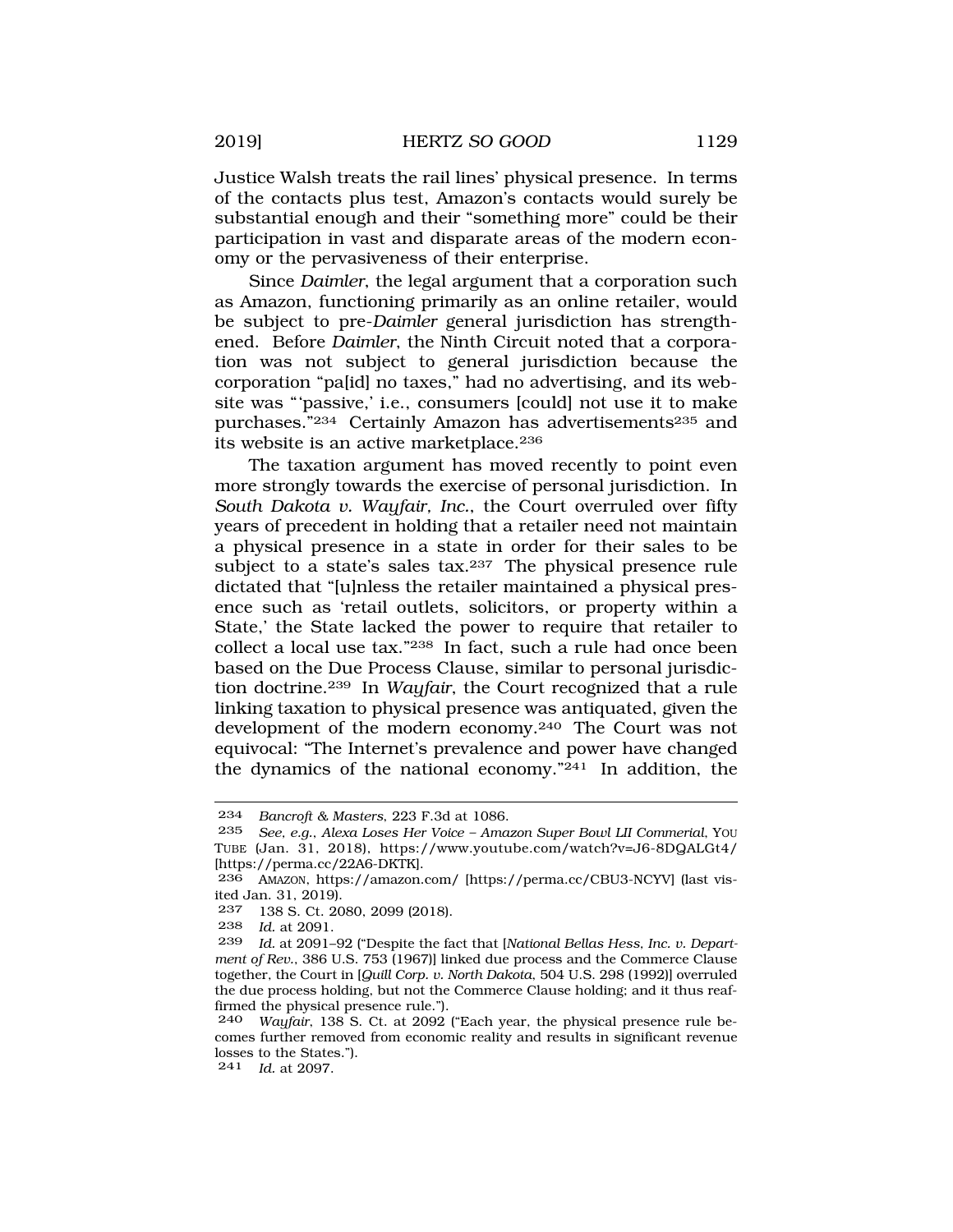Justice Walsh treats the rail lines' physical presence. In terms of the contacts plus test, Amazon's contacts would surely be substantial enough and their "something more" could be their participation in vast and disparate areas of the modern economy or the pervasiveness of their enterprise.

Since *Daimler*, the legal argument that a corporation such as Amazon, functioning primarily as an online retailer, would be subject to pre-*Daimler* general jurisdiction has strengthened. Before *Daimler*, the Ninth Circuit noted that a corporation was not subject to general jurisdiction because the corporation "pa[id] no taxes," had no advertising, and its website was "'passive,' i.e., consumers [could] not use it to make purchases."[234] Certainly Amazon has advertisements[235] and its website is an active marketplace.[236]

The taxation argument has moved recently to point even more strongly towards the exercise of personal jurisdiction. In *South Dakota v. Wayfair, Inc.*, the Court overruled over fifty years of precedent in holding that a retailer need not maintain a physical presence in a state in order for their sales to be subject to a state's sales tax.[237] The physical presence rule dictated that "[u]nless the retailer maintained a physical presence such as 'retail outlets, solicitors, or property within a State,' the State lacked the power to require that retailer to collect a local use tax."[238] In fact, such a rule had once been based on the Due Process Clause, similar to personal jurisdiction doctrine.[239] In *Wayfair*, the Court recognized that a rule linking taxation to physical presence was antiquated, given the development of the modern economy.[240] The Court was not equivocal: "The Internet's prevalence and power have changed the dynamics of the national economy."[241] In addition, the

---

234 *Bancroft & Masters*, 223 F.3d at 1086.

235 *See, e.g.*, *Alexa Loses Her Voice – Amazon Super Bowl LII Commerial*, YOU TUBE (Jan. 31, 2018), https://www.youtube.com/watch?v=J6-8DQALGt4/ [https://perma.cc/22A6-DKTK].

236 AMAZON, https://amazon.com/ [https://perma.cc/CBU3-NCYV] (last visited Jan. 31, 2019).

237 138 S. Ct. 2080, 2099 (2018).

238 *Id.* at 2091.

239 *Id.* at 2091–92 ("Despite the fact that [*National Bellas Hess, Inc. v. Department of Rev.*, 386 U.S. 753 (1967)] linked due process and the Commerce Clause together, the Court in [*Quill Corp. v. North Dakota*, 504 U.S. 298 (1992)] overruled the due process holding, but not the Commerce Clause holding; and it thus reaffirmed the physical presence rule.").

240 *Wayfair*, 138 S. Ct. at 2092 ("Each year, the physical presence rule becomes further removed from economic reality and results in significant revenue losses to the States.").

241 *Id.* at 2097.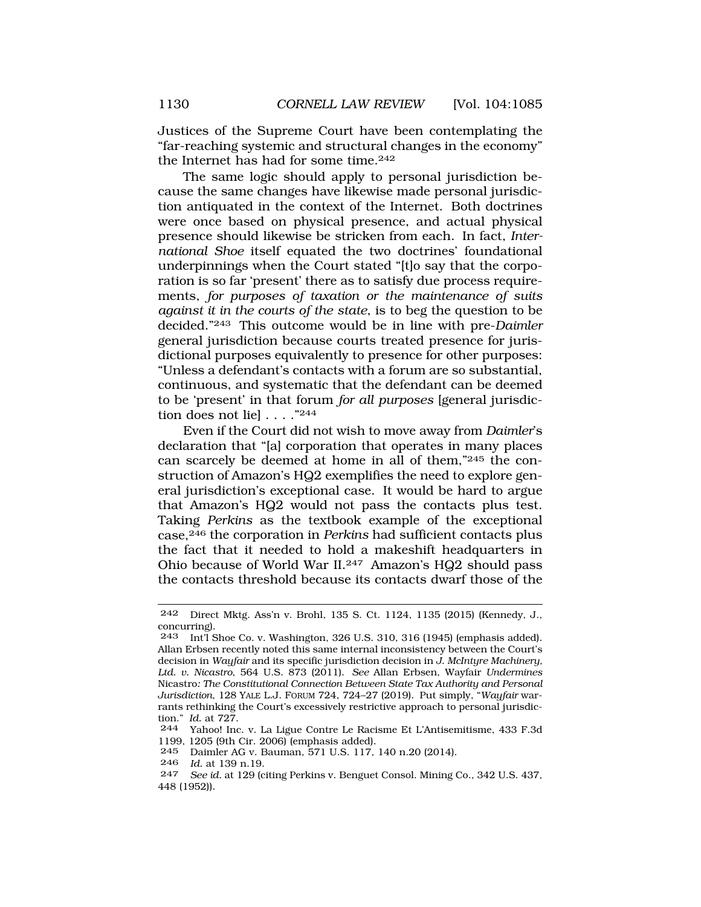Justices of the Supreme Court have been contemplating the "far-reaching systemic and structural changes in the economy" the Internet has had for some time.[242]

The same logic should apply to personal jurisdiction because the same changes have likewise made personal jurisdiction antiquated in the context of the Internet. Both doctrines were once based on physical presence, and actual physical presence should likewise be stricken from each. In fact, *International Shoe* itself equated the two doctrines' foundational underpinnings when the Court stated "[t]o say that the corporation is so far 'present' there as to satisfy due process requirements, *for purposes of taxation or the maintenance of suits against it in the courts of the state*, is to beg the question to be decided."[243] This outcome would be in line with pre-*Daimler* general jurisdiction because courts treated presence for jurisdictional purposes equivalently to presence for other purposes: "Unless a defendant's contacts with a forum are so substantial, continuous, and systematic that the defendant can be deemed to be 'present' in that forum *for all purposes* [general jurisdiction does not lie] . . . ."[244]

Even if the Court did not wish to move away from *Daimler*'s declaration that "[a] corporation that operates in many places can scarcely be deemed at home in all of them,"[245] the construction of Amazon's HQ2 exemplifies the need to explore general jurisdiction's exceptional case. It would be hard to argue that Amazon's HQ2 would not pass the contacts plus test. Taking *Perkins* as the textbook example of the exceptional case,[246] the corporation in *Perkins* had sufficient contacts plus the fact that it needed to hold a makeshift headquarters in Ohio because of World War II.[247] Amazon's HQ2 should pass the contacts threshold because its contacts dwarf those of the

---

242 Direct Mktg. Ass'n v. Brohl, 135 S. Ct. 1124, 1135 (2015) (Kennedy, J., concurring).

243 Int'l Shoe Co. v. Washington, 326 U.S. 310, 316 (1945) (emphasis added). Allan Erbsen recently noted this same internal inconsistency between the Court's decision in *Wayfair* and its specific jurisdiction decision in *J. McIntyre Machinery, Ltd. v. Nicastro*, 564 U.S. 873 (2011). *See* Allan Erbsen, Wayfair *Undermines* Nicastro*: The Constitutional Connection Between State Tax Authority and Personal Jurisdiction*, 128 YALE L.J. FORUM 724, 724–27 (2019). Put simply, "*Wayfair* warrants rethinking the Court's excessively restrictive approach to personal jurisdiction." *Id.* at 727.

244 Yahoo! Inc. v. La Ligue Contre Le Racisme Et L'Antisemitisme, 433 F.3d 1199, 1205 (9th Cir. 2006) (emphasis added).

245 Daimler AG v. Bauman, 571 U.S. 117, 140 n.20 (2014).

246 *Id.* at 139 n.19.

247 *See id.* at 129 (citing Perkins v. Benguet Consol. Mining Co., 342 U.S. 437, 448 (1952)).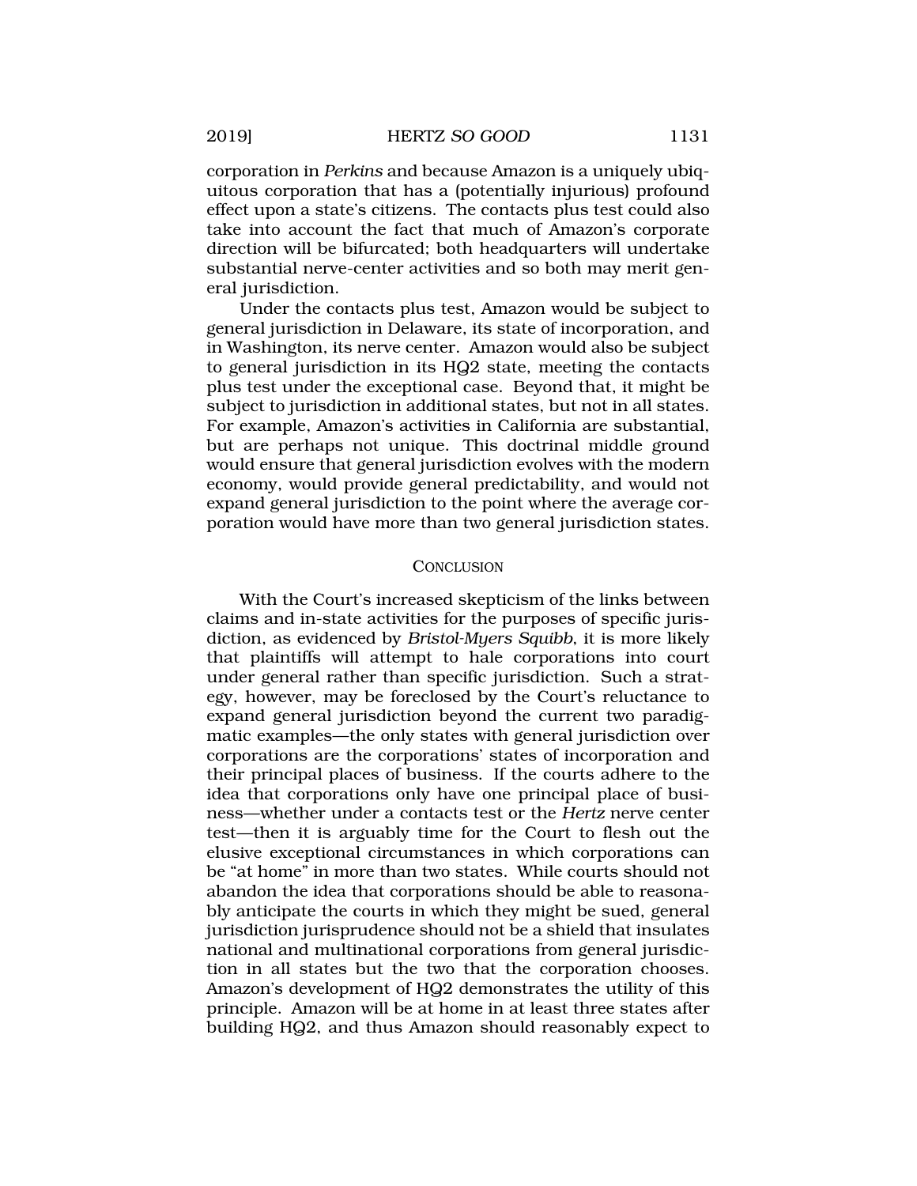corporation in *Perkins* and because Amazon is a uniquely ubiquitous corporation that has a (potentially injurious) profound effect upon a state's citizens. The contacts plus test could also take into account the fact that much of Amazon's corporate direction will be bifurcated; both headquarters will undertake substantial nerve-center activities and so both may merit general jurisdiction.

Under the contacts plus test, Amazon would be subject to general jurisdiction in Delaware, its state of incorporation, and in Washington, its nerve center. Amazon would also be subject to general jurisdiction in its HQ2 state, meeting the contacts plus test under the exceptional case. Beyond that, it might be subject to jurisdiction in additional states, but not in all states. For example, Amazon's activities in California are substantial, but are perhaps not unique. This doctrinal middle ground would ensure that general jurisdiction evolves with the modern economy, would provide general predictability, and would not expand general jurisdiction to the point where the average corporation would have more than two general jurisdiction states.

## CONCLUSION

With the Court's increased skepticism of the links between claims and in-state activities for the purposes of specific jurisdiction, as evidenced by *Bristol-Myers Squibb*, it is more likely that plaintiffs will attempt to hale corporations into court under general rather than specific jurisdiction. Such a strategy, however, may be foreclosed by the Court's reluctance to expand general jurisdiction beyond the current two paradigmatic examples—the only states with general jurisdiction over corporations are the corporations' states of incorporation and their principal places of business. If the courts adhere to the idea that corporations only have one principal place of business—whether under a contacts test or the *Hertz* nerve center test—then it is arguably time for the Court to flesh out the elusive exceptional circumstances in which corporations can be "at home" in more than two states. While courts should not abandon the idea that corporations should be able to reasonably anticipate the courts in which they might be sued, general jurisdiction jurisprudence should not be a shield that insulates national and multinational corporations from general jurisdiction in all states but the two that the corporation chooses. Amazon's development of HQ2 demonstrates the utility of this principle. Amazon will be at home in at least three states after building HQ2, and thus Amazon should reasonably expect to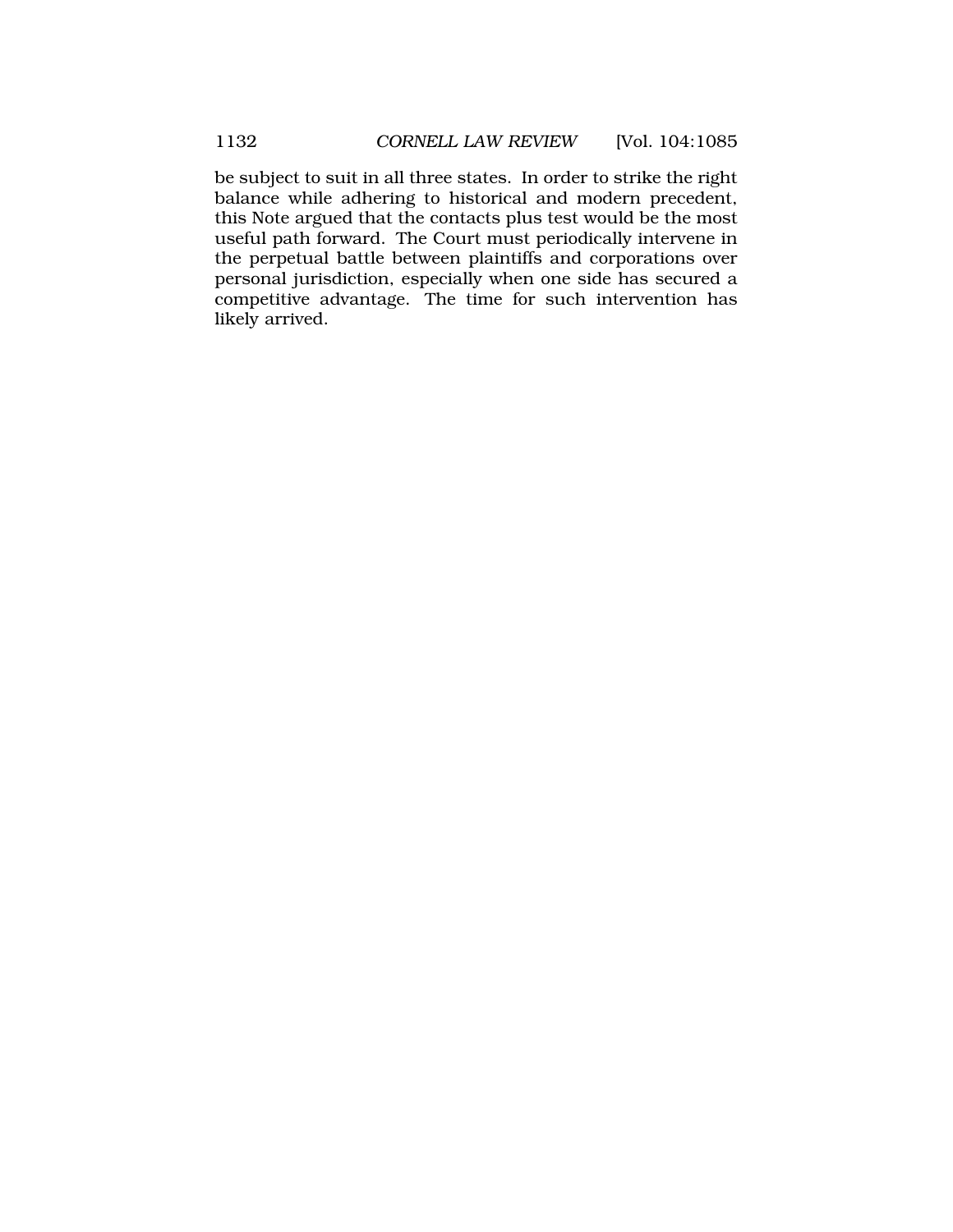be subject to suit in all three states. In order to strike the right balance while adhering to historical and modern precedent, this Note argued that the contacts plus test would be the most useful path forward. The Court must periodically intervene in the perpetual battle between plaintiffs and corporations over personal jurisdiction, especially when one side has secured a competitive advantage. The time for such intervention has likely arrived.